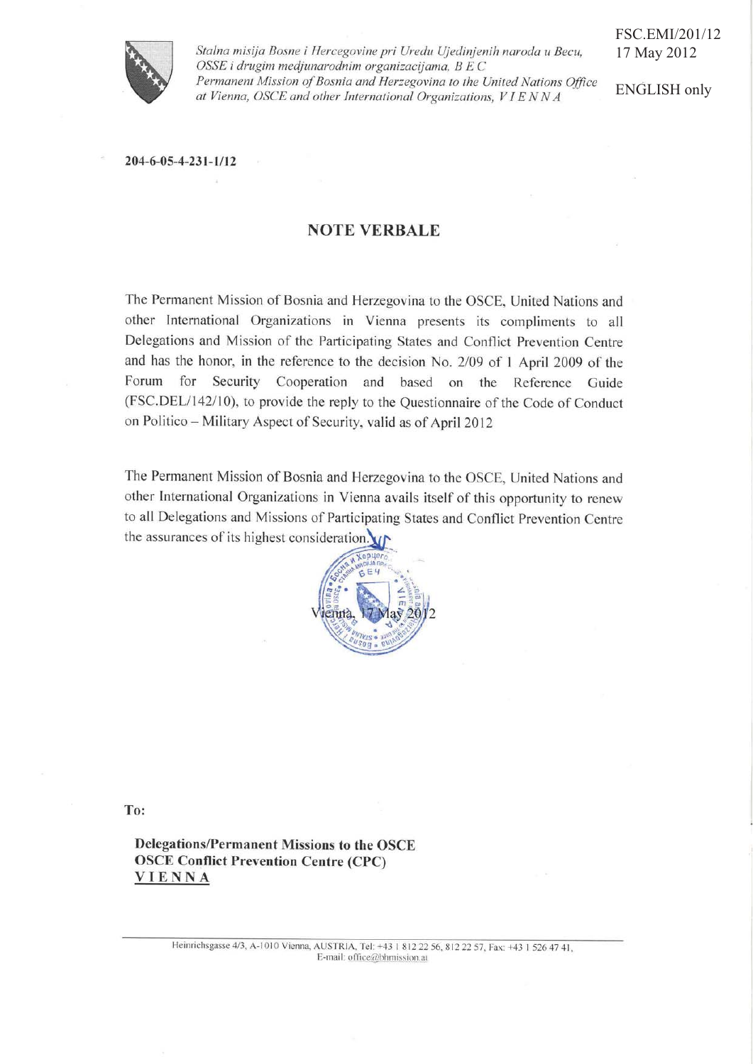*Stalna misija Bosne i Hercegovine pri Uredu Ujedinjenih naroda u Becu, OSSE i drugim medjunarodnim organizacijama, B E C*
*Permanent Mission of Bosnia and Herzegovina to the United Nations Office at Vienna, OSCE and other International Organizations, V I E N N A*

FSC.EMI/201/12
17 May 2012

ENGLISH only

**204-6-05-4-231-1/12**

## NOTE VERBALE

The Permanent Mission of Bosnia and Herzegovina to the OSCE, United Nations and other International Organizations in Vienna presents its compliments to all Delegations and Mission of the Participating States and Conflict Prevention Centre and has the honor, in the reference to the decision No. 2/09 of 1 April 2009 of the Forum for Security Cooperation and based on the Reference Guide (FSC.DEL/142/10), to provide the reply to the Questionnaire of the Code of Conduct on Politico – Military Aspect of Security, valid as of April 2012

The Permanent Mission of Bosnia and Herzegovina to the OSCE, United Nations and other International Organizations in Vienna avails itself of this opportunity to renew to all Delegations and Missions of Participating States and Conflict Prevention Centre the assurances of its highest consideration.

Vienna, 17 May 2012

**To:**

**Delegations/Permanent Missions to the OSCE**
**OSCE Conflict Prevention Centre (CPC)**
**V I E N N A**

Heinrichsgasse 4/3, A-1010 Vienna, AUSTRIA, Tel: +43 1 812 22 56, 812 22 57, Fax: +43 1 526 47 41,
E-mail: office@bhmission.at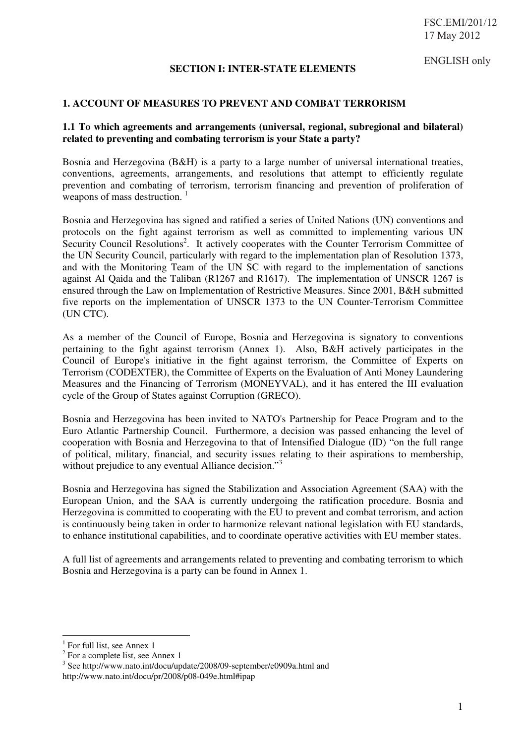## SECTION I: INTER-STATE ELEMENTS

### 1. ACCOUNT OF MEASURES TO PREVENT AND COMBAT TERRORISM

**1.1 To which agreements and arrangements (universal, regional, subregional and bilateral) related to preventing and combating terrorism is your State a party?**

Bosnia and Herzegovina (B&H) is a party to a large number of universal international treaties, conventions, agreements, arrangements, and resolutions that attempt to efficiently regulate prevention and combating of terrorism, terrorism financing and prevention of proliferation of weapons of mass destruction. [1]

Bosnia and Herzegovina has signed and ratified a series of United Nations (UN) conventions and protocols on the fight against terrorism as well as committed to implementing various UN Security Council Resolutions[2]. It actively cooperates with the Counter Terrorism Committee of the UN Security Council, particularly with regard to the implementation plan of Resolution 1373, and with the Monitoring Team of the UN SC with regard to the implementation of sanctions against Al Qaida and the Taliban (R1267 and R1617). The implementation of UNSCR 1267 is ensured through the Law on Implementation of Restrictive Measures. Since 2001, B&H submitted five reports on the implementation of UNSCR 1373 to the UN Counter-Terrorism Committee (UN CTC).

As a member of the Council of Europe, Bosnia and Herzegovina is signatory to conventions pertaining to the fight against terrorism (Annex 1). Also, B&H actively participates in the Council of Europe's initiative in the fight against terrorism, the Committee of Experts on Terrorism (CODEXTER), the Committee of Experts on the Evaluation of Anti Money Laundering Measures and the Financing of Terrorism (MONEYVAL), and it has entered the III evaluation cycle of the Group of States against Corruption (GRECO).

Bosnia and Herzegovina has been invited to NATO's Partnership for Peace Program and to the Euro Atlantic Partnership Council. Furthermore, a decision was passed enhancing the level of cooperation with Bosnia and Herzegovina to that of Intensified Dialogue (ID) "on the full range of political, military, financial, and security issues relating to their aspirations to membership, without prejudice to any eventual Alliance decision."[3]

Bosnia and Herzegovina has signed the Stabilization and Association Agreement (SAA) with the European Union, and the SAA is currently undergoing the ratification procedure. Bosnia and Herzegovina is committed to cooperating with the EU to prevent and combat terrorism, and action is continuously being taken in order to harmonize relevant national legislation with EU standards, to enhance institutional capabilities, and to coordinate operative activities with EU member states.

A full list of agreements and arrangements related to preventing and combating terrorism to which Bosnia and Herzegovina is a party can be found in Annex 1.

---

[1] For full list, see Annex 1

[2] For a complete list, see Annex 1

[3] See http://www.nato.int/docu/update/2008/09-september/e0909a.html and http://www.nato.int/docu/pr/2008/p08-049e.html#ipap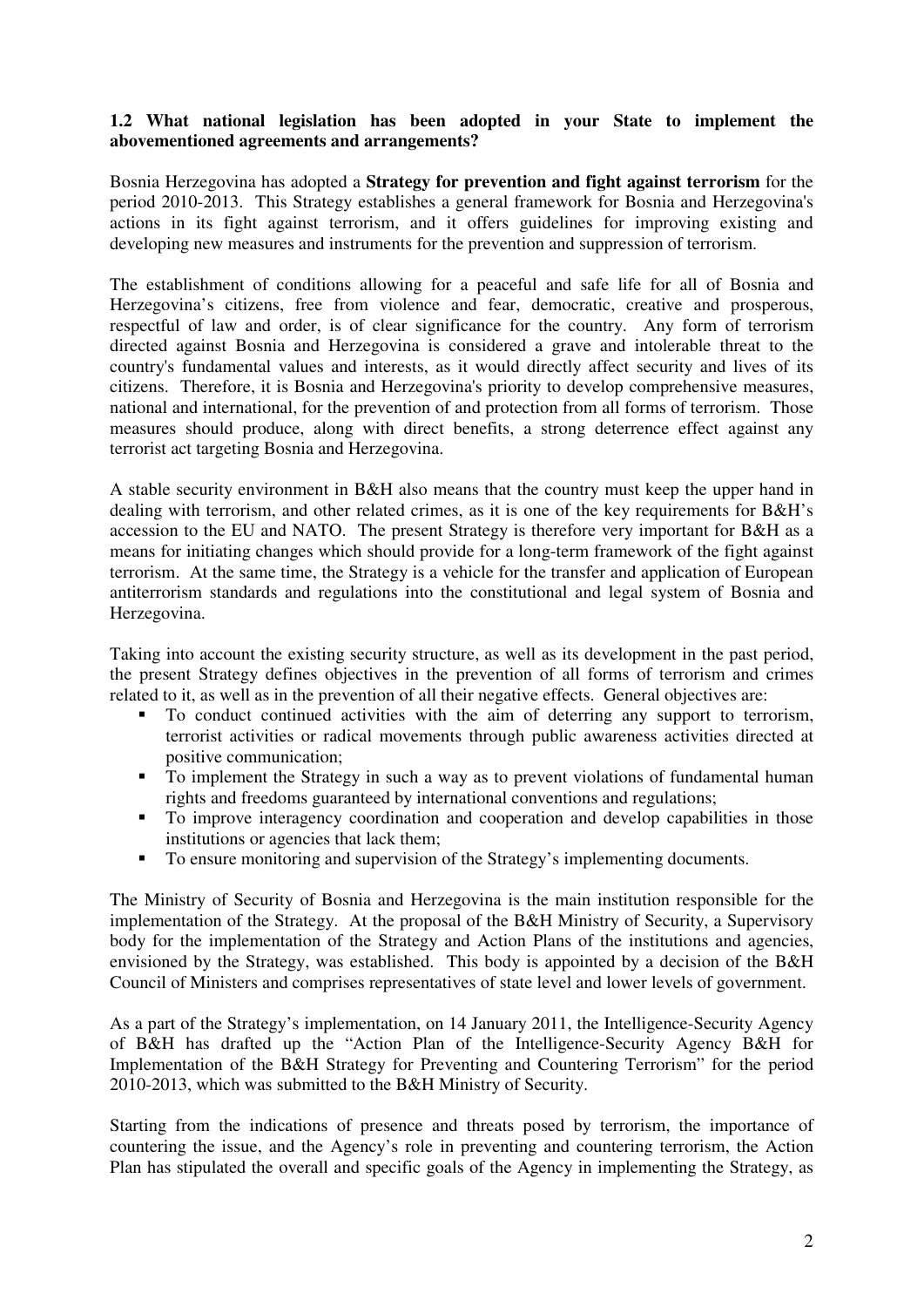**1.2 What national legislation has been adopted in your State to implement the abovementioned agreements and arrangements?**

Bosnia Herzegovina has adopted a **Strategy for prevention and fight against terrorism** for the period 2010-2013. This Strategy establishes a general framework for Bosnia and Herzegovina's actions in its fight against terrorism, and it offers guidelines for improving existing and developing new measures and instruments for the prevention and suppression of terrorism.

The establishment of conditions allowing for a peaceful and safe life for all of Bosnia and Herzegovina's citizens, free from violence and fear, democratic, creative and prosperous, respectful of law and order, is of clear significance for the country. Any form of terrorism directed against Bosnia and Herzegovina is considered a grave and intolerable threat to the country's fundamental values and interests, as it would directly affect security and lives of its citizens. Therefore, it is Bosnia and Herzegovina's priority to develop comprehensive measures, national and international, for the prevention of and protection from all forms of terrorism. Those measures should produce, along with direct benefits, a strong deterrence effect against any terrorist act targeting Bosnia and Herzegovina.

A stable security environment in B&H also means that the country must keep the upper hand in dealing with terrorism, and other related crimes, as it is one of the key requirements for B&H's accession to the EU and NATO. The present Strategy is therefore very important for B&H as a means for initiating changes which should provide for a long-term framework of the fight against terrorism. At the same time, the Strategy is a vehicle for the transfer and application of European antiterrorism standards and regulations into the constitutional and legal system of Bosnia and Herzegovina.

Taking into account the existing security structure, as well as its development in the past period, the present Strategy defines objectives in the prevention of all forms of terrorism and crimes related to it, as well as in the prevention of all their negative effects. General objectives are:

- To conduct continued activities with the aim of deterring any support to terrorism, terrorist activities or radical movements through public awareness activities directed at positive communication;
- To implement the Strategy in such a way as to prevent violations of fundamental human rights and freedoms guaranteed by international conventions and regulations;
- To improve interagency coordination and cooperation and develop capabilities in those institutions or agencies that lack them;
- To ensure monitoring and supervision of the Strategy's implementing documents.

The Ministry of Security of Bosnia and Herzegovina is the main institution responsible for the implementation of the Strategy. At the proposal of the B&H Ministry of Security, a Supervisory body for the implementation of the Strategy and Action Plans of the institutions and agencies, envisioned by the Strategy, was established. This body is appointed by a decision of the B&H Council of Ministers and comprises representatives of state level and lower levels of government.

As a part of the Strategy's implementation, on 14 January 2011, the Intelligence-Security Agency of B&H has drafted up the "Action Plan of the Intelligence-Security Agency B&H for Implementation of the B&H Strategy for Preventing and Countering Terrorism" for the period 2010-2013, which was submitted to the B&H Ministry of Security.

Starting from the indications of presence and threats posed by terrorism, the importance of countering the issue, and the Agency's role in preventing and countering terrorism, the Action Plan has stipulated the overall and specific goals of the Agency in implementing the Strategy, as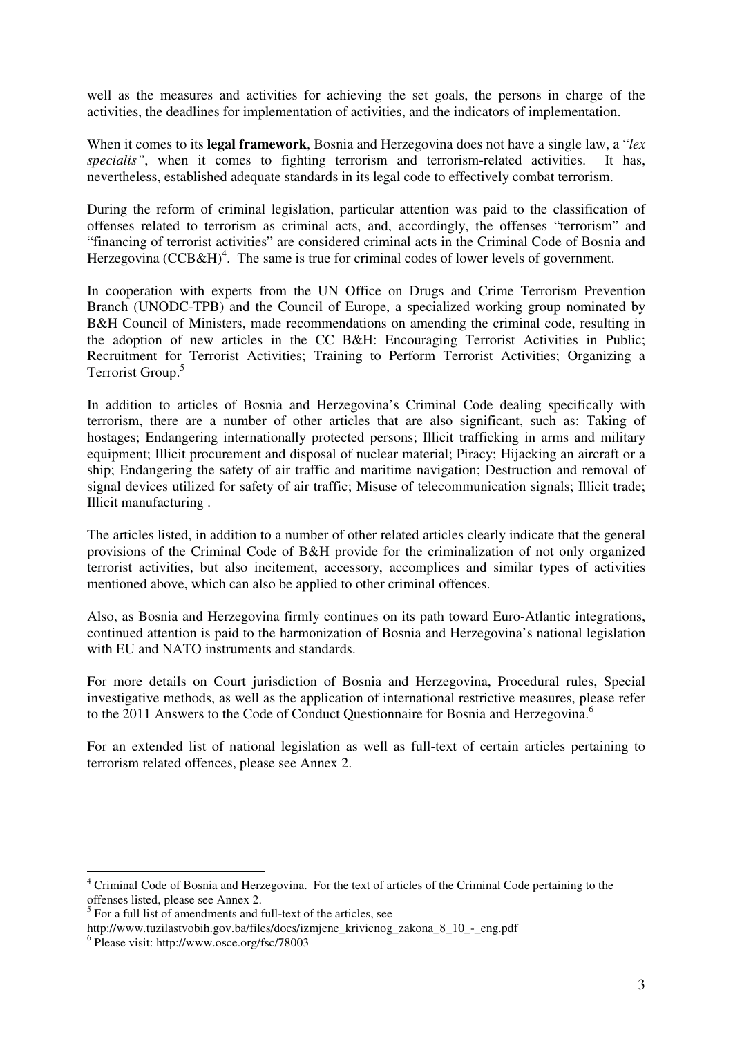well as the measures and activities for achieving the set goals, the persons in charge of the activities, the deadlines for implementation of activities, and the indicators of implementation.

When it comes to its **legal framework**, Bosnia and Herzegovina does not have a single law, a "*lex specialis"*, when it comes to fighting terrorism and terrorism-related activities. It has, nevertheless, established adequate standards in its legal code to effectively combat terrorism.

During the reform of criminal legislation, particular attention was paid to the classification of offenses related to terrorism as criminal acts, and, accordingly, the offenses "terrorism" and "financing of terrorist activities" are considered criminal acts in the Criminal Code of Bosnia and Herzegovina (CCB&H)[4]. The same is true for criminal codes of lower levels of government.

In cooperation with experts from the UN Office on Drugs and Crime Terrorism Prevention Branch (UNODC-TPB) and the Council of Europe, a specialized working group nominated by B&H Council of Ministers, made recommendations on amending the criminal code, resulting in the adoption of new articles in the CC B&H: Encouraging Terrorist Activities in Public; Recruitment for Terrorist Activities; Training to Perform Terrorist Activities; Organizing a Terrorist Group.[5]

In addition to articles of Bosnia and Herzegovina's Criminal Code dealing specifically with terrorism, there are a number of other articles that are also significant, such as: Taking of hostages; Endangering internationally protected persons; Illicit trafficking in arms and military equipment; Illicit procurement and disposal of nuclear material; Piracy; Hijacking an aircraft or a ship; Endangering the safety of air traffic and maritime navigation; Destruction and removal of signal devices utilized for safety of air traffic; Misuse of telecommunication signals; Illicit trade; Illicit manufacturing .

The articles listed, in addition to a number of other related articles clearly indicate that the general provisions of the Criminal Code of B&H provide for the criminalization of not only organized terrorist activities, but also incitement, accessory, accomplices and similar types of activities mentioned above, which can also be applied to other criminal offences.

Also, as Bosnia and Herzegovina firmly continues on its path toward Euro-Atlantic integrations, continued attention is paid to the harmonization of Bosnia and Herzegovina's national legislation with EU and NATO instruments and standards.

For more details on Court jurisdiction of Bosnia and Herzegovina, Procedural rules, Special investigative methods, as well as the application of international restrictive measures, please refer to the 2011 Answers to the Code of Conduct Questionnaire for Bosnia and Herzegovina.[6]

For an extended list of national legislation as well as full-text of certain articles pertaining to terrorism related offences, please see Annex 2.

---

[4] Criminal Code of Bosnia and Herzegovina. For the text of articles of the Criminal Code pertaining to the offenses listed, please see Annex 2.

[5] For a full list of amendments and full-text of the articles, see http://www.tuzilastvobih.gov.ba/files/docs/izmjene_krivicnog_zakona_8_10_-_eng.pdf

[6] Please visit: http://www.osce.org/fsc/78003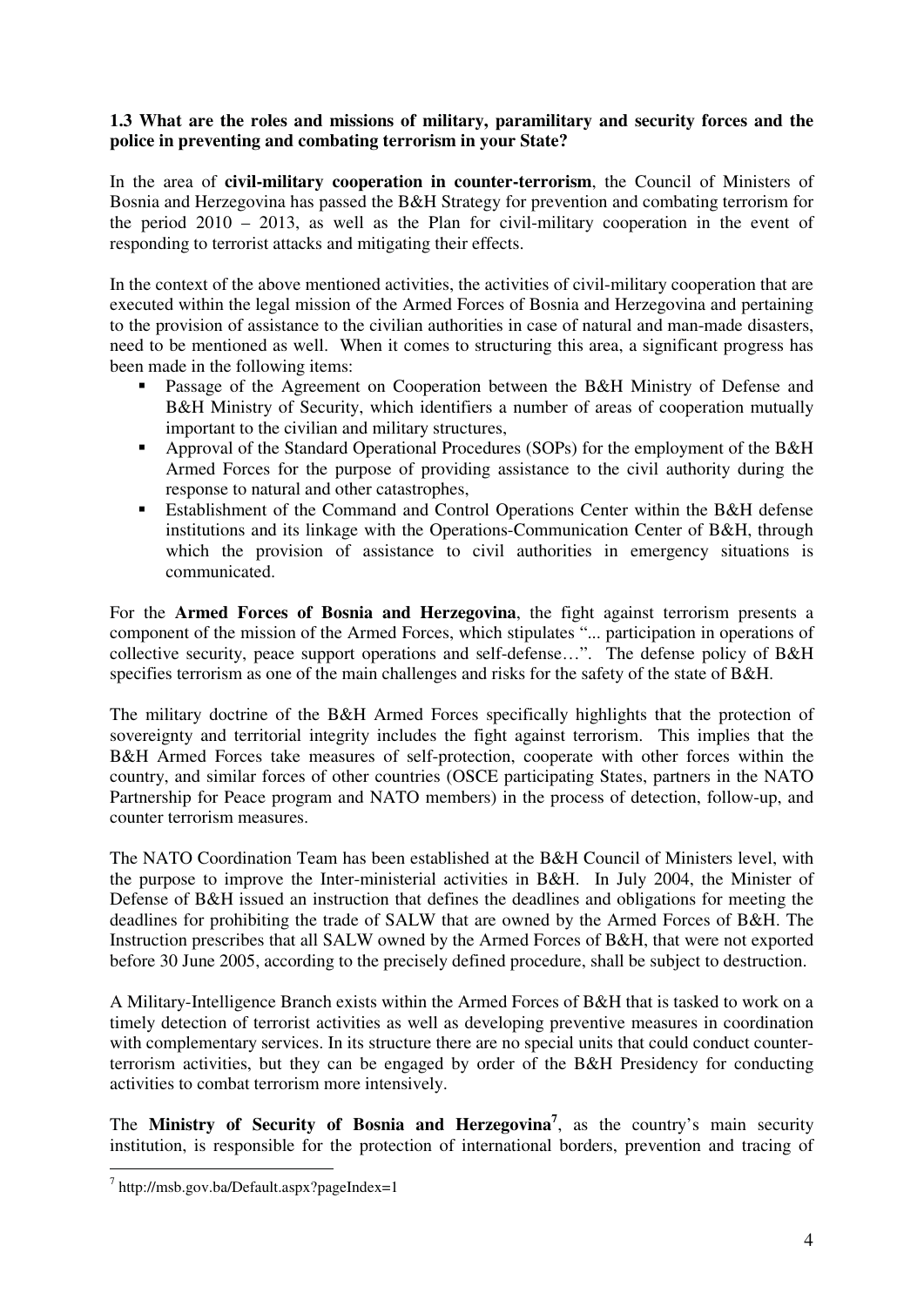**1.3 What are the roles and missions of military, paramilitary and security forces and the police in preventing and combating terrorism in your State?**

In the area of **civil-military cooperation in counter-terrorism**, the Council of Ministers of Bosnia and Herzegovina has passed the B&H Strategy for prevention and combating terrorism for the period 2010 – 2013, as well as the Plan for civil-military cooperation in the event of responding to terrorist attacks and mitigating their effects.

In the context of the above mentioned activities, the activities of civil-military cooperation that are executed within the legal mission of the Armed Forces of Bosnia and Herzegovina and pertaining to the provision of assistance to the civilian authorities in case of natural and man-made disasters, need to be mentioned as well. When it comes to structuring this area, a significant progress has been made in the following items:

- Passage of the Agreement on Cooperation between the B&H Ministry of Defense and B&H Ministry of Security, which identifiers a number of areas of cooperation mutually important to the civilian and military structures,
- Approval of the Standard Operational Procedures (SOPs) for the employment of the B&H Armed Forces for the purpose of providing assistance to the civil authority during the response to natural and other catastrophes,
- Establishment of the Command and Control Operations Center within the B&H defense institutions and its linkage with the Operations-Communication Center of B&H, through which the provision of assistance to civil authorities in emergency situations is communicated.

For the **Armed Forces of Bosnia and Herzegovina**, the fight against terrorism presents a component of the mission of the Armed Forces, which stipulates "... participation in operations of collective security, peace support operations and self-defense…". The defense policy of B&H specifies terrorism as one of the main challenges and risks for the safety of the state of B&H.

The military doctrine of the B&H Armed Forces specifically highlights that the protection of sovereignty and territorial integrity includes the fight against terrorism. This implies that the B&H Armed Forces take measures of self-protection, cooperate with other forces within the country, and similar forces of other countries (OSCE participating States, partners in the NATO Partnership for Peace program and NATO members) in the process of detection, follow-up, and counter terrorism measures.

The NATO Coordination Team has been established at the B&H Council of Ministers level, with the purpose to improve the Inter-ministerial activities in B&H. In July 2004, the Minister of Defense of B&H issued an instruction that defines the deadlines and obligations for meeting the deadlines for prohibiting the trade of SALW that are owned by the Armed Forces of B&H. The Instruction prescribes that all SALW owned by the Armed Forces of B&H, that were not exported before 30 June 2005, according to the precisely defined procedure, shall be subject to destruction.

A Military-Intelligence Branch exists within the Armed Forces of B&H that is tasked to work on a timely detection of terrorist activities as well as developing preventive measures in coordination with complementary services. In its structure there are no special units that could conduct counter-terrorism activities, but they can be engaged by order of the B&H Presidency for conducting activities to combat terrorism more intensively.

The **Ministry of Security of Bosnia and Herzegovina**[7], as the country's main security institution, is responsible for the protection of international borders, prevention and tracing of

[7] http://msb.gov.ba/Default.aspx?pageIndex=1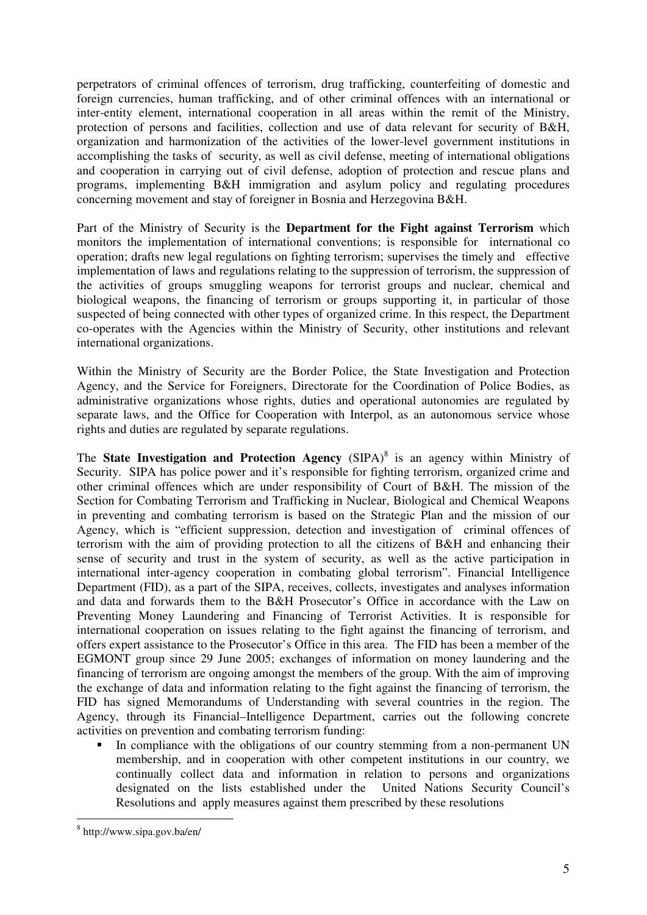perpetrators of criminal offences of terrorism, drug trafficking, counterfeiting of domestic and foreign currencies, human trafficking, and of other criminal offences with an international or inter-entity element, international cooperation in all areas within the remit of the Ministry, protection of persons and facilities, collection and use of data relevant for security of B&H, organization and harmonization of the activities of the lower-level government institutions in accomplishing the tasks of security, as well as civil defense, meeting of international obligations and cooperation in carrying out of civil defense, adoption of protection and rescue plans and programs, implementing B&H immigration and asylum policy and regulating procedures concerning movement and stay of foreigner in Bosnia and Herzegovina B&H.

Part of the Ministry of Security is the **Department for the Fight against Terrorism** which monitors the implementation of international conventions; is responsible for international co operation; drafts new legal regulations on fighting terrorism; supervises the timely and effective implementation of laws and regulations relating to the suppression of terrorism, the suppression of the activities of groups smuggling weapons for terrorist groups and nuclear, chemical and biological weapons, the financing of terrorism or groups supporting it, in particular of those suspected of being connected with other types of organized crime. In this respect, the Department co-operates with the Agencies within the Ministry of Security, other institutions and relevant international organizations.

Within the Ministry of Security are the Border Police, the State Investigation and Protection Agency, and the Service for Foreigners, Directorate for the Coordination of Police Bodies, as administrative organizations whose rights, duties and operational autonomies are regulated by separate laws, and the Office for Cooperation with Interpol, as an autonomous service whose rights and duties are regulated by separate regulations.

The **State Investigation and Protection Agency** (SIPA)[8] is an agency within Ministry of Security. SIPA has police power and it's responsible for fighting terrorism, organized crime and other criminal offences which are under responsibility of Court of B&H. The mission of the Section for Combating Terrorism and Trafficking in Nuclear, Biological and Chemical Weapons in preventing and combating terrorism is based on the Strategic Plan and the mission of our Agency, which is "efficient suppression, detection and investigation of criminal offences of terrorism with the aim of providing protection to all the citizens of B&H and enhancing their sense of security and trust in the system of security, as well as the active participation in international inter-agency cooperation in combating global terrorism". Financial Intelligence Department (FID), as a part of the SIPA, receives, collects, investigates and analyses information and data and forwards them to the B&H Prosecutor's Office in accordance with the Law on Preventing Money Laundering and Financing of Terrorist Activities. It is responsible for international cooperation on issues relating to the fight against the financing of terrorism, and offers expert assistance to the Prosecutor's Office in this area. The FID has been a member of the EGMONT group since 29 June 2005; exchanges of information on money laundering and the financing of terrorism are ongoing amongst the members of the group. With the aim of improving the exchange of data and information relating to the fight against the financing of terrorism, the FID has signed Memorandums of Understanding with several countries in the region. The Agency, through its Financial–Intelligence Department, carries out the following concrete activities on prevention and combating terrorism funding:

- In compliance with the obligations of our country stemming from a non-permanent UN membership, and in cooperation with other competent institutions in our country, we continually collect data and information in relation to persons and organizations designated on the lists established under the United Nations Security Council's Resolutions and apply measures against them prescribed by these resolutions

[8] http://www.sipa.gov.ba/en/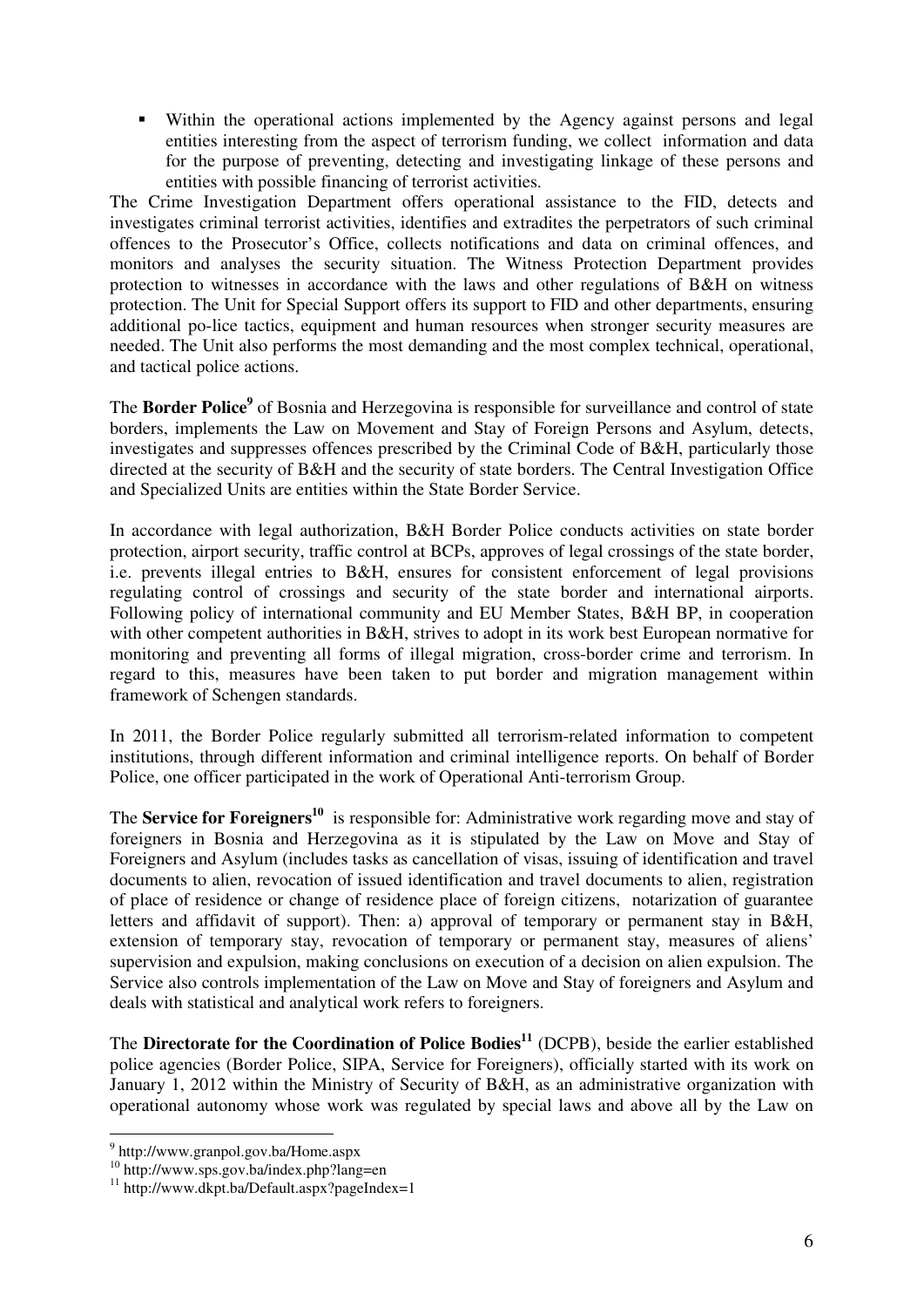- Within the operational actions implemented by the Agency against persons and legal entities interesting from the aspect of terrorism funding, we collect information and data for the purpose of preventing, detecting and investigating linkage of these persons and entities with possible financing of terrorist activities.

The Crime Investigation Department offers operational assistance to the FID, detects and investigates criminal terrorist activities, identifies and extradites the perpetrators of such criminal offences to the Prosecutor's Office, collects notifications and data on criminal offences, and monitors and analyses the security situation. The Witness Protection Department provides protection to witnesses in accordance with the laws and other regulations of B&H on witness protection. The Unit for Special Support offers its support to FID and other departments, ensuring additional po-lice tactics, equipment and human resources when stronger security measures are needed. The Unit also performs the most demanding and the most complex technical, operational, and tactical police actions.

The **Border Police**[9] of Bosnia and Herzegovina is responsible for surveillance and control of state borders, implements the Law on Movement and Stay of Foreign Persons and Asylum, detects, investigates and suppresses offences prescribed by the Criminal Code of B&H, particularly those directed at the security of B&H and the security of state borders. The Central Investigation Office and Specialized Units are entities within the State Border Service.

In accordance with legal authorization, B&H Border Police conducts activities on state border protection, airport security, traffic control at BCPs, approves of legal crossings of the state border, i.e. prevents illegal entries to B&H, ensures for consistent enforcement of legal provisions regulating control of crossings and security of the state border and international airports. Following policy of international community and EU Member States, B&H BP, in cooperation with other competent authorities in B&H, strives to adopt in its work best European normative for monitoring and preventing all forms of illegal migration, cross-border crime and terrorism. In regard to this, measures have been taken to put border and migration management within framework of Schengen standards.

In 2011, the Border Police regularly submitted all terrorism-related information to competent institutions, through different information and criminal intelligence reports. On behalf of Border Police, one officer participated in the work of Operational Anti-terrorism Group.

The **Service for Foreigners**[10] is responsible for: Administrative work regarding move and stay of foreigners in Bosnia and Herzegovina as it is stipulated by the Law on Move and Stay of Foreigners and Asylum (includes tasks as cancellation of visas, issuing of identification and travel documents to alien, revocation of issued identification and travel documents to alien, registration of place of residence or change of residence place of foreign citizens, notarization of guarantee letters and affidavit of support). Then: a) approval of temporary or permanent stay in B&H, extension of temporary stay, revocation of temporary or permanent stay, measures of aliens' supervision and expulsion, making conclusions on execution of a decision on alien expulsion. The Service also controls implementation of the Law on Move and Stay of foreigners and Asylum and deals with statistical and analytical work refers to foreigners.

The **Directorate for the Coordination of Police Bodies**[11] (DCPB), beside the earlier established police agencies (Border Police, SIPA, Service for Foreigners), officially started with its work on January 1, 2012 within the Ministry of Security of B&H, as an administrative organization with operational autonomy whose work was regulated by special laws and above all by the Law on

---

[9] http://www.granpol.gov.ba/Home.aspx

[10] http://www.sps.gov.ba/index.php?lang=en

[11] http://www.dkpt.ba/Default.aspx?pageIndex=1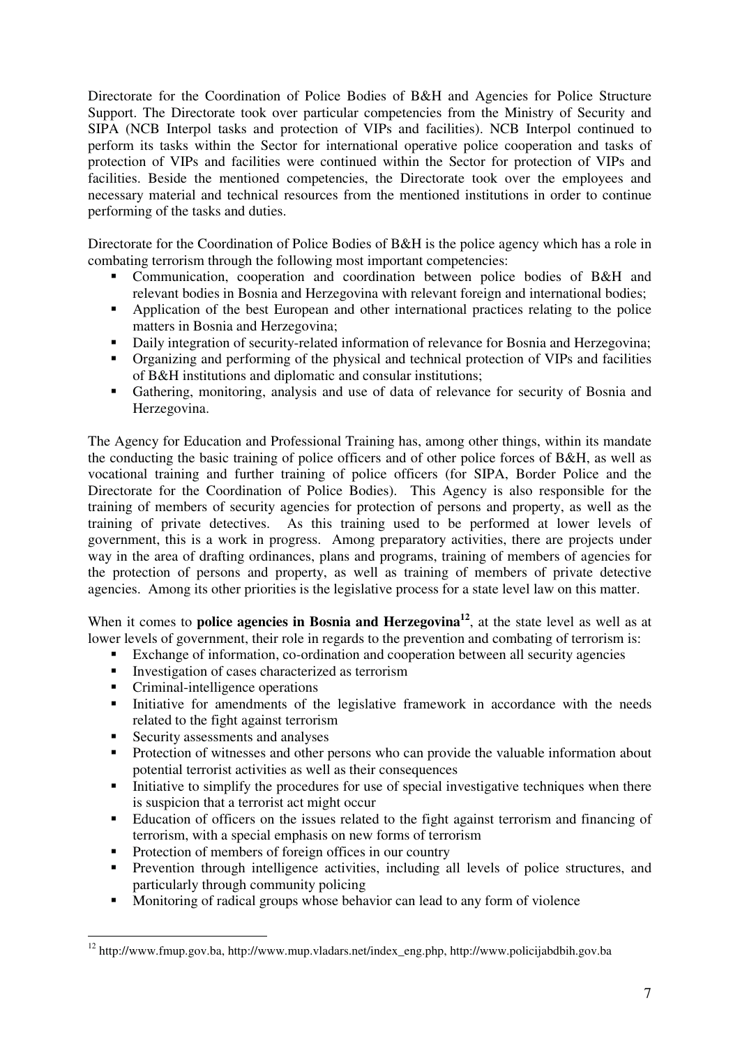Directorate for the Coordination of Police Bodies of B&H and Agencies for Police Structure Support. The Directorate took over particular competencies from the Ministry of Security and SIPA (NCB Interpol tasks and protection of VIPs and facilities). NCB Interpol continued to perform its tasks within the Sector for international operative police cooperation and tasks of protection of VIPs and facilities were continued within the Sector for protection of VIPs and facilities. Beside the mentioned competencies, the Directorate took over the employees and necessary material and technical resources from the mentioned institutions in order to continue performing of the tasks and duties.

Directorate for the Coordination of Police Bodies of B&H is the police agency which has a role in combating terrorism through the following most important competencies:

- Communication, cooperation and coordination between police bodies of B&H and relevant bodies in Bosnia and Herzegovina with relevant foreign and international bodies;
- Application of the best European and other international practices relating to the police matters in Bosnia and Herzegovina;
- Daily integration of security-related information of relevance for Bosnia and Herzegovina;
- Organizing and performing of the physical and technical protection of VIPs and facilities of B&H institutions and diplomatic and consular institutions;
- Gathering, monitoring, analysis and use of data of relevance for security of Bosnia and Herzegovina.

The Agency for Education and Professional Training has, among other things, within its mandate the conducting the basic training of police officers and of other police forces of B&H, as well as vocational training and further training of police officers (for SIPA, Border Police and the Directorate for the Coordination of Police Bodies). This Agency is also responsible for the training of members of security agencies for protection of persons and property, as well as the training of private detectives. As this training used to be performed at lower levels of government, this is a work in progress. Among preparatory activities, there are projects under way in the area of drafting ordinances, plans and programs, training of members of agencies for the protection of persons and property, as well as training of members of private detective agencies. Among its other priorities is the legislative process for a state level law on this matter.

When it comes to **police agencies in Bosnia and Herzegovina**[12], at the state level as well as at lower levels of government, their role in regards to the prevention and combating of terrorism is:

- Exchange of information, co-ordination and cooperation between all security agencies
- Investigation of cases characterized as terrorism
- Criminal-intelligence operations
- Initiative for amendments of the legislative framework in accordance with the needs related to the fight against terrorism
- Security assessments and analyses
- Protection of witnesses and other persons who can provide the valuable information about potential terrorist activities as well as their consequences
- Initiative to simplify the procedures for use of special investigative techniques when there is suspicion that a terrorist act might occur
- Education of officers on the issues related to the fight against terrorism and financing of terrorism, with a special emphasis on new forms of terrorism
- Protection of members of foreign offices in our country
- Prevention through intelligence activities, including all levels of police structures, and particularly through community policing
- Monitoring of radical groups whose behavior can lead to any form of violence

[12] http://www.fmup.gov.ba, http://www.mup.vladars.net/index_eng.php, http://www.policijabdbih.gov.ba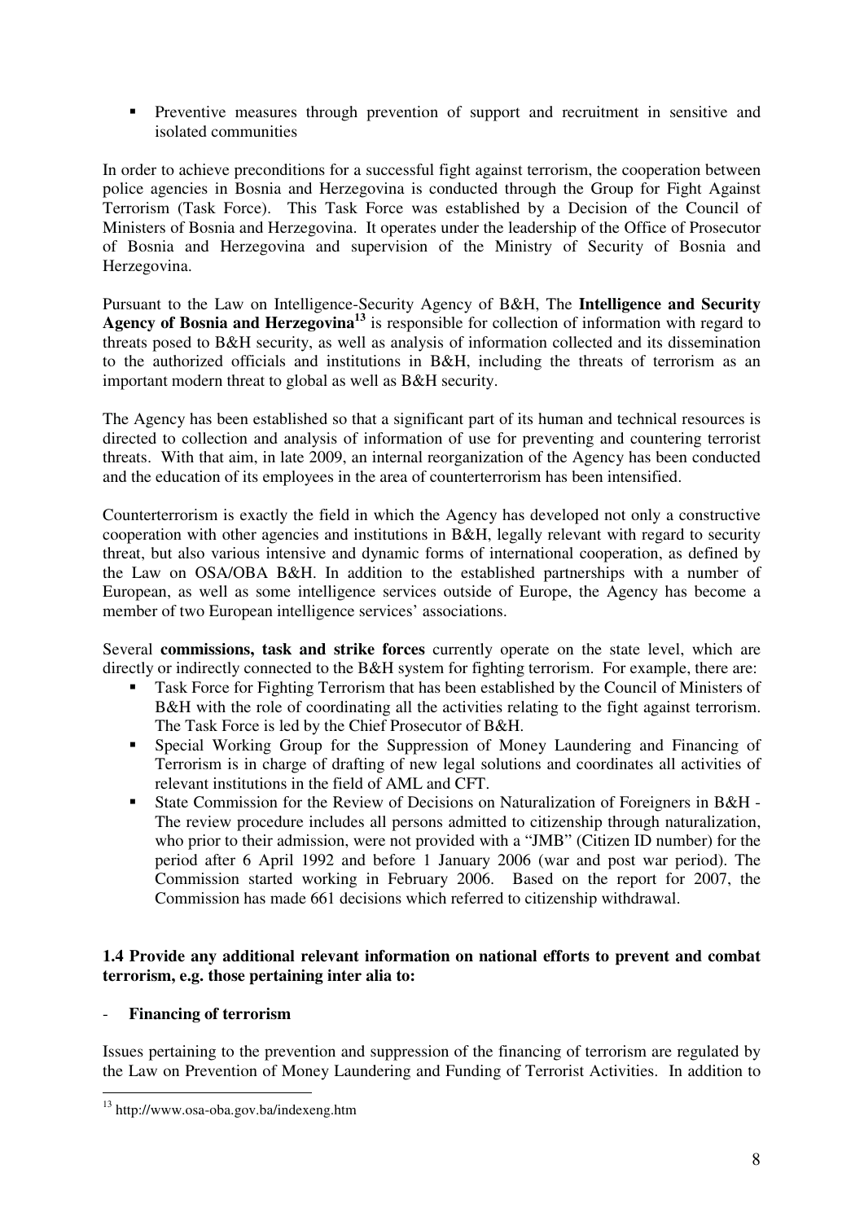- Preventive measures through prevention of support and recruitment in sensitive and isolated communities

In order to achieve preconditions for a successful fight against terrorism, the cooperation between police agencies in Bosnia and Herzegovina is conducted through the Group for Fight Against Terrorism (Task Force). This Task Force was established by a Decision of the Council of Ministers of Bosnia and Herzegovina. It operates under the leadership of the Office of Prosecutor of Bosnia and Herzegovina and supervision of the Ministry of Security of Bosnia and Herzegovina.

Pursuant to the Law on Intelligence-Security Agency of B&H, The **Intelligence and Security Agency of Bosnia and Herzegovina**[13] is responsible for collection of information with regard to threats posed to B&H security, as well as analysis of information collected and its dissemination to the authorized officials and institutions in B&H, including the threats of terrorism as an important modern threat to global as well as B&H security.

The Agency has been established so that a significant part of its human and technical resources is directed to collection and analysis of information of use for preventing and countering terrorist threats. With that aim, in late 2009, an internal reorganization of the Agency has been conducted and the education of its employees in the area of counterterrorism has been intensified.

Counterterrorism is exactly the field in which the Agency has developed not only a constructive cooperation with other agencies and institutions in B&H, legally relevant with regard to security threat, but also various intensive and dynamic forms of international cooperation, as defined by the Law on OSA/OBA B&H. In addition to the established partnerships with a number of European, as well as some intelligence services outside of Europe, the Agency has become a member of two European intelligence services' associations.

Several **commissions, task and strike forces** currently operate on the state level, which are directly or indirectly connected to the B&H system for fighting terrorism. For example, there are:

- Task Force for Fighting Terrorism that has been established by the Council of Ministers of B&H with the role of coordinating all the activities relating to the fight against terrorism. The Task Force is led by the Chief Prosecutor of B&H.
- Special Working Group for the Suppression of Money Laundering and Financing of Terrorism is in charge of drafting of new legal solutions and coordinates all activities of relevant institutions in the field of AML and CFT.
- State Commission for the Review of Decisions on Naturalization of Foreigners in B&H - The review procedure includes all persons admitted to citizenship through naturalization, who prior to their admission, were not provided with a "JMB" (Citizen ID number) for the period after 6 April 1992 and before 1 January 2006 (war and post war period). The Commission started working in February 2006. Based on the report for 2007, the Commission has made 661 decisions which referred to citizenship withdrawal.

**1.4 Provide any additional relevant information on national efforts to prevent and combat terrorism, e.g. those pertaining inter alia to:**

- **Financing of terrorism**

Issues pertaining to the prevention and suppression of the financing of terrorism are regulated by the Law on Prevention of Money Laundering and Funding of Terrorist Activities. In addition to

[13] http://www.osa-oba.gov.ba/indexeng.htm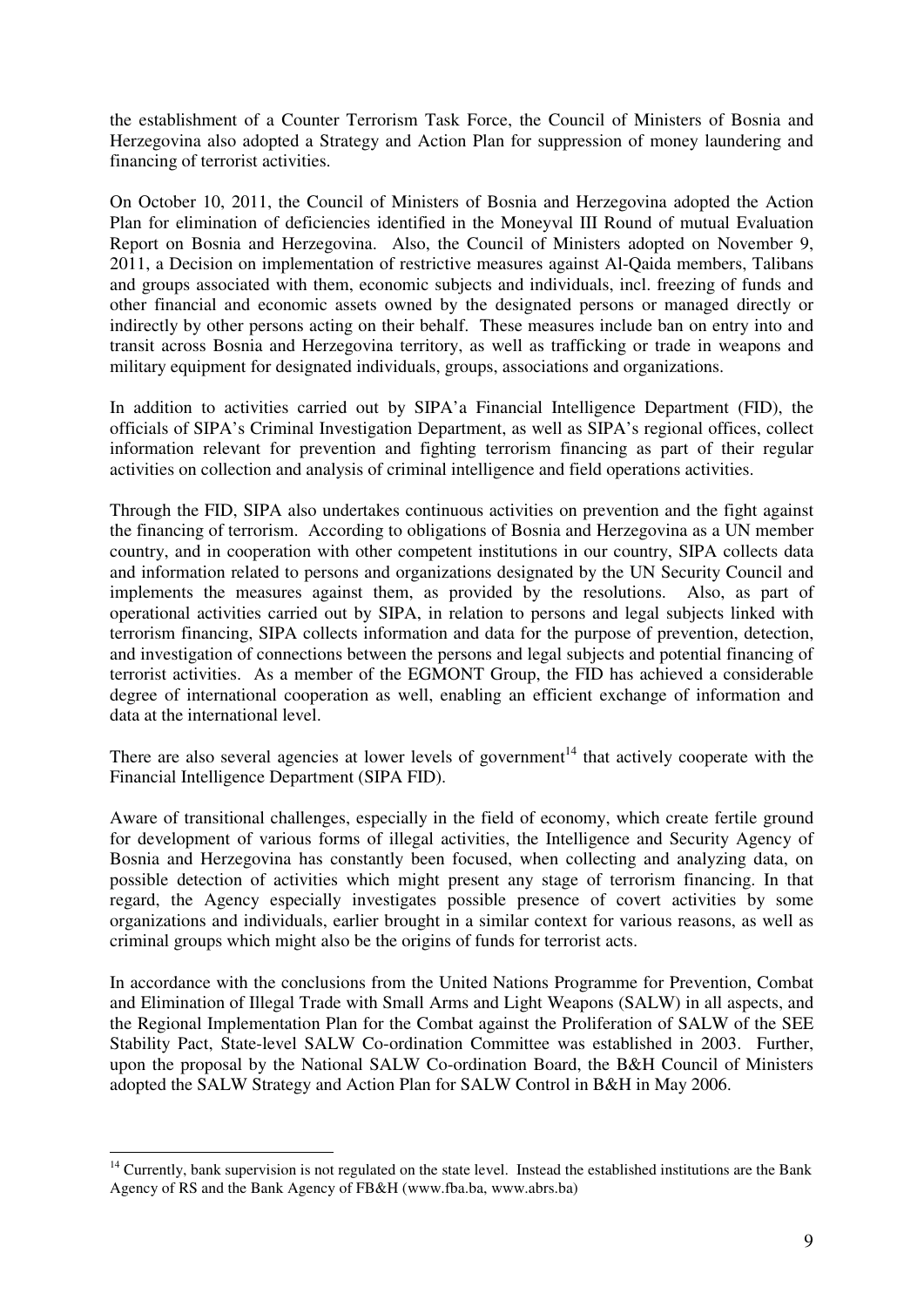the establishment of a Counter Terrorism Task Force, the Council of Ministers of Bosnia and Herzegovina also adopted a Strategy and Action Plan for suppression of money laundering and financing of terrorist activities.

On October 10, 2011, the Council of Ministers of Bosnia and Herzegovina adopted the Action Plan for elimination of deficiencies identified in the Moneyval III Round of mutual Evaluation Report on Bosnia and Herzegovina. Also, the Council of Ministers adopted on November 9, 2011, a Decision on implementation of restrictive measures against Al-Qaida members, Talibans and groups associated with them, economic subjects and individuals, incl. freezing of funds and other financial and economic assets owned by the designated persons or managed directly or indirectly by other persons acting on their behalf. These measures include ban on entry into and transit across Bosnia and Herzegovina territory, as well as trafficking or trade in weapons and military equipment for designated individuals, groups, associations and organizations.

In addition to activities carried out by SIPA'a Financial Intelligence Department (FID), the officials of SIPA's Criminal Investigation Department, as well as SIPA's regional offices, collect information relevant for prevention and fighting terrorism financing as part of their regular activities on collection and analysis of criminal intelligence and field operations activities.

Through the FID, SIPA also undertakes continuous activities on prevention and the fight against the financing of terrorism. According to obligations of Bosnia and Herzegovina as a UN member country, and in cooperation with other competent institutions in our country, SIPA collects data and information related to persons and organizations designated by the UN Security Council and implements the measures against them, as provided by the resolutions. Also, as part of operational activities carried out by SIPA, in relation to persons and legal subjects linked with terrorism financing, SIPA collects information and data for the purpose of prevention, detection, and investigation of connections between the persons and legal subjects and potential financing of terrorist activities. As a member of the EGMONT Group, the FID has achieved a considerable degree of international cooperation as well, enabling an efficient exchange of information and data at the international level.

There are also several agencies at lower levels of government[14] that actively cooperate with the Financial Intelligence Department (SIPA FID).

Aware of transitional challenges, especially in the field of economy, which create fertile ground for development of various forms of illegal activities, the Intelligence and Security Agency of Bosnia and Herzegovina has constantly been focused, when collecting and analyzing data, on possible detection of activities which might present any stage of terrorism financing. In that regard, the Agency especially investigates possible presence of covert activities by some organizations and individuals, earlier brought in a similar context for various reasons, as well as criminal groups which might also be the origins of funds for terrorist acts.

In accordance with the conclusions from the United Nations Programme for Prevention, Combat and Elimination of Illegal Trade with Small Arms and Light Weapons (SALW) in all aspects, and the Regional Implementation Plan for the Combat against the Proliferation of SALW of the SEE Stability Pact, State-level SALW Co-ordination Committee was established in 2003. Further, upon the proposal by the National SALW Co-ordination Board, the B&H Council of Ministers adopted the SALW Strategy and Action Plan for SALW Control in B&H in May 2006.

---

[14] Currently, bank supervision is not regulated on the state level. Instead the established institutions are the Bank Agency of RS and the Bank Agency of FB&H (www.fba.ba, www.abrs.ba)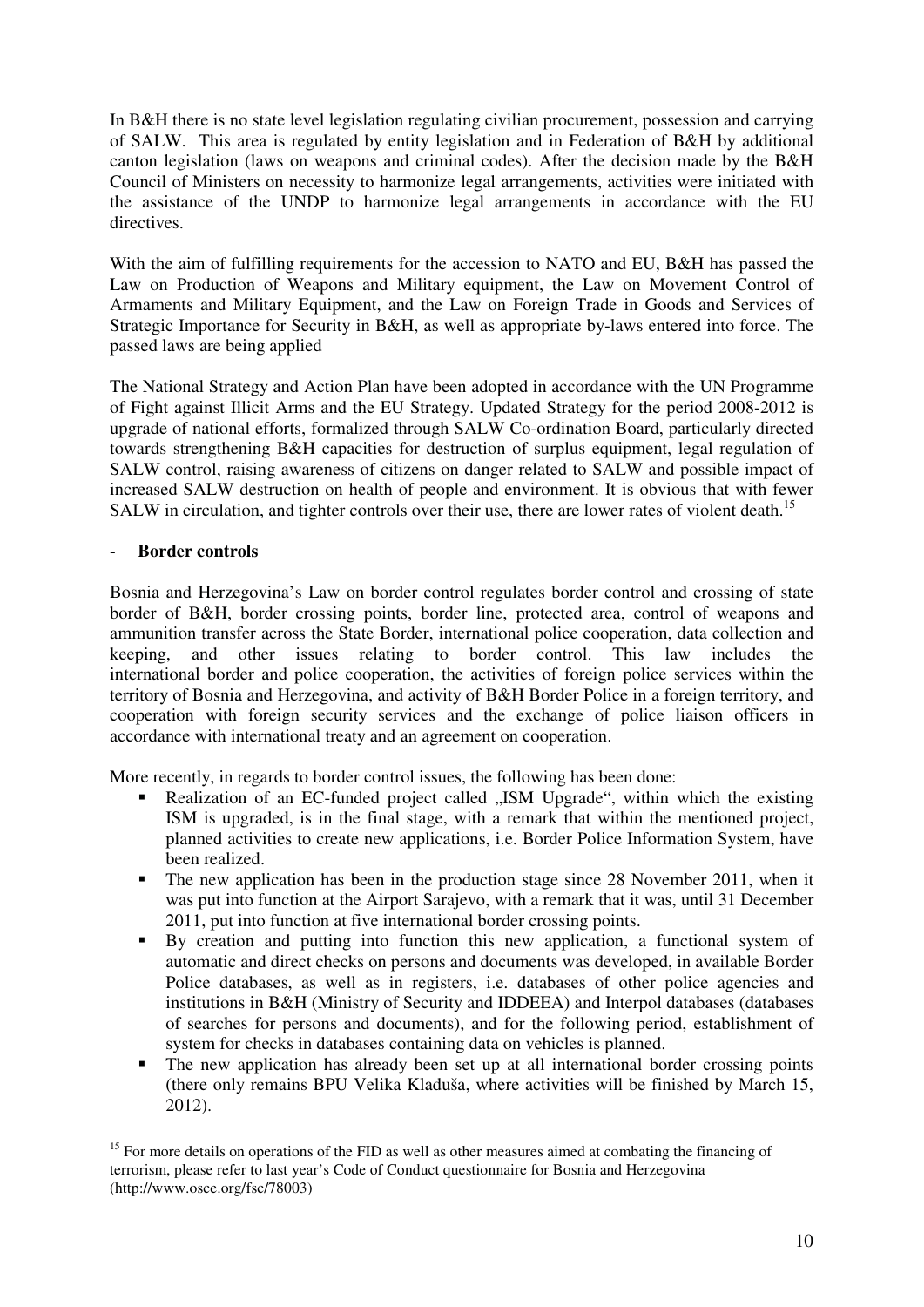In B&H there is no state level legislation regulating civilian procurement, possession and carrying of SALW. This area is regulated by entity legislation and in Federation of B&H by additional canton legislation (laws on weapons and criminal codes). After the decision made by the B&H Council of Ministers on necessity to harmonize legal arrangements, activities were initiated with the assistance of the UNDP to harmonize legal arrangements in accordance with the EU directives.

With the aim of fulfilling requirements for the accession to NATO and EU, B&H has passed the Law on Production of Weapons and Military equipment, the Law on Movement Control of Armaments and Military Equipment, and the Law on Foreign Trade in Goods and Services of Strategic Importance for Security in B&H, as well as appropriate by-laws entered into force. The passed laws are being applied

The National Strategy and Action Plan have been adopted in accordance with the UN Programme of Fight against Illicit Arms and the EU Strategy. Updated Strategy for the period 2008-2012 is upgrade of national efforts, formalized through SALW Co-ordination Board, particularly directed towards strengthening B&H capacities for destruction of surplus equipment, legal regulation of SALW control, raising awareness of citizens on danger related to SALW and possible impact of increased SALW destruction on health of people and environment. It is obvious that with fewer SALW in circulation, and tighter controls over their use, there are lower rates of violent death.[15]

- **Border controls**

Bosnia and Herzegovina's Law on border control regulates border control and crossing of state border of B&H, border crossing points, border line, protected area, control of weapons and ammunition transfer across the State Border, international police cooperation, data collection and keeping, and other issues relating to border control. This law includes the international border and police cooperation, the activities of foreign police services within the territory of Bosnia and Herzegovina, and activity of B&H Border Police in a foreign territory, and cooperation with foreign security services and the exchange of police liaison officers in accordance with international treaty and an agreement on cooperation.

More recently, in regards to border control issues, the following has been done:

- Realization of an EC-funded project called „ISM Upgrade", within which the existing ISM is upgraded, is in the final stage, with a remark that within the mentioned project, planned activities to create new applications, i.e. Border Police Information System, have been realized.
- The new application has been in the production stage since 28 November 2011, when it was put into function at the Airport Sarajevo, with a remark that it was, until 31 December 2011, put into function at five international border crossing points.
- By creation and putting into function this new application, a functional system of automatic and direct checks on persons and documents was developed, in available Border Police databases, as well as in registers, i.e. databases of other police agencies and institutions in B&H (Ministry of Security and IDDEEA) and Interpol databases (databases of searches for persons and documents), and for the following period, establishment of system for checks in databases containing data on vehicles is planned.
- The new application has already been set up at all international border crossing points (there only remains BPU Velika Kladuša, where activities will be finished by March 15, 2012).

[15] For more details on operations of the FID as well as other measures aimed at combating the financing of terrorism, please refer to last year's Code of Conduct questionnaire for Bosnia and Herzegovina (http://www.osce.org/fsc/78003)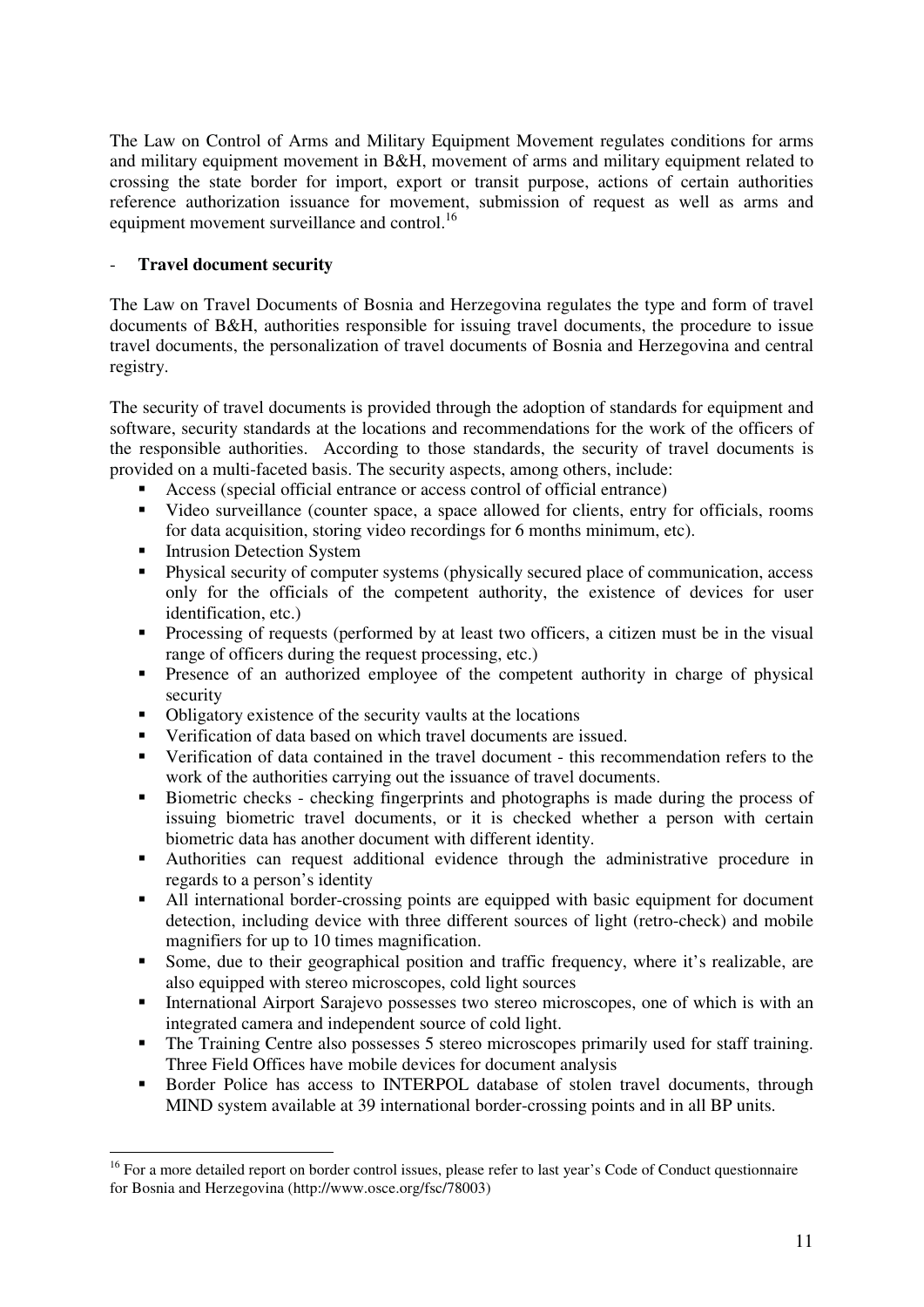The Law on Control of Arms and Military Equipment Movement regulates conditions for arms and military equipment movement in B&H, movement of arms and military equipment related to crossing the state border for import, export or transit purpose, actions of certain authorities reference authorization issuance for movement, submission of request as well as arms and equipment movement surveillance and control.[16]

- **Travel document security**

The Law on Travel Documents of Bosnia and Herzegovina regulates the type and form of travel documents of B&H, authorities responsible for issuing travel documents, the procedure to issue travel documents, the personalization of travel documents of Bosnia and Herzegovina and central registry.

The security of travel documents is provided through the adoption of standards for equipment and software, security standards at the locations and recommendations for the work of the officers of the responsible authorities. According to those standards, the security of travel documents is provided on a multi-faceted basis. The security aspects, among others, include:

- Access (special official entrance or access control of official entrance)
- Video surveillance (counter space, a space allowed for clients, entry for officials, rooms for data acquisition, storing video recordings for 6 months minimum, etc).
- Intrusion Detection System
- Physical security of computer systems (physically secured place of communication, access only for the officials of the competent authority, the existence of devices for user identification, etc.)
- Processing of requests (performed by at least two officers, a citizen must be in the visual range of officers during the request processing, etc.)
- Presence of an authorized employee of the competent authority in charge of physical security
- Obligatory existence of the security vaults at the locations
- Verification of data based on which travel documents are issued.
- Verification of data contained in the travel document - this recommendation refers to the work of the authorities carrying out the issuance of travel documents.
- Biometric checks - checking fingerprints and photographs is made during the process of issuing biometric travel documents, or it is checked whether a person with certain biometric data has another document with different identity.
- Authorities can request additional evidence through the administrative procedure in regards to a person's identity
- All international border-crossing points are equipped with basic equipment for document detection, including device with three different sources of light (retro-check) and mobile magnifiers for up to 10 times magnification.
- Some, due to their geographical position and traffic frequency, where it's realizable, are also equipped with stereo microscopes, cold light sources
- International Airport Sarajevo possesses two stereo microscopes, one of which is with an integrated camera and independent source of cold light.
- The Training Centre also possesses 5 stereo microscopes primarily used for staff training. Three Field Offices have mobile devices for document analysis
- Border Police has access to INTERPOL database of stolen travel documents, through MIND system available at 39 international border-crossing points and in all BP units.

[16] For a more detailed report on border control issues, please refer to last year's Code of Conduct questionnaire for Bosnia and Herzegovina (http://www.osce.org/fsc/78003)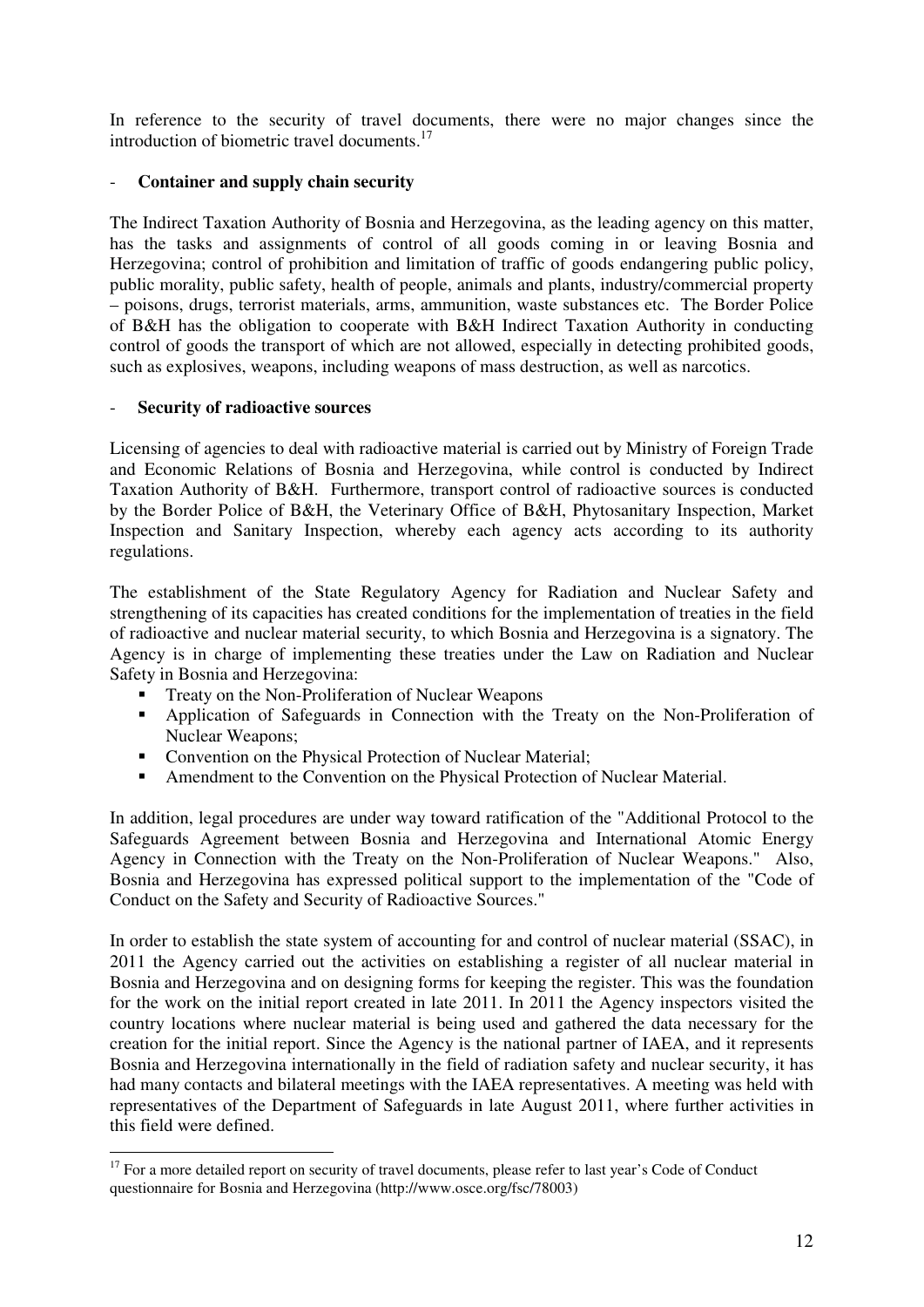In reference to the security of travel documents, there were no major changes since the introduction of biometric travel documents.[17]

- **Container and supply chain security**

The Indirect Taxation Authority of Bosnia and Herzegovina, as the leading agency on this matter, has the tasks and assignments of control of all goods coming in or leaving Bosnia and Herzegovina; control of prohibition and limitation of traffic of goods endangering public policy, public morality, public safety, health of people, animals and plants, industry/commercial property – poisons, drugs, terrorist materials, arms, ammunition, waste substances etc. The Border Police of B&H has the obligation to cooperate with B&H Indirect Taxation Authority in conducting control of goods the transport of which are not allowed, especially in detecting prohibited goods, such as explosives, weapons, including weapons of mass destruction, as well as narcotics.

- **Security of radioactive sources**

Licensing of agencies to deal with radioactive material is carried out by Ministry of Foreign Trade and Economic Relations of Bosnia and Herzegovina, while control is conducted by Indirect Taxation Authority of B&H. Furthermore, transport control of radioactive sources is conducted by the Border Police of B&H, the Veterinary Office of B&H, Phytosanitary Inspection, Market Inspection and Sanitary Inspection, whereby each agency acts according to its authority regulations.

The establishment of the State Regulatory Agency for Radiation and Nuclear Safety and strengthening of its capacities has created conditions for the implementation of treaties in the field of radioactive and nuclear material security, to which Bosnia and Herzegovina is a signatory. The Agency is in charge of implementing these treaties under the Law on Radiation and Nuclear Safety in Bosnia and Herzegovina:

- Treaty on the Non-Proliferation of Nuclear Weapons
- Application of Safeguards in Connection with the Treaty on the Non-Proliferation of Nuclear Weapons;
- Convention on the Physical Protection of Nuclear Material;
- Amendment to the Convention on the Physical Protection of Nuclear Material.

In addition, legal procedures are under way toward ratification of the "Additional Protocol to the Safeguards Agreement between Bosnia and Herzegovina and International Atomic Energy Agency in Connection with the Treaty on the Non-Proliferation of Nuclear Weapons." Also, Bosnia and Herzegovina has expressed political support to the implementation of the "Code of Conduct on the Safety and Security of Radioactive Sources."

In order to establish the state system of accounting for and control of nuclear material (SSAC), in 2011 the Agency carried out the activities on establishing a register of all nuclear material in Bosnia and Herzegovina and on designing forms for keeping the register. This was the foundation for the work on the initial report created in late 2011. In 2011 the Agency inspectors visited the country locations where nuclear material is being used and gathered the data necessary for the creation for the initial report. Since the Agency is the national partner of IAEA, and it represents Bosnia and Herzegovina internationally in the field of radiation safety and nuclear security, it has had many contacts and bilateral meetings with the IAEA representatives. A meeting was held with representatives of the Department of Safeguards in late August 2011, where further activities in this field were defined.

[17] For a more detailed report on security of travel documents, please refer to last year's Code of Conduct questionnaire for Bosnia and Herzegovina (http://www.osce.org/fsc/78003)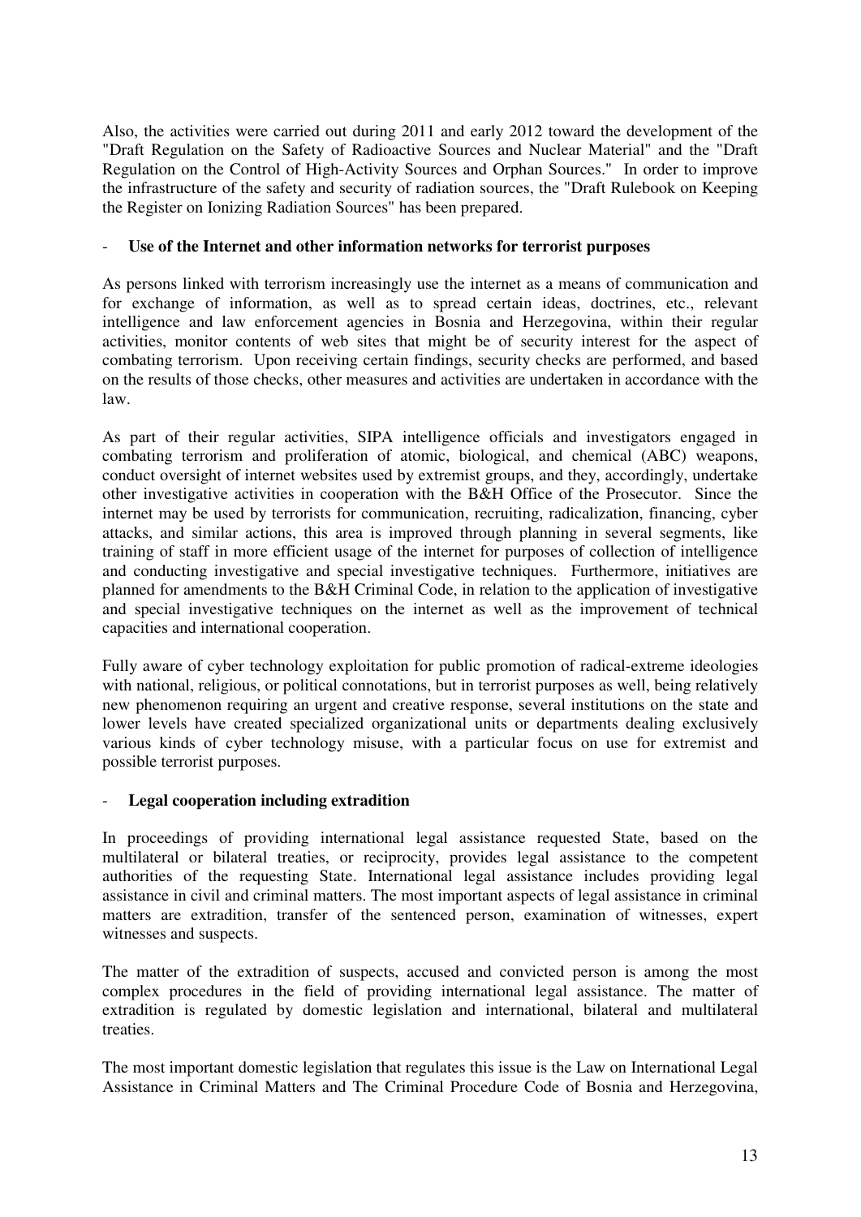Also, the activities were carried out during 2011 and early 2012 toward the development of the "Draft Regulation on the Safety of Radioactive Sources and Nuclear Material" and the "Draft Regulation on the Control of High-Activity Sources and Orphan Sources." In order to improve the infrastructure of the safety and security of radiation sources, the "Draft Rulebook on Keeping the Register on Ionizing Radiation Sources" has been prepared.

- **Use of the Internet and other information networks for terrorist purposes**

As persons linked with terrorism increasingly use the internet as a means of communication and for exchange of information, as well as to spread certain ideas, doctrines, etc., relevant intelligence and law enforcement agencies in Bosnia and Herzegovina, within their regular activities, monitor contents of web sites that might be of security interest for the aspect of combating terrorism. Upon receiving certain findings, security checks are performed, and based on the results of those checks, other measures and activities are undertaken in accordance with the law.

As part of their regular activities, SIPA intelligence officials and investigators engaged in combating terrorism and proliferation of atomic, biological, and chemical (ABC) weapons, conduct oversight of internet websites used by extremist groups, and they, accordingly, undertake other investigative activities in cooperation with the B&H Office of the Prosecutor. Since the internet may be used by terrorists for communication, recruiting, radicalization, financing, cyber attacks, and similar actions, this area is improved through planning in several segments, like training of staff in more efficient usage of the internet for purposes of collection of intelligence and conducting investigative and special investigative techniques. Furthermore, initiatives are planned for amendments to the B&H Criminal Code, in relation to the application of investigative and special investigative techniques on the internet as well as the improvement of technical capacities and international cooperation.

Fully aware of cyber technology exploitation for public promotion of radical-extreme ideologies with national, religious, or political connotations, but in terrorist purposes as well, being relatively new phenomenon requiring an urgent and creative response, several institutions on the state and lower levels have created specialized organizational units or departments dealing exclusively various kinds of cyber technology misuse, with a particular focus on use for extremist and possible terrorist purposes.

- **Legal cooperation including extradition**

In proceedings of providing international legal assistance requested State, based on the multilateral or bilateral treaties, or reciprocity, provides legal assistance to the competent authorities of the requesting State. International legal assistance includes providing legal assistance in civil and criminal matters. The most important aspects of legal assistance in criminal matters are extradition, transfer of the sentenced person, examination of witnesses, expert witnesses and suspects.

The matter of the extradition of suspects, accused and convicted person is among the most complex procedures in the field of providing international legal assistance. The matter of extradition is regulated by domestic legislation and international, bilateral and multilateral treaties.

The most important domestic legislation that regulates this issue is the Law on International Legal Assistance in Criminal Matters and The Criminal Procedure Code of Bosnia and Herzegovina,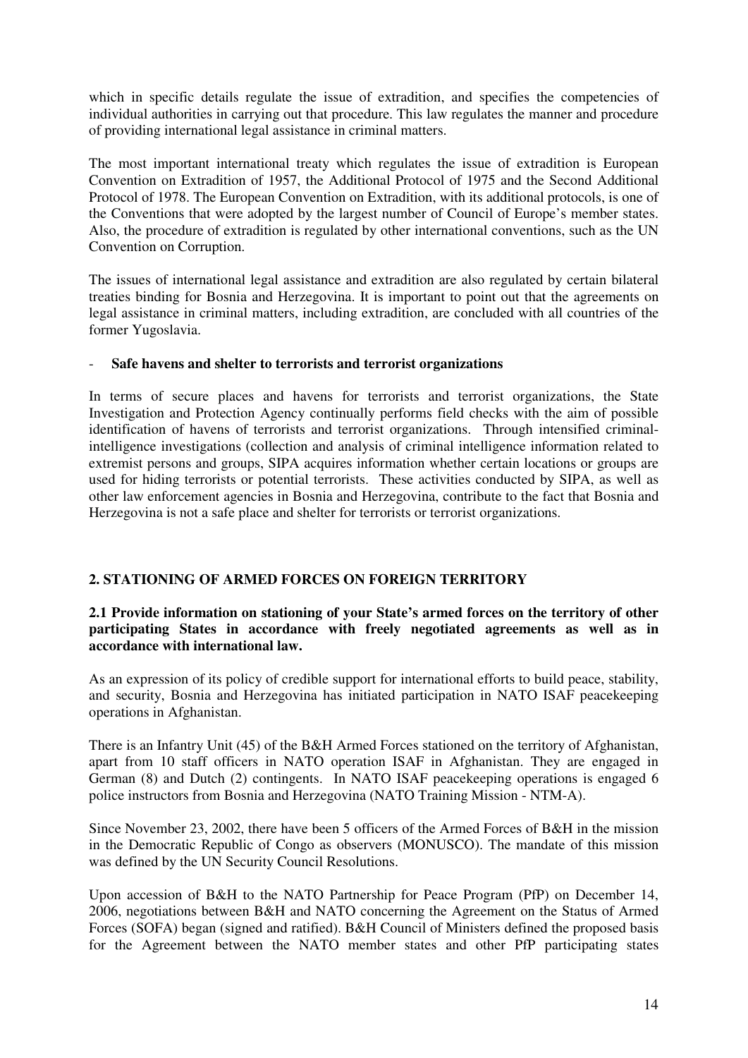which in specific details regulate the issue of extradition, and specifies the competencies of individual authorities in carrying out that procedure. This law regulates the manner and procedure of providing international legal assistance in criminal matters.

The most important international treaty which regulates the issue of extradition is European Convention on Extradition of 1957, the Additional Protocol of 1975 and the Second Additional Protocol of 1978. The European Convention on Extradition, with its additional protocols, is one of the Conventions that were adopted by the largest number of Council of Europe's member states. Also, the procedure of extradition is regulated by other international conventions, such as the UN Convention on Corruption.

The issues of international legal assistance and extradition are also regulated by certain bilateral treaties binding for Bosnia and Herzegovina. It is important to point out that the agreements on legal assistance in criminal matters, including extradition, are concluded with all countries of the former Yugoslavia.

- **Safe havens and shelter to terrorists and terrorist organizations**

In terms of secure places and havens for terrorists and terrorist organizations, the State Investigation and Protection Agency continually performs field checks with the aim of possible identification of havens of terrorists and terrorist organizations. Through intensified criminal-intelligence investigations (collection and analysis of criminal intelligence information related to extremist persons and groups, SIPA acquires information whether certain locations or groups are used for hiding terrorists or potential terrorists. These activities conducted by SIPA, as well as other law enforcement agencies in Bosnia and Herzegovina, contribute to the fact that Bosnia and Herzegovina is not a safe place and shelter for terrorists or terrorist organizations.

## 2. STATIONING OF ARMED FORCES ON FOREIGN TERRITORY

### 2.1 Provide information on stationing of your State's armed forces on the territory of other participating States in accordance with freely negotiated agreements as well as in accordance with international law.

As an expression of its policy of credible support for international efforts to build peace, stability, and security, Bosnia and Herzegovina has initiated participation in NATO ISAF peacekeeping operations in Afghanistan.

There is an Infantry Unit (45) of the B&H Armed Forces stationed on the territory of Afghanistan, apart from 10 staff officers in NATO operation ISAF in Afghanistan. They are engaged in German (8) and Dutch (2) contingents. In NATO ISAF peacekeeping operations is engaged 6 police instructors from Bosnia and Herzegovina (NATO Training Mission - NTM-A).

Since November 23, 2002, there have been 5 officers of the Armed Forces of B&H in the mission in the Democratic Republic of Congo as observers (MONUSCO). The mandate of this mission was defined by the UN Security Council Resolutions.

Upon accession of B&H to the NATO Partnership for Peace Program (PfP) on December 14, 2006, negotiations between B&H and NATO concerning the Agreement on the Status of Armed Forces (SOFA) began (signed and ratified). B&H Council of Ministers defined the proposed basis for the Agreement between the NATO member states and other PfP participating states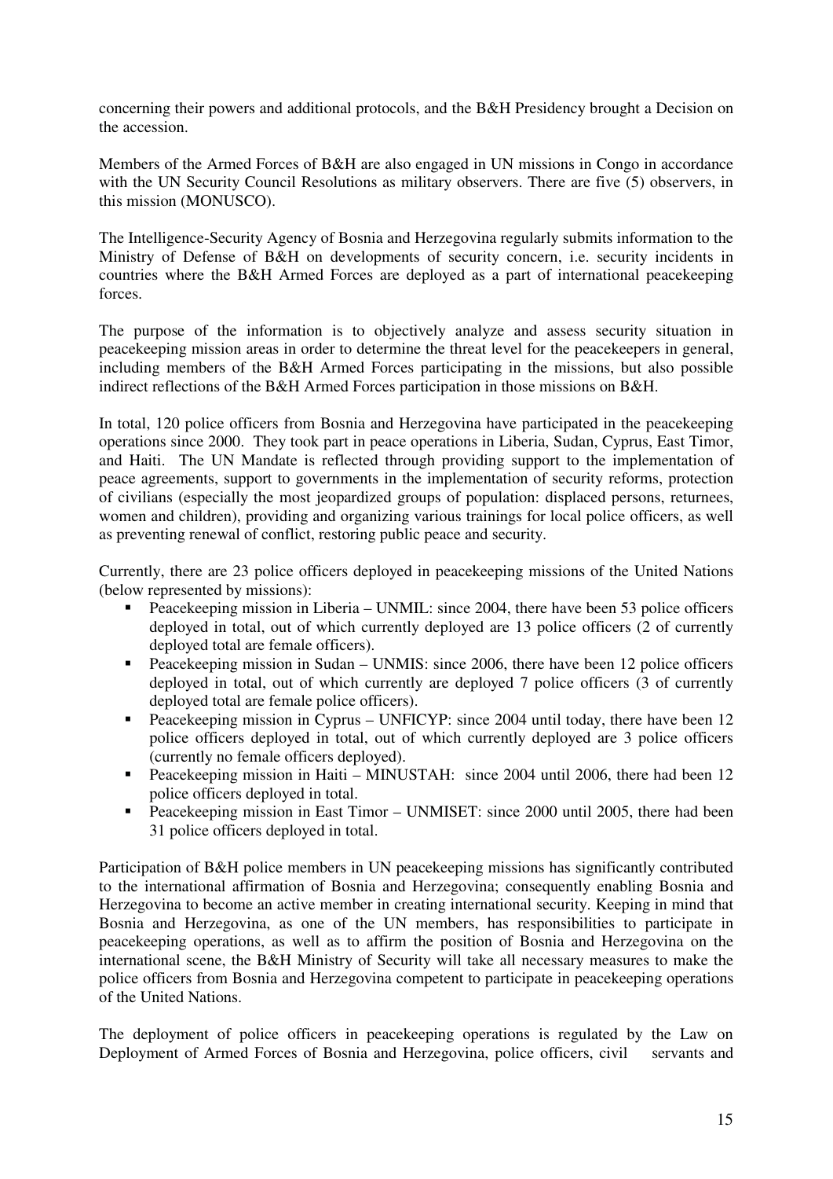concerning their powers and additional protocols, and the B&H Presidency brought a Decision on the accession.

Members of the Armed Forces of B&H are also engaged in UN missions in Congo in accordance with the UN Security Council Resolutions as military observers. There are five (5) observers, in this mission (MONUSCO).

The Intelligence-Security Agency of Bosnia and Herzegovina regularly submits information to the Ministry of Defense of B&H on developments of security concern, i.e. security incidents in countries where the B&H Armed Forces are deployed as a part of international peacekeeping forces.

The purpose of the information is to objectively analyze and assess security situation in peacekeeping mission areas in order to determine the threat level for the peacekeepers in general, including members of the B&H Armed Forces participating in the missions, but also possible indirect reflections of the B&H Armed Forces participation in those missions on B&H.

In total, 120 police officers from Bosnia and Herzegovina have participated in the peacekeeping operations since 2000. They took part in peace operations in Liberia, Sudan, Cyprus, East Timor, and Haiti. The UN Mandate is reflected through providing support to the implementation of peace agreements, support to governments in the implementation of security reforms, protection of civilians (especially the most jeopardized groups of population: displaced persons, returnees, women and children), providing and organizing various trainings for local police officers, as well as preventing renewal of conflict, restoring public peace and security.

Currently, there are 23 police officers deployed in peacekeeping missions of the United Nations (below represented by missions):

- Peacekeeping mission in Liberia – UNMIL: since 2004, there have been 53 police officers deployed in total, out of which currently deployed are 13 police officers (2 of currently deployed total are female officers).
- Peacekeeping mission in Sudan – UNMIS: since 2006, there have been 12 police officers deployed in total, out of which currently are deployed 7 police officers (3 of currently deployed total are female police officers).
- Peacekeeping mission in Cyprus – UNFICYP: since 2004 until today, there have been 12 police officers deployed in total, out of which currently deployed are 3 police officers (currently no female officers deployed).
- Peacekeeping mission in Haiti – MINUSTAH: since 2004 until 2006, there had been 12 police officers deployed in total.
- Peacekeeping mission in East Timor – UNMISET: since 2000 until 2005, there had been 31 police officers deployed in total.

Participation of B&H police members in UN peacekeeping missions has significantly contributed to the international affirmation of Bosnia and Herzegovina; consequently enabling Bosnia and Herzegovina to become an active member in creating international security. Keeping in mind that Bosnia and Herzegovina, as one of the UN members, has responsibilities to participate in peacekeeping operations, as well as to affirm the position of Bosnia and Herzegovina on the international scene, the B&H Ministry of Security will take all necessary measures to make the police officers from Bosnia and Herzegovina competent to participate in peacekeeping operations of the United Nations.

The deployment of police officers in peacekeeping operations is regulated by the Law on Deployment of Armed Forces of Bosnia and Herzegovina, police officers, civil servants and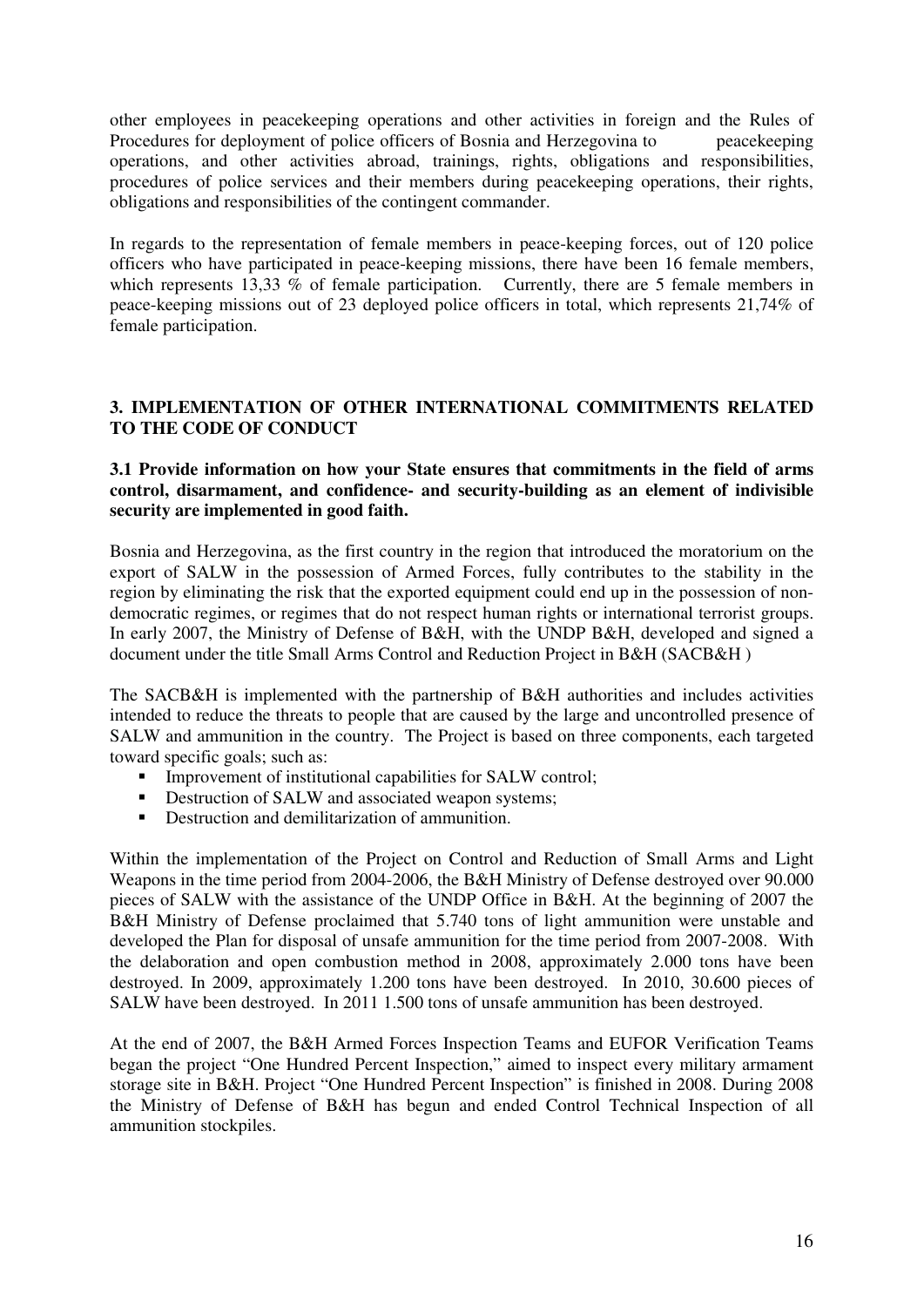other employees in peacekeeping operations and other activities in foreign and the Rules of Procedures for deployment of police officers of Bosnia and Herzegovina to peacekeeping operations, and other activities abroad, trainings, rights, obligations and responsibilities, procedures of police services and their members during peacekeeping operations, their rights, obligations and responsibilities of the contingent commander.

In regards to the representation of female members in peace-keeping forces, out of 120 police officers who have participated in peace-keeping missions, there have been 16 female members, which represents 13,33 % of female participation. Currently, there are 5 female members in peace-keeping missions out of 23 deployed police officers in total, which represents 21,74% of female participation.

## 3. IMPLEMENTATION OF OTHER INTERNATIONAL COMMITMENTS RELATED TO THE CODE OF CONDUCT

### 3.1 Provide information on how your State ensures that commitments in the field of arms control, disarmament, and confidence- and security-building as an element of indivisible security are implemented in good faith.

Bosnia and Herzegovina, as the first country in the region that introduced the moratorium on the export of SALW in the possession of Armed Forces, fully contributes to the stability in the region by eliminating the risk that the exported equipment could end up in the possession of non-democratic regimes, or regimes that do not respect human rights or international terrorist groups. In early 2007, the Ministry of Defense of B&H, with the UNDP B&H, developed and signed a document under the title Small Arms Control and Reduction Project in B&H (SACB&H )

The SACB&H is implemented with the partnership of B&H authorities and includes activities intended to reduce the threats to people that are caused by the large and uncontrolled presence of SALW and ammunition in the country. The Project is based on three components, each targeted toward specific goals; such as:

- Improvement of institutional capabilities for SALW control;
- Destruction of SALW and associated weapon systems;
- Destruction and demilitarization of ammunition.

Within the implementation of the Project on Control and Reduction of Small Arms and Light Weapons in the time period from 2004-2006, the B&H Ministry of Defense destroyed over 90.000 pieces of SALW with the assistance of the UNDP Office in B&H. At the beginning of 2007 the B&H Ministry of Defense proclaimed that 5.740 tons of light ammunition were unstable and developed the Plan for disposal of unsafe ammunition for the time period from 2007-2008. With the delaboration and open combustion method in 2008, approximately 2.000 tons have been destroyed. In 2009, approximately 1.200 tons have been destroyed. In 2010, 30.600 pieces of SALW have been destroyed. In 2011 1.500 tons of unsafe ammunition has been destroyed.

At the end of 2007, the B&H Armed Forces Inspection Teams and EUFOR Verification Teams began the project "One Hundred Percent Inspection," aimed to inspect every military armament storage site in B&H. Project "One Hundred Percent Inspection" is finished in 2008. During 2008 the Ministry of Defense of B&H has begun and ended Control Technical Inspection of all ammunition stockpiles.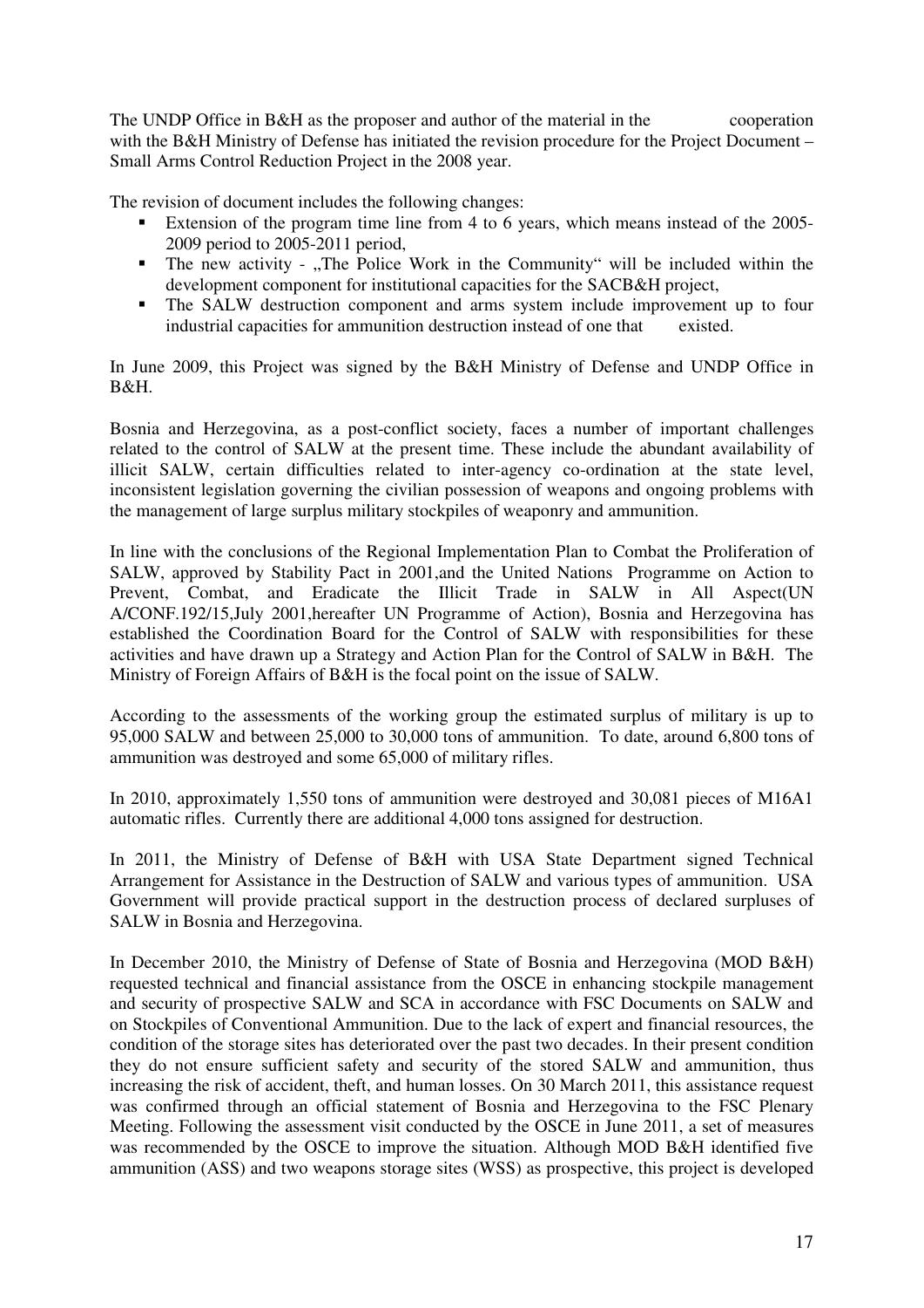The UNDP Office in B&H as the proposer and author of the material in the cooperation with the B&H Ministry of Defense has initiated the revision procedure for the Project Document – Small Arms Control Reduction Project in the 2008 year.

The revision of document includes the following changes:

- Extension of the program time line from 4 to 6 years, which means instead of the 2005-2009 period to 2005-2011 period,
- The new activity - „The Police Work in the Community“ will be included within the development component for institutional capacities for the SACB&H project,
- The SALW destruction component and arms system include improvement up to four industrial capacities for ammunition destruction instead of one that existed.

In June 2009, this Project was signed by the B&H Ministry of Defense and UNDP Office in B&H.

Bosnia and Herzegovina, as a post-conflict society, faces a number of important challenges related to the control of SALW at the present time. These include the abundant availability of illicit SALW, certain difficulties related to inter-agency co-ordination at the state level, inconsistent legislation governing the civilian possession of weapons and ongoing problems with the management of large surplus military stockpiles of weaponry and ammunition.

In line with the conclusions of the Regional Implementation Plan to Combat the Proliferation of SALW, approved by Stability Pact in 2001,and the United Nations Programme on Action to Prevent, Combat, and Eradicate the Illicit Trade in SALW in All Aspect(UN A/CONF.192/15,July 2001,hereafter UN Programme of Action), Bosnia and Herzegovina has established the Coordination Board for the Control of SALW with responsibilities for these activities and have drawn up a Strategy and Action Plan for the Control of SALW in B&H. The Ministry of Foreign Affairs of B&H is the focal point on the issue of SALW.

According to the assessments of the working group the estimated surplus of military is up to 95,000 SALW and between 25,000 to 30,000 tons of ammunition. To date, around 6,800 tons of ammunition was destroyed and some 65,000 of military rifles.

In 2010, approximately 1,550 tons of ammunition were destroyed and 30,081 pieces of M16A1 automatic rifles. Currently there are additional 4,000 tons assigned for destruction.

In 2011, the Ministry of Defense of B&H with USA State Department signed Technical Arrangement for Assistance in the Destruction of SALW and various types of ammunition. USA Government will provide practical support in the destruction process of declared surpluses of SALW in Bosnia and Herzegovina.

In December 2010, the Ministry of Defense of State of Bosnia and Herzegovina (MOD B&H) requested technical and financial assistance from the OSCE in enhancing stockpile management and security of prospective SALW and SCA in accordance with FSC Documents on SALW and on Stockpiles of Conventional Ammunition. Due to the lack of expert and financial resources, the condition of the storage sites has deteriorated over the past two decades. In their present condition they do not ensure sufficient safety and security of the stored SALW and ammunition, thus increasing the risk of accident, theft, and human losses. On 30 March 2011, this assistance request was confirmed through an official statement of Bosnia and Herzegovina to the FSC Plenary Meeting. Following the assessment visit conducted by the OSCE in June 2011, a set of measures was recommended by the OSCE to improve the situation. Although MOD B&H identified five ammunition (ASS) and two weapons storage sites (WSS) as prospective, this project is developed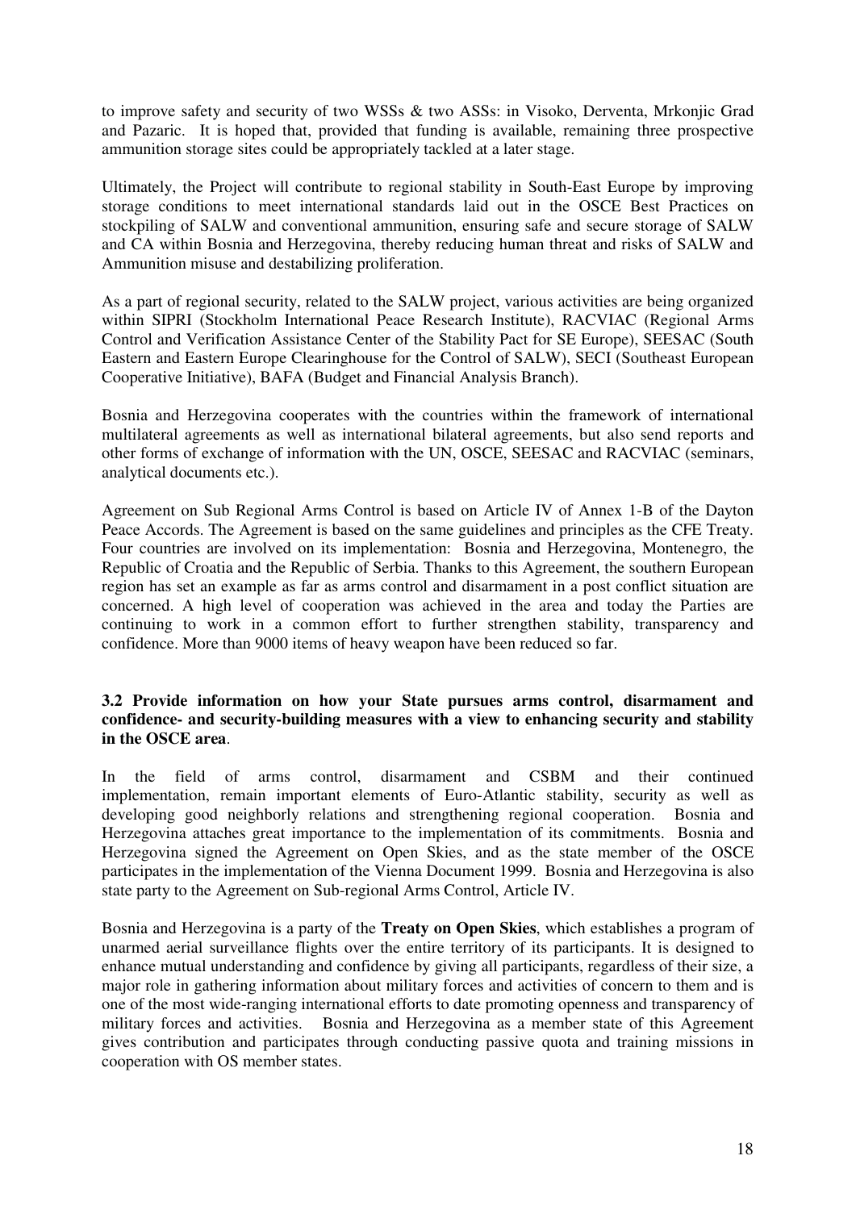to improve safety and security of two WSSs & two ASSs: in Visoko, Derventa, Mrkonjic Grad and Pazaric. It is hoped that, provided that funding is available, remaining three prospective ammunition storage sites could be appropriately tackled at a later stage.

Ultimately, the Project will contribute to regional stability in South-East Europe by improving storage conditions to meet international standards laid out in the OSCE Best Practices on stockpiling of SALW and conventional ammunition, ensuring safe and secure storage of SALW and CA within Bosnia and Herzegovina, thereby reducing human threat and risks of SALW and Ammunition misuse and destabilizing proliferation.

As a part of regional security, related to the SALW project, various activities are being organized within SIPRI (Stockholm International Peace Research Institute), RACVIAC (Regional Arms Control and Verification Assistance Center of the Stability Pact for SE Europe), SEESAC (South Eastern and Eastern Europe Clearinghouse for the Control of SALW), SECI (Southeast European Cooperative Initiative), BAFA (Budget and Financial Analysis Branch).

Bosnia and Herzegovina cooperates with the countries within the framework of international multilateral agreements as well as international bilateral agreements, but also send reports and other forms of exchange of information with the UN, OSCE, SEESAC and RACVIAC (seminars, analytical documents etc.).

Agreement on Sub Regional Arms Control is based on Article IV of Annex 1-B of the Dayton Peace Accords. The Agreement is based on the same guidelines and principles as the CFE Treaty. Four countries are involved on its implementation: Bosnia and Herzegovina, Montenegro, the Republic of Croatia and the Republic of Serbia. Thanks to this Agreement, the southern European region has set an example as far as arms control and disarmament in a post conflict situation are concerned. A high level of cooperation was achieved in the area and today the Parties are continuing to work in a common effort to further strengthen stability, transparency and confidence. More than 9000 items of heavy weapon have been reduced so far.

**3.2 Provide information on how your State pursues arms control, disarmament and confidence- and security-building measures with a view to enhancing security and stability in the OSCE area**.

In the field of arms control, disarmament and CSBM and their continued implementation, remain important elements of Euro-Atlantic stability, security as well as developing good neighborly relations and strengthening regional cooperation. Bosnia and Herzegovina attaches great importance to the implementation of its commitments. Bosnia and Herzegovina signed the Agreement on Open Skies, and as the state member of the OSCE participates in the implementation of the Vienna Document 1999. Bosnia and Herzegovina is also state party to the Agreement on Sub-regional Arms Control, Article IV.

Bosnia and Herzegovina is a party of the **Treaty on Open Skies**, which establishes a program of unarmed aerial surveillance flights over the entire territory of its participants. It is designed to enhance mutual understanding and confidence by giving all participants, regardless of their size, a major role in gathering information about military forces and activities of concern to them and is one of the most wide-ranging international efforts to date promoting openness and transparency of military forces and activities. Bosnia and Herzegovina as a member state of this Agreement gives contribution and participates through conducting passive quota and training missions in cooperation with OS member states.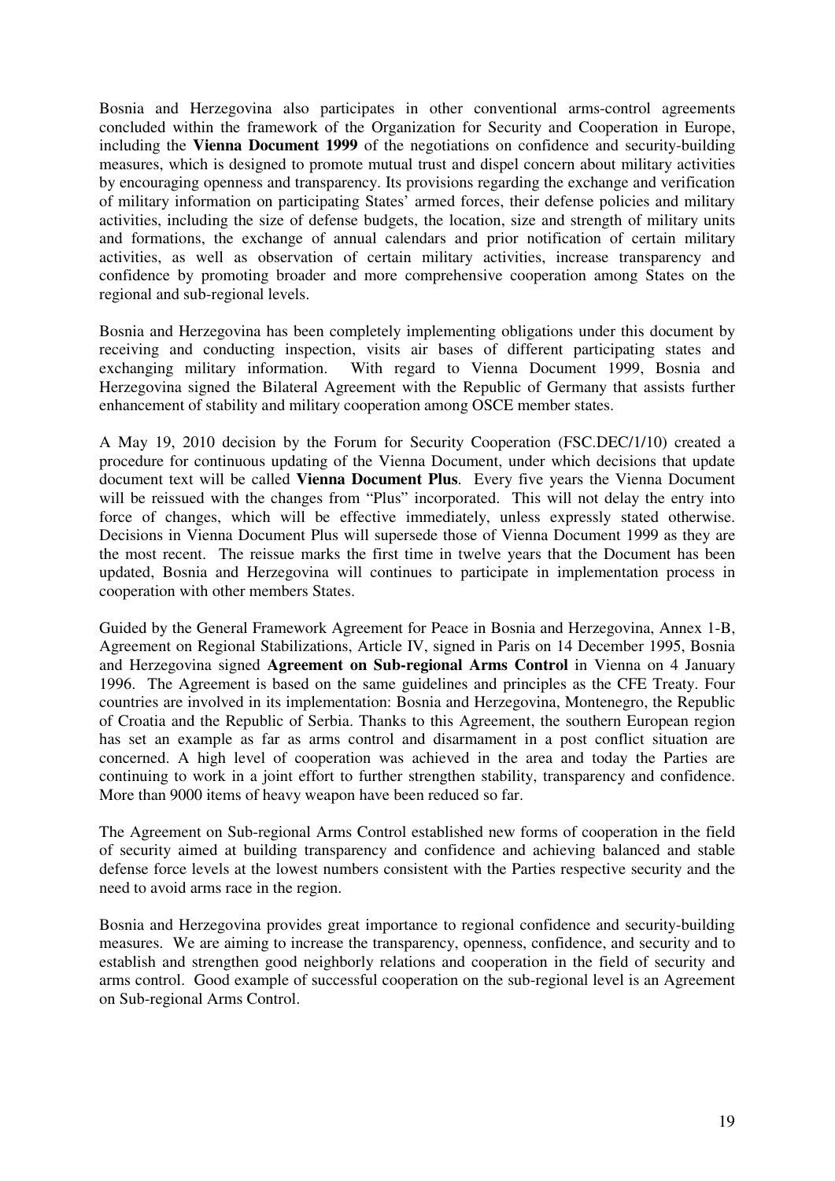Bosnia and Herzegovina also participates in other conventional arms-control agreements concluded within the framework of the Organization for Security and Cooperation in Europe, including the **Vienna Document 1999** of the negotiations on confidence and security-building measures, which is designed to promote mutual trust and dispel concern about military activities by encouraging openness and transparency. Its provisions regarding the exchange and verification of military information on participating States' armed forces, their defense policies and military activities, including the size of defense budgets, the location, size and strength of military units and formations, the exchange of annual calendars and prior notification of certain military activities, as well as observation of certain military activities, increase transparency and confidence by promoting broader and more comprehensive cooperation among States on the regional and sub-regional levels.

Bosnia and Herzegovina has been completely implementing obligations under this document by receiving and conducting inspection, visits air bases of different participating states and exchanging military information. With regard to Vienna Document 1999, Bosnia and Herzegovina signed the Bilateral Agreement with the Republic of Germany that assists further enhancement of stability and military cooperation among OSCE member states.

A May 19, 2010 decision by the Forum for Security Cooperation (FSC.DEC/1/10) created a procedure for continuous updating of the Vienna Document, under which decisions that update document text will be called **Vienna Document Plus**. Every five years the Vienna Document will be reissued with the changes from "Plus" incorporated. This will not delay the entry into force of changes, which will be effective immediately, unless expressly stated otherwise. Decisions in Vienna Document Plus will supersede those of Vienna Document 1999 as they are the most recent. The reissue marks the first time in twelve years that the Document has been updated, Bosnia and Herzegovina will continues to participate in implementation process in cooperation with other members States.

Guided by the General Framework Agreement for Peace in Bosnia and Herzegovina, Annex 1-B, Agreement on Regional Stabilizations, Article IV, signed in Paris on 14 December 1995, Bosnia and Herzegovina signed **Agreement on Sub-regional Arms Control** in Vienna on 4 January 1996. The Agreement is based on the same guidelines and principles as the CFE Treaty. Four countries are involved in its implementation: Bosnia and Herzegovina, Montenegro, the Republic of Croatia and the Republic of Serbia. Thanks to this Agreement, the southern European region has set an example as far as arms control and disarmament in a post conflict situation are concerned. A high level of cooperation was achieved in the area and today the Parties are continuing to work in a joint effort to further strengthen stability, transparency and confidence. More than 9000 items of heavy weapon have been reduced so far.

The Agreement on Sub-regional Arms Control established new forms of cooperation in the field of security aimed at building transparency and confidence and achieving balanced and stable defense force levels at the lowest numbers consistent with the Parties respective security and the need to avoid arms race in the region.

Bosnia and Herzegovina provides great importance to regional confidence and security-building measures. We are aiming to increase the transparency, openness, confidence, and security and to establish and strengthen good neighborly relations and cooperation in the field of security and arms control. Good example of successful cooperation on the sub-regional level is an Agreement on Sub-regional Arms Control.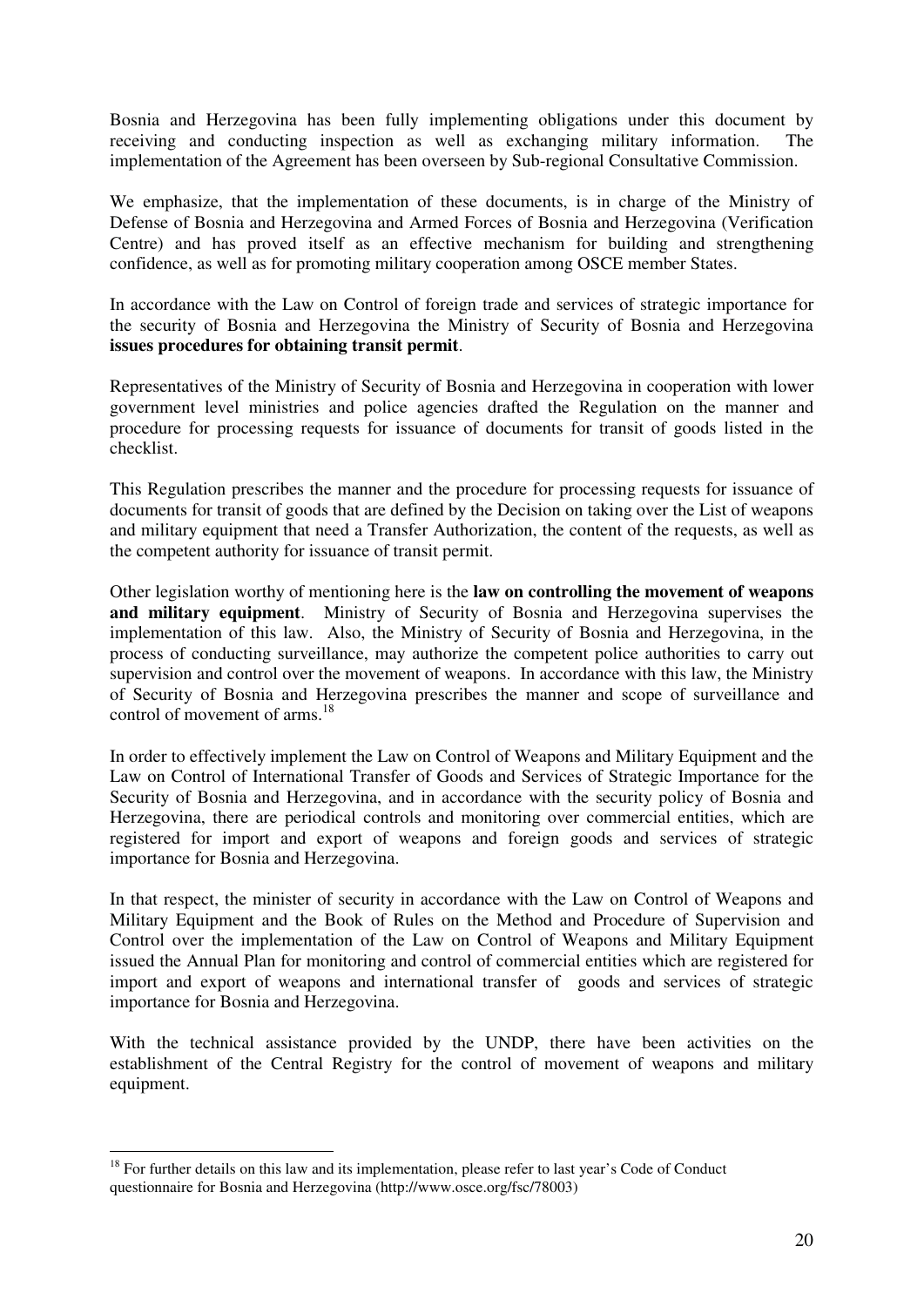Bosnia and Herzegovina has been fully implementing obligations under this document by receiving and conducting inspection as well as exchanging military information. The implementation of the Agreement has been overseen by Sub-regional Consultative Commission.

We emphasize, that the implementation of these documents, is in charge of the Ministry of Defense of Bosnia and Herzegovina and Armed Forces of Bosnia and Herzegovina (Verification Centre) and has proved itself as an effective mechanism for building and strengthening confidence, as well as for promoting military cooperation among OSCE member States.

In accordance with the Law on Control of foreign trade and services of strategic importance for the security of Bosnia and Herzegovina the Ministry of Security of Bosnia and Herzegovina **issues procedures for obtaining transit permit**.

Representatives of the Ministry of Security of Bosnia and Herzegovina in cooperation with lower government level ministries and police agencies drafted the Regulation on the manner and procedure for processing requests for issuance of documents for transit of goods listed in the checklist.

This Regulation prescribes the manner and the procedure for processing requests for issuance of documents for transit of goods that are defined by the Decision on taking over the List of weapons and military equipment that need a Transfer Authorization, the content of the requests, as well as the competent authority for issuance of transit permit.

Other legislation worthy of mentioning here is the **law on controlling the movement of weapons and military equipment**. Ministry of Security of Bosnia and Herzegovina supervises the implementation of this law. Also, the Ministry of Security of Bosnia and Herzegovina, in the process of conducting surveillance, may authorize the competent police authorities to carry out supervision and control over the movement of weapons. In accordance with this law, the Ministry of Security of Bosnia and Herzegovina prescribes the manner and scope of surveillance and control of movement of arms.[18]

In order to effectively implement the Law on Control of Weapons and Military Equipment and the Law on Control of International Transfer of Goods and Services of Strategic Importance for the Security of Bosnia and Herzegovina, and in accordance with the security policy of Bosnia and Herzegovina, there are periodical controls and monitoring over commercial entities, which are registered for import and export of weapons and foreign goods and services of strategic importance for Bosnia and Herzegovina.

In that respect, the minister of security in accordance with the Law on Control of Weapons and Military Equipment and the Book of Rules on the Method and Procedure of Supervision and Control over the implementation of the Law on Control of Weapons and Military Equipment issued the Annual Plan for monitoring and control of commercial entities which are registered for import and export of weapons and international transfer of goods and services of strategic importance for Bosnia and Herzegovina.

With the technical assistance provided by the UNDP, there have been activities on the establishment of the Central Registry for the control of movement of weapons and military equipment.

---

[18] For further details on this law and its implementation, please refer to last year's Code of Conduct questionnaire for Bosnia and Herzegovina (http://www.osce.org/fsc/78003)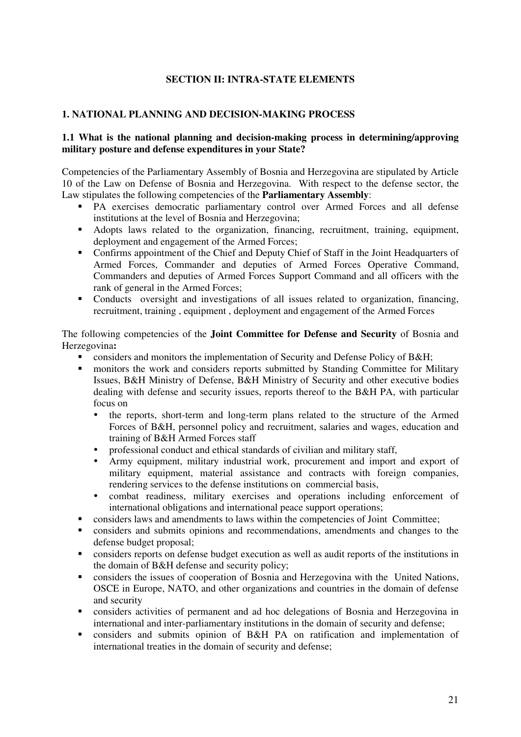## SECTION II: INTRA-STATE ELEMENTS

### 1. NATIONAL PLANNING AND DECISION-MAKING PROCESS

#### 1.1 What is the national planning and decision-making process in determining/approving military posture and defense expenditures in your State?

Competencies of the Parliamentary Assembly of Bosnia and Herzegovina are stipulated by Article 10 of the Law on Defense of Bosnia and Herzegovina. With respect to the defense sector, the Law stipulates the following competencies of the **Parliamentary Assembly**:

- PA exercises democratic parliamentary control over Armed Forces and all defense institutions at the level of Bosnia and Herzegovina;
- Adopts laws related to the organization, financing, recruitment, training, equipment, deployment and engagement of the Armed Forces;
- Confirms appointment of the Chief and Deputy Chief of Staff in the Joint Headquarters of Armed Forces, Commander and deputies of Armed Forces Operative Command, Commanders and deputies of Armed Forces Support Command and all officers with the rank of general in the Armed Forces;
- Conducts oversight and investigations of all issues related to organization, financing, recruitment, training , equipment , deployment and engagement of the Armed Forces

The following competencies of the **Joint Committee for Defense and Security** of Bosnia and Herzegovina**:**

- considers and monitors the implementation of Security and Defense Policy of B&H;
- monitors the work and considers reports submitted by Standing Committee for Military Issues, B&H Ministry of Defense, B&H Ministry of Security and other executive bodies dealing with defense and security issues, reports thereof to the B&H PA, with particular focus on
  - the reports, short-term and long-term plans related to the structure of the Armed Forces of B&H, personnel policy and recruitment, salaries and wages, education and training of B&H Armed Forces staff
  - professional conduct and ethical standards of civilian and military staff,
  - Army equipment, military industrial work, procurement and import and export of military equipment, material assistance and contracts with foreign companies, rendering services to the defense institutions on commercial basis,
  - combat readiness, military exercises and operations including enforcement of international obligations and international peace support operations;
- considers laws and amendments to laws within the competencies of Joint Committee;
- considers and submits opinions and recommendations, amendments and changes to the defense budget proposal;
- considers reports on defense budget execution as well as audit reports of the institutions in the domain of B&H defense and security policy;
- considers the issues of cooperation of Bosnia and Herzegovina with the United Nations, OSCE in Europe, NATO, and other organizations and countries in the domain of defense and security
- considers activities of permanent and ad hoc delegations of Bosnia and Herzegovina in international and inter-parliamentary institutions in the domain of security and defense;
- considers and submits opinion of B&H PA on ratification and implementation of international treaties in the domain of security and defense;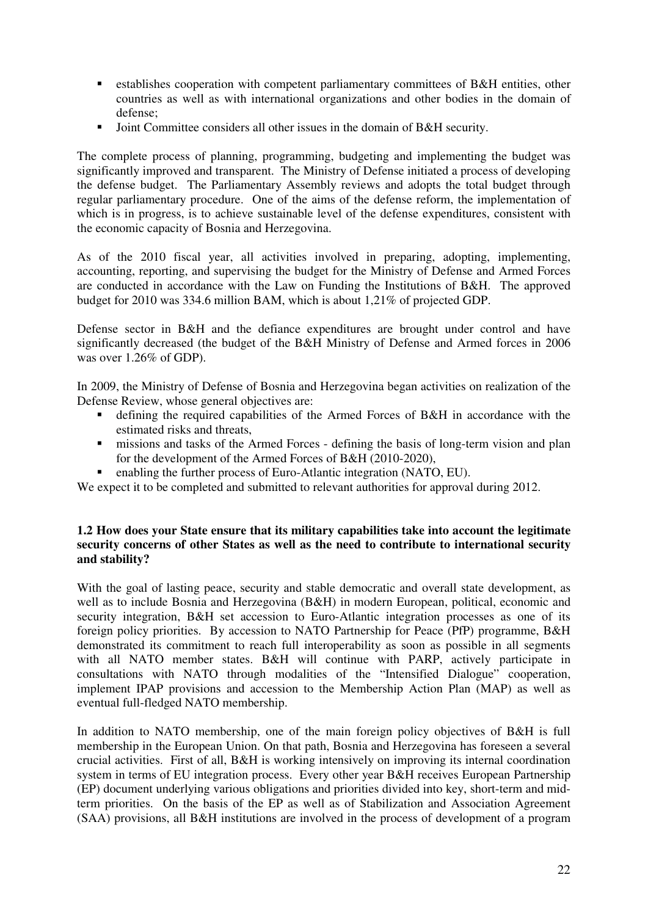- establishes cooperation with competent parliamentary committees of B&H entities, other countries as well as with international organizations and other bodies in the domain of defense;
- Joint Committee considers all other issues in the domain of B&H security.

The complete process of planning, programming, budgeting and implementing the budget was significantly improved and transparent. The Ministry of Defense initiated a process of developing the defense budget. The Parliamentary Assembly reviews and adopts the total budget through regular parliamentary procedure. One of the aims of the defense reform, the implementation of which is in progress, is to achieve sustainable level of the defense expenditures, consistent with the economic capacity of Bosnia and Herzegovina.

As of the 2010 fiscal year, all activities involved in preparing, adopting, implementing, accounting, reporting, and supervising the budget for the Ministry of Defense and Armed Forces are conducted in accordance with the Law on Funding the Institutions of B&H. The approved budget for 2010 was 334.6 million BAM, which is about 1,21% of projected GDP.

Defense sector in B&H and the defiance expenditures are brought under control and have significantly decreased (the budget of the B&H Ministry of Defense and Armed forces in 2006 was over 1.26% of GDP).

In 2009, the Ministry of Defense of Bosnia and Herzegovina began activities on realization of the Defense Review, whose general objectives are:

- defining the required capabilities of the Armed Forces of B&H in accordance with the estimated risks and threats,
- missions and tasks of the Armed Forces - defining the basis of long-term vision and plan for the development of the Armed Forces of B&H (2010-2020),
- enabling the further process of Euro-Atlantic integration (NATO, EU).

We expect it to be completed and submitted to relevant authorities for approval during 2012.

**1.2 How does your State ensure that its military capabilities take into account the legitimate security concerns of other States as well as the need to contribute to international security and stability?**

With the goal of lasting peace, security and stable democratic and overall state development, as well as to include Bosnia and Herzegovina (B&H) in modern European, political, economic and security integration, B&H set accession to Euro-Atlantic integration processes as one of its foreign policy priorities. By accession to NATO Partnership for Peace (PfP) programme, B&H demonstrated its commitment to reach full interoperability as soon as possible in all segments with all NATO member states. B&H will continue with PARP, actively participate in consultations with NATO through modalities of the "Intensified Dialogue" cooperation, implement IPAP provisions and accession to the Membership Action Plan (MAP) as well as eventual full-fledged NATO membership.

In addition to NATO membership, one of the main foreign policy objectives of B&H is full membership in the European Union. On that path, Bosnia and Herzegovina has foreseen a several crucial activities. First of all, B&H is working intensively on improving its internal coordination system in terms of EU integration process. Every other year B&H receives European Partnership (EP) document underlying various obligations and priorities divided into key, short-term and mid-term priorities. On the basis of the EP as well as of Stabilization and Association Agreement (SAA) provisions, all B&H institutions are involved in the process of development of a program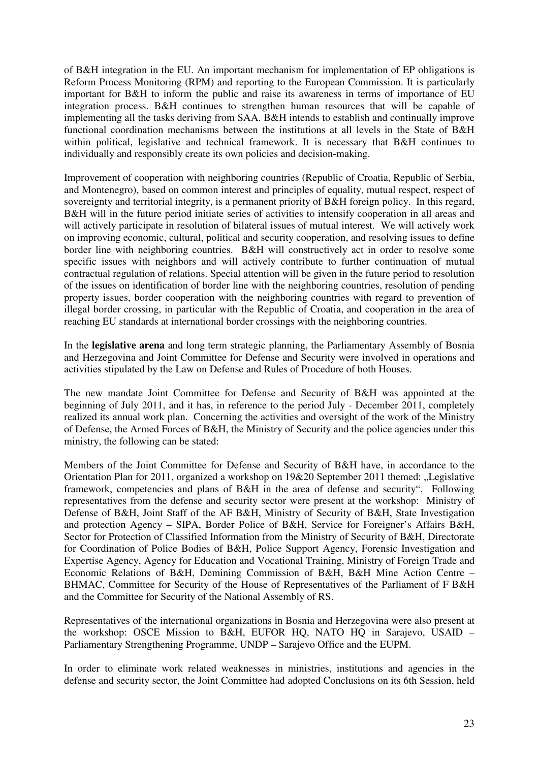of B&H integration in the EU. An important mechanism for implementation of EP obligations is Reform Process Monitoring (RPM) and reporting to the European Commission. It is particularly important for B&H to inform the public and raise its awareness in terms of importance of EU integration process. B&H continues to strengthen human resources that will be capable of implementing all the tasks deriving from SAA. B&H intends to establish and continually improve functional coordination mechanisms between the institutions at all levels in the State of B&H within political, legislative and technical framework. It is necessary that B&H continues to individually and responsibly create its own policies and decision-making.

Improvement of cooperation with neighboring countries (Republic of Croatia, Republic of Serbia, and Montenegro), based on common interest and principles of equality, mutual respect, respect of sovereignty and territorial integrity, is a permanent priority of B&H foreign policy. In this regard, B&H will in the future period initiate series of activities to intensify cooperation in all areas and will actively participate in resolution of bilateral issues of mutual interest. We will actively work on improving economic, cultural, political and security cooperation, and resolving issues to define border line with neighboring countries. B&H will constructively act in order to resolve some specific issues with neighbors and will actively contribute to further continuation of mutual contractual regulation of relations. Special attention will be given in the future period to resolution of the issues on identification of border line with the neighboring countries, resolution of pending property issues, border cooperation with the neighboring countries with regard to prevention of illegal border crossing, in particular with the Republic of Croatia, and cooperation in the area of reaching EU standards at international border crossings with the neighboring countries.

In the **legislative arena** and long term strategic planning, the Parliamentary Assembly of Bosnia and Herzegovina and Joint Committee for Defense and Security were involved in operations and activities stipulated by the Law on Defense and Rules of Procedure of both Houses.

The new mandate Joint Committee for Defense and Security of B&H was appointed at the beginning of July 2011, and it has, in reference to the period July - December 2011, completely realized its annual work plan. Concerning the activities and oversight of the work of the Ministry of Defense, the Armed Forces of B&H, the Ministry of Security and the police agencies under this ministry, the following can be stated:

Members of the Joint Committee for Defense and Security of B&H have, in accordance to the Orientation Plan for 2011, organized a workshop on 19&20 September 2011 themed: „Legislative framework, competencies and plans of B&H in the area of defense and security“. Following representatives from the defense and security sector were present at the workshop: Ministry of Defense of B&H, Joint Staff of the AF B&H, Ministry of Security of B&H, State Investigation and protection Agency – SIPA, Border Police of B&H, Service for Foreigner's Affairs B&H, Sector for Protection of Classified Information from the Ministry of Security of B&H, Directorate for Coordination of Police Bodies of B&H, Police Support Agency, Forensic Investigation and Expertise Agency, Agency for Education and Vocational Training, Ministry of Foreign Trade and Economic Relations of B&H, Demining Commission of B&H, B&H Mine Action Centre – BHMAC, Committee for Security of the House of Representatives of the Parliament of F B&H and the Committee for Security of the National Assembly of RS.

Representatives of the international organizations in Bosnia and Herzegovina were also present at the workshop: OSCE Mission to B&H, EUFOR HQ, NATO HQ in Sarajevo, USAID – Parliamentary Strengthening Programme, UNDP – Sarajevo Office and the EUPM.

In order to eliminate work related weaknesses in ministries, institutions and agencies in the defense and security sector, the Joint Committee had adopted Conclusions on its 6th Session, held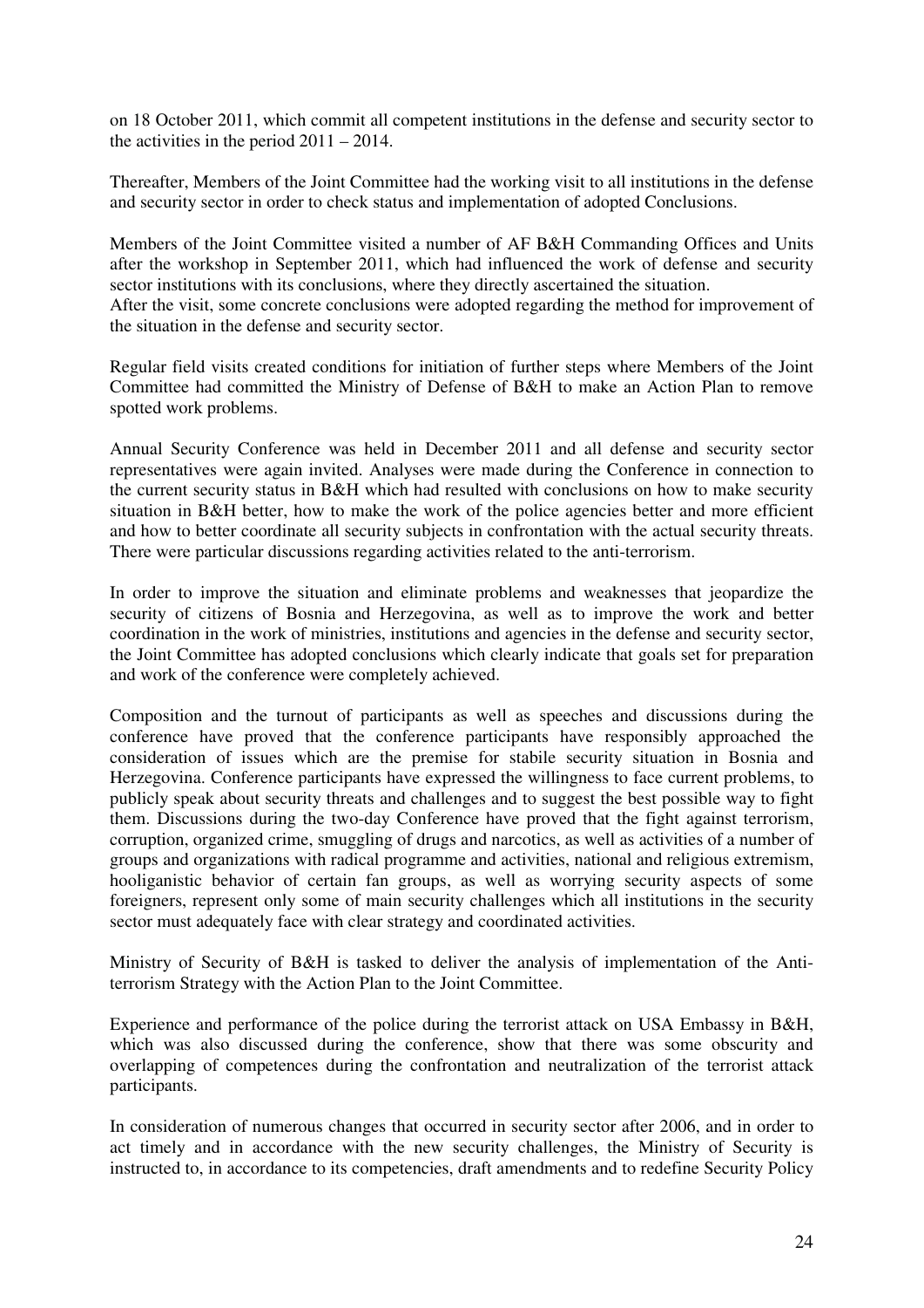on 18 October 2011, which commit all competent institutions in the defense and security sector to the activities in the period 2011 – 2014.

Thereafter, Members of the Joint Committee had the working visit to all institutions in the defense and security sector in order to check status and implementation of adopted Conclusions.

Members of the Joint Committee visited a number of AF B&H Commanding Offices and Units after the workshop in September 2011, which had influenced the work of defense and security sector institutions with its conclusions, where they directly ascertained the situation.
After the visit, some concrete conclusions were adopted regarding the method for improvement of the situation in the defense and security sector.

Regular field visits created conditions for initiation of further steps where Members of the Joint Committee had committed the Ministry of Defense of B&H to make an Action Plan to remove spotted work problems.

Annual Security Conference was held in December 2011 and all defense and security sector representatives were again invited. Analyses were made during the Conference in connection to the current security status in B&H which had resulted with conclusions on how to make security situation in B&H better, how to make the work of the police agencies better and more efficient and how to better coordinate all security subjects in confrontation with the actual security threats. There were particular discussions regarding activities related to the anti-terrorism.

In order to improve the situation and eliminate problems and weaknesses that jeopardize the security of citizens of Bosnia and Herzegovina, as well as to improve the work and better coordination in the work of ministries, institutions and agencies in the defense and security sector, the Joint Committee has adopted conclusions which clearly indicate that goals set for preparation and work of the conference were completely achieved.

Composition and the turnout of participants as well as speeches and discussions during the conference have proved that the conference participants have responsibly approached the consideration of issues which are the premise for stabile security situation in Bosnia and Herzegovina. Conference participants have expressed the willingness to face current problems, to publicly speak about security threats and challenges and to suggest the best possible way to fight them. Discussions during the two-day Conference have proved that the fight against terrorism, corruption, organized crime, smuggling of drugs and narcotics, as well as activities of a number of groups and organizations with radical programme and activities, national and religious extremism, hooliganistic behavior of certain fan groups, as well as worrying security aspects of some foreigners, represent only some of main security challenges which all institutions in the security sector must adequately face with clear strategy and coordinated activities.

Ministry of Security of B&H is tasked to deliver the analysis of implementation of the Anti-terrorism Strategy with the Action Plan to the Joint Committee.

Experience and performance of the police during the terrorist attack on USA Embassy in B&H, which was also discussed during the conference, show that there was some obscurity and overlapping of competences during the confrontation and neutralization of the terrorist attack participants.

In consideration of numerous changes that occurred in security sector after 2006, and in order to act timely and in accordance with the new security challenges, the Ministry of Security is instructed to, in accordance to its competencies, draft amendments and to redefine Security Policy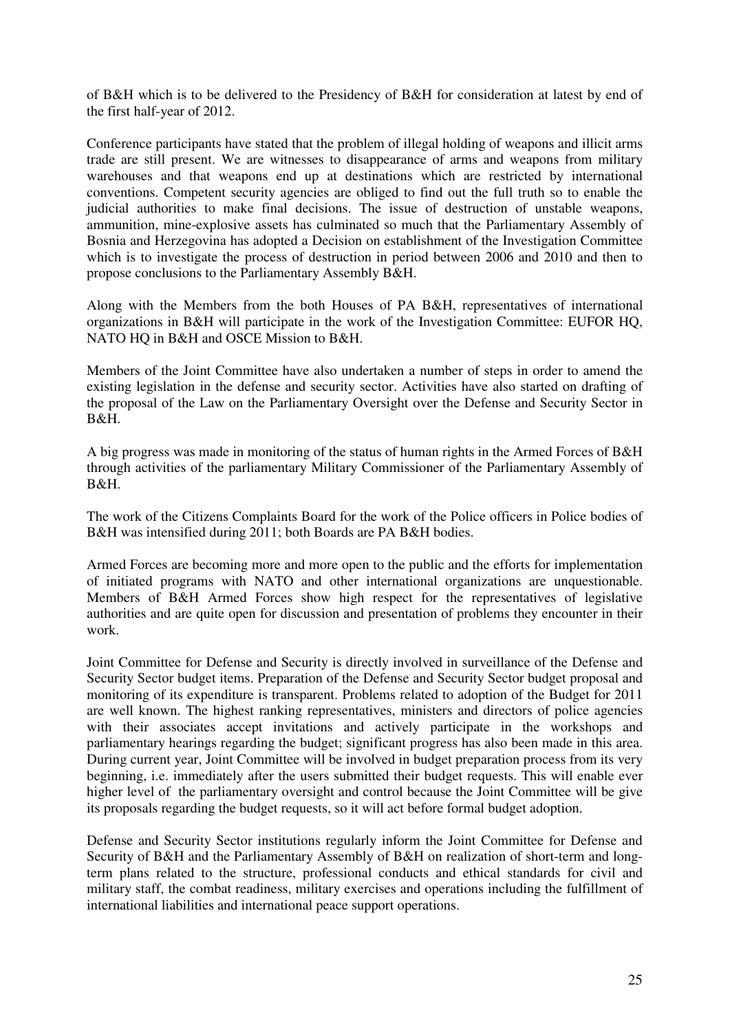of B&H which is to be delivered to the Presidency of B&H for consideration at latest by end of the first half-year of 2012.

Conference participants have stated that the problem of illegal holding of weapons and illicit arms trade are still present. We are witnesses to disappearance of arms and weapons from military warehouses and that weapons end up at destinations which are restricted by international conventions. Competent security agencies are obliged to find out the full truth so to enable the judicial authorities to make final decisions. The issue of destruction of unstable weapons, ammunition, mine-explosive assets has culminated so much that the Parliamentary Assembly of Bosnia and Herzegovina has adopted a Decision on establishment of the Investigation Committee which is to investigate the process of destruction in period between 2006 and 2010 and then to propose conclusions to the Parliamentary Assembly B&H.

Along with the Members from the both Houses of PA B&H, representatives of international organizations in B&H will participate in the work of the Investigation Committee: EUFOR HQ, NATO HQ in B&H and OSCE Mission to B&H.

Members of the Joint Committee have also undertaken a number of steps in order to amend the existing legislation in the defense and security sector. Activities have also started on drafting of the proposal of the Law on the Parliamentary Oversight over the Defense and Security Sector in B&H.

A big progress was made in monitoring of the status of human rights in the Armed Forces of B&H through activities of the parliamentary Military Commissioner of the Parliamentary Assembly of B&H.

The work of the Citizens Complaints Board for the work of the Police officers in Police bodies of B&H was intensified during 2011; both Boards are PA B&H bodies.

Armed Forces are becoming more and more open to the public and the efforts for implementation of initiated programs with NATO and other international organizations are unquestionable. Members of B&H Armed Forces show high respect for the representatives of legislative authorities and are quite open for discussion and presentation of problems they encounter in their work.

Joint Committee for Defense and Security is directly involved in surveillance of the Defense and Security Sector budget items. Preparation of the Defense and Security Sector budget proposal and monitoring of its expenditure is transparent. Problems related to adoption of the Budget for 2011 are well known. The highest ranking representatives, ministers and directors of police agencies with their associates accept invitations and actively participate in the workshops and parliamentary hearings regarding the budget; significant progress has also been made in this area. During current year, Joint Committee will be involved in budget preparation process from its very beginning, i.e. immediately after the users submitted their budget requests. This will enable ever higher level of the parliamentary oversight and control because the Joint Committee will be give its proposals regarding the budget requests, so it will act before formal budget adoption.

Defense and Security Sector institutions regularly inform the Joint Committee for Defense and Security of B&H and the Parliamentary Assembly of B&H on realization of short-term and long-term plans related to the structure, professional conducts and ethical standards for civil and military staff, the combat readiness, military exercises and operations including the fulfillment of international liabilities and international peace support operations.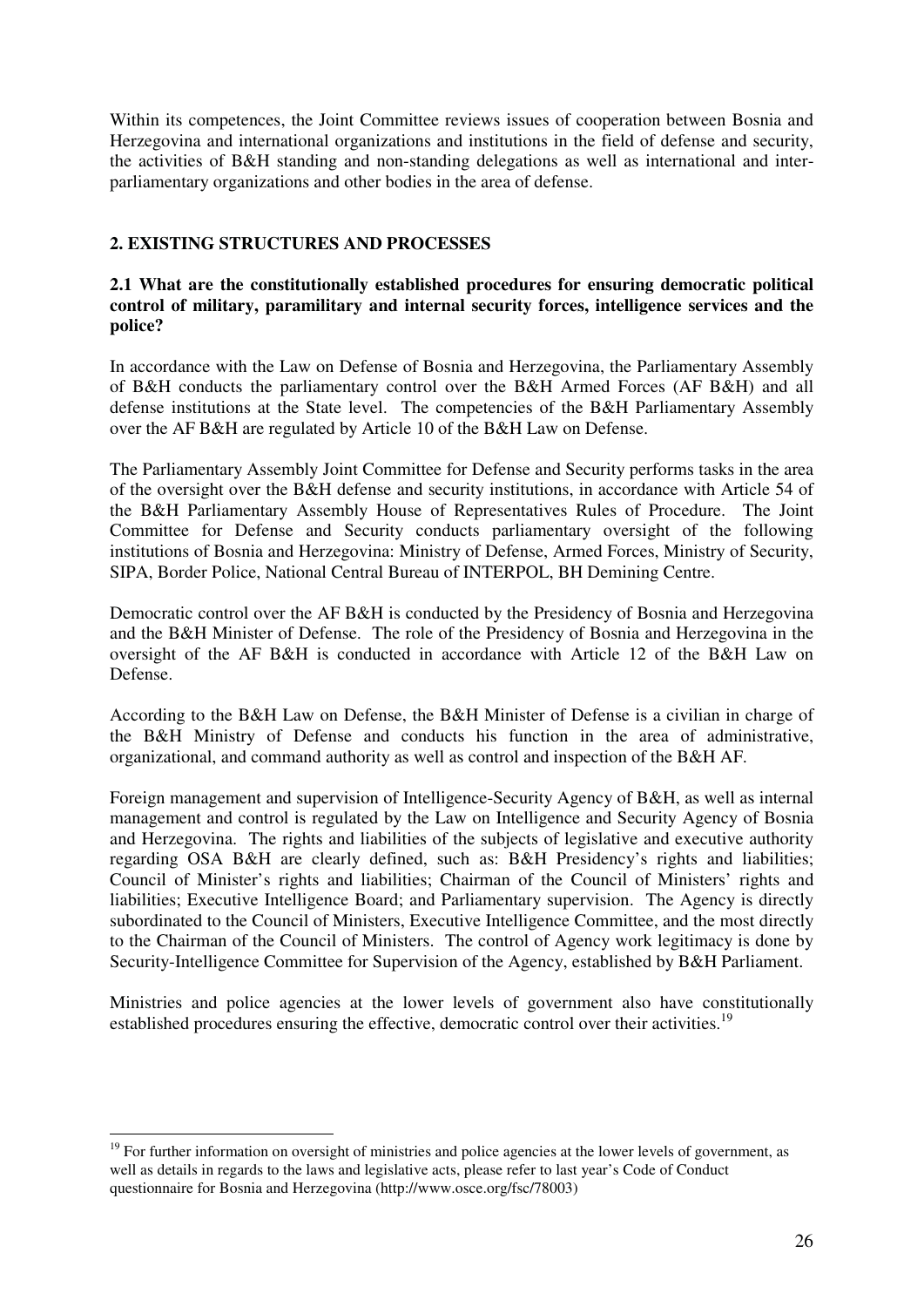Within its competences, the Joint Committee reviews issues of cooperation between Bosnia and Herzegovina and international organizations and institutions in the field of defense and security, the activities of B&H standing and non-standing delegations as well as international and inter-parliamentary organizations and other bodies in the area of defense.

## 2. EXISTING STRUCTURES AND PROCESSES

### 2.1 What are the constitutionally established procedures for ensuring democratic political control of military, paramilitary and internal security forces, intelligence services and the police?

In accordance with the Law on Defense of Bosnia and Herzegovina, the Parliamentary Assembly of B&H conducts the parliamentary control over the B&H Armed Forces (AF B&H) and all defense institutions at the State level. The competencies of the B&H Parliamentary Assembly over the AF B&H are regulated by Article 10 of the B&H Law on Defense.

The Parliamentary Assembly Joint Committee for Defense and Security performs tasks in the area of the oversight over the B&H defense and security institutions, in accordance with Article 54 of the B&H Parliamentary Assembly House of Representatives Rules of Procedure. The Joint Committee for Defense and Security conducts parliamentary oversight of the following institutions of Bosnia and Herzegovina: Ministry of Defense, Armed Forces, Ministry of Security, SIPA, Border Police, National Central Bureau of INTERPOL, BH Demining Centre.

Democratic control over the AF B&H is conducted by the Presidency of Bosnia and Herzegovina and the B&H Minister of Defense. The role of the Presidency of Bosnia and Herzegovina in the oversight of the AF B&H is conducted in accordance with Article 12 of the B&H Law on Defense.

According to the B&H Law on Defense, the B&H Minister of Defense is a civilian in charge of the B&H Ministry of Defense and conducts his function in the area of administrative, organizational, and command authority as well as control and inspection of the B&H AF.

Foreign management and supervision of Intelligence-Security Agency of B&H, as well as internal management and control is regulated by the Law on Intelligence and Security Agency of Bosnia and Herzegovina. The rights and liabilities of the subjects of legislative and executive authority regarding OSA B&H are clearly defined, such as: B&H Presidency's rights and liabilities; Council of Minister's rights and liabilities; Chairman of the Council of Ministers' rights and liabilities; Executive Intelligence Board; and Parliamentary supervision. The Agency is directly subordinated to the Council of Ministers, Executive Intelligence Committee, and the most directly to the Chairman of the Council of Ministers. The control of Agency work legitimacy is done by Security-Intelligence Committee for Supervision of the Agency, established by B&H Parliament.

Ministries and police agencies at the lower levels of government also have constitutionally established procedures ensuring the effective, democratic control over their activities.[19]

---

[19] For further information on oversight of ministries and police agencies at the lower levels of government, as well as details in regards to the laws and legislative acts, please refer to last year's Code of Conduct questionnaire for Bosnia and Herzegovina (http://www.osce.org/fsc/78003)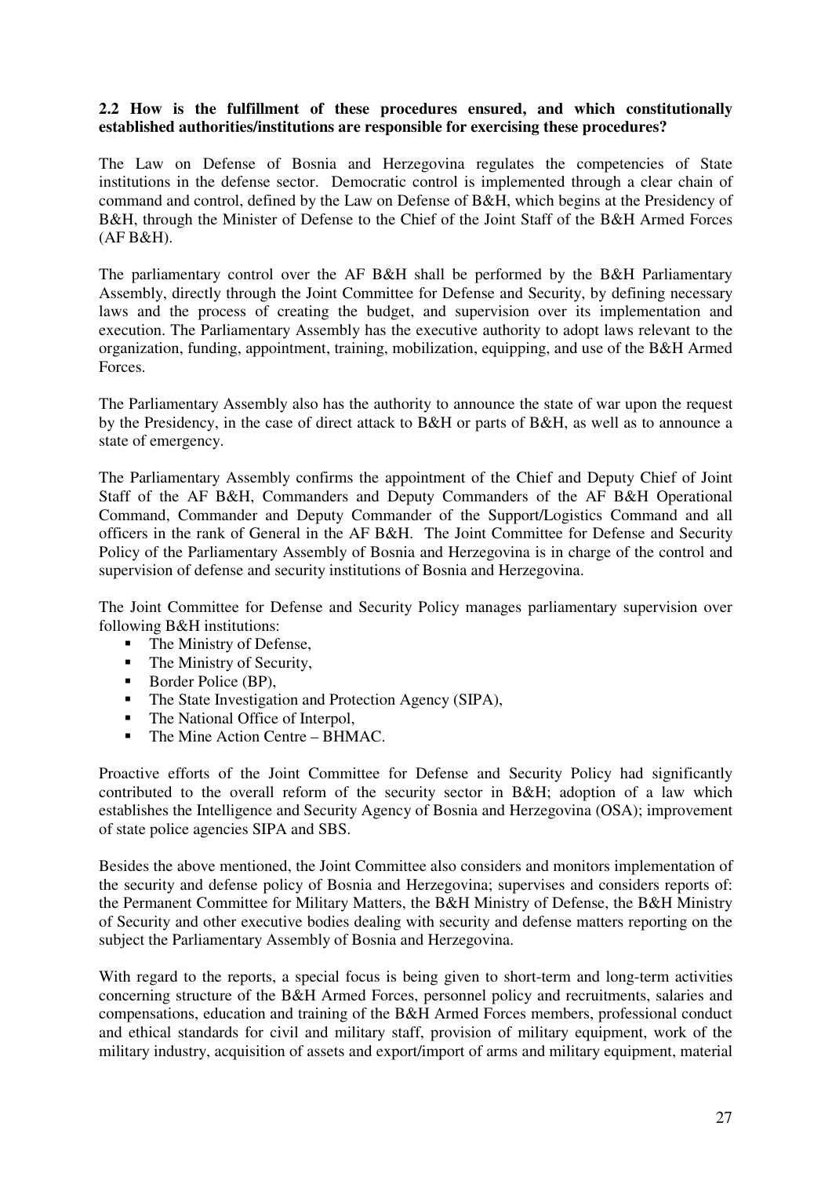**2.2 How is the fulfillment of these procedures ensured, and which constitutionally established authorities/institutions are responsible for exercising these procedures?**

The Law on Defense of Bosnia and Herzegovina regulates the competencies of State institutions in the defense sector. Democratic control is implemented through a clear chain of command and control, defined by the Law on Defense of B&H, which begins at the Presidency of B&H, through the Minister of Defense to the Chief of the Joint Staff of the B&H Armed Forces (AF B&H).

The parliamentary control over the AF B&H shall be performed by the B&H Parliamentary Assembly, directly through the Joint Committee for Defense and Security, by defining necessary laws and the process of creating the budget, and supervision over its implementation and execution. The Parliamentary Assembly has the executive authority to adopt laws relevant to the organization, funding, appointment, training, mobilization, equipping, and use of the B&H Armed Forces.

The Parliamentary Assembly also has the authority to announce the state of war upon the request by the Presidency, in the case of direct attack to B&H or parts of B&H, as well as to announce a state of emergency.

The Parliamentary Assembly confirms the appointment of the Chief and Deputy Chief of Joint Staff of the AF B&H, Commanders and Deputy Commanders of the AF B&H Operational Command, Commander and Deputy Commander of the Support/Logistics Command and all officers in the rank of General in the AF B&H. The Joint Committee for Defense and Security Policy of the Parliamentary Assembly of Bosnia and Herzegovina is in charge of the control and supervision of defense and security institutions of Bosnia and Herzegovina.

The Joint Committee for Defense and Security Policy manages parliamentary supervision over following B&H institutions:

- The Ministry of Defense,
- The Ministry of Security,
- Border Police (BP),
- The State Investigation and Protection Agency (SIPA),
- The National Office of Interpol,
- The Mine Action Centre – BHMAC.

Proactive efforts of the Joint Committee for Defense and Security Policy had significantly contributed to the overall reform of the security sector in B&H; adoption of a law which establishes the Intelligence and Security Agency of Bosnia and Herzegovina (OSA); improvement of state police agencies SIPA and SBS.

Besides the above mentioned, the Joint Committee also considers and monitors implementation of the security and defense policy of Bosnia and Herzegovina; supervises and considers reports of: the Permanent Committee for Military Matters, the B&H Ministry of Defense, the B&H Ministry of Security and other executive bodies dealing with security and defense matters reporting on the subject the Parliamentary Assembly of Bosnia and Herzegovina.

With regard to the reports, a special focus is being given to short-term and long-term activities concerning structure of the B&H Armed Forces, personnel policy and recruitments, salaries and compensations, education and training of the B&H Armed Forces members, professional conduct and ethical standards for civil and military staff, provision of military equipment, work of the military industry, acquisition of assets and export/import of arms and military equipment, material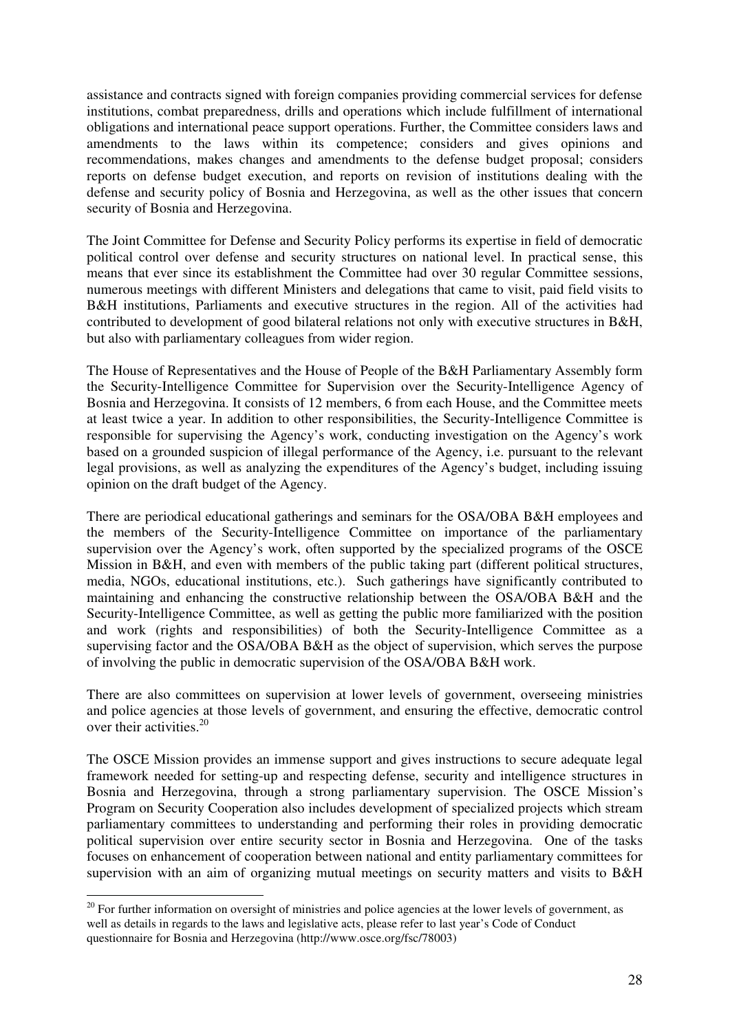assistance and contracts signed with foreign companies providing commercial services for defense institutions, combat preparedness, drills and operations which include fulfillment of international obligations and international peace support operations. Further, the Committee considers laws and amendments to the laws within its competence; considers and gives opinions and recommendations, makes changes and amendments to the defense budget proposal; considers reports on defense budget execution, and reports on revision of institutions dealing with the defense and security policy of Bosnia and Herzegovina, as well as the other issues that concern security of Bosnia and Herzegovina.

The Joint Committee for Defense and Security Policy performs its expertise in field of democratic political control over defense and security structures on national level. In practical sense, this means that ever since its establishment the Committee had over 30 regular Committee sessions, numerous meetings with different Ministers and delegations that came to visit, paid field visits to B&H institutions, Parliaments and executive structures in the region. All of the activities had contributed to development of good bilateral relations not only with executive structures in B&H, but also with parliamentary colleagues from wider region.

The House of Representatives and the House of People of the B&H Parliamentary Assembly form the Security-Intelligence Committee for Supervision over the Security-Intelligence Agency of Bosnia and Herzegovina. It consists of 12 members, 6 from each House, and the Committee meets at least twice a year. In addition to other responsibilities, the Security-Intelligence Committee is responsible for supervising the Agency's work, conducting investigation on the Agency's work based on a grounded suspicion of illegal performance of the Agency, i.e. pursuant to the relevant legal provisions, as well as analyzing the expenditures of the Agency's budget, including issuing opinion on the draft budget of the Agency.

There are periodical educational gatherings and seminars for the OSA/OBA B&H employees and the members of the Security-Intelligence Committee on importance of the parliamentary supervision over the Agency's work, often supported by the specialized programs of the OSCE Mission in B&H, and even with members of the public taking part (different political structures, media, NGOs, educational institutions, etc.). Such gatherings have significantly contributed to maintaining and enhancing the constructive relationship between the OSA/OBA B&H and the Security-Intelligence Committee, as well as getting the public more familiarized with the position and work (rights and responsibilities) of both the Security-Intelligence Committee as a supervising factor and the OSA/OBA B&H as the object of supervision, which serves the purpose of involving the public in democratic supervision of the OSA/OBA B&H work.

There are also committees on supervision at lower levels of government, overseeing ministries and police agencies at those levels of government, and ensuring the effective, democratic control over their activities.[20]

The OSCE Mission provides an immense support and gives instructions to secure adequate legal framework needed for setting-up and respecting defense, security and intelligence structures in Bosnia and Herzegovina, through a strong parliamentary supervision. The OSCE Mission's Program on Security Cooperation also includes development of specialized projects which stream parliamentary committees to understanding and performing their roles in providing democratic political supervision over entire security sector in Bosnia and Herzegovina. One of the tasks focuses on enhancement of cooperation between national and entity parliamentary committees for supervision with an aim of organizing mutual meetings on security matters and visits to B&H

[20] For further information on oversight of ministries and police agencies at the lower levels of government, as well as details in regards to the laws and legislative acts, please refer to last year's Code of Conduct questionnaire for Bosnia and Herzegovina (http://www.osce.org/fsc/78003)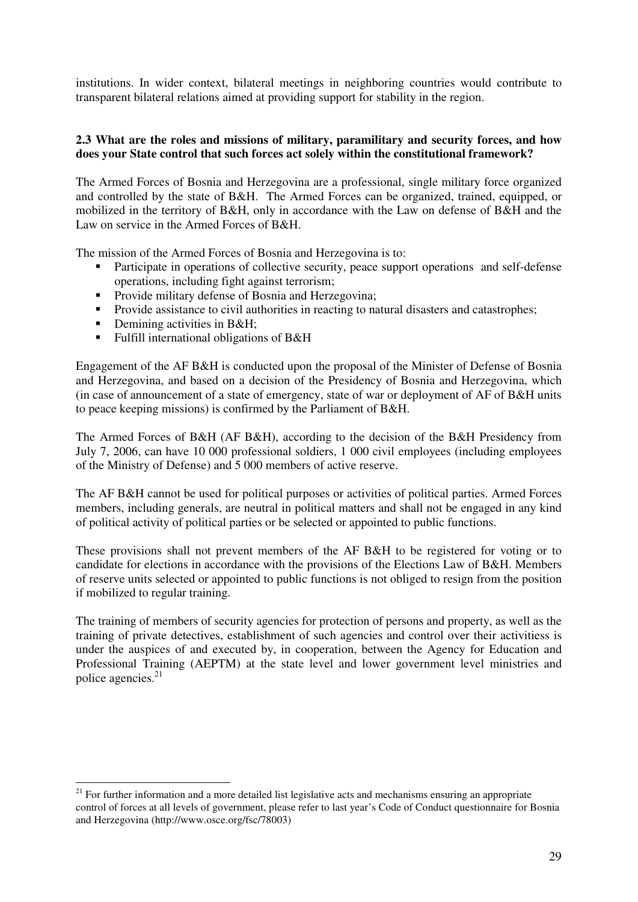institutions. In wider context, bilateral meetings in neighboring countries would contribute to transparent bilateral relations aimed at providing support for stability in the region.

**2.3 What are the roles and missions of military, paramilitary and security forces, and how does your State control that such forces act solely within the constitutional framework?**

The Armed Forces of Bosnia and Herzegovina are a professional, single military force organized and controlled by the state of B&H. The Armed Forces can be organized, trained, equipped, or mobilized in the territory of B&H, only in accordance with the Law on defense of B&H and the Law on service in the Armed Forces of B&H.

The mission of the Armed Forces of Bosnia and Herzegovina is to:

- Participate in operations of collective security, peace support operations and self-defense operations, including fight against terrorism;
- Provide military defense of Bosnia and Herzegovina;
- Provide assistance to civil authorities in reacting to natural disasters and catastrophes;
- Demining activities in B&H;
- Fulfill international obligations of B&H

Engagement of the AF B&H is conducted upon the proposal of the Minister of Defense of Bosnia and Herzegovina, and based on a decision of the Presidency of Bosnia and Herzegovina, which (in case of announcement of a state of emergency, state of war or deployment of AF of B&H units to peace keeping missions) is confirmed by the Parliament of B&H.

The Armed Forces of B&H (AF B&H), according to the decision of the B&H Presidency from July 7, 2006, can have 10 000 professional soldiers, 1 000 civil employees (including employees of the Ministry of Defense) and 5 000 members of active reserve.

The AF B&H cannot be used for political purposes or activities of political parties. Armed Forces members, including generals, are neutral in political matters and shall not be engaged in any kind of political activity of political parties or be selected or appointed to public functions.

These provisions shall not prevent members of the AF B&H to be registered for voting or to candidate for elections in accordance with the provisions of the Elections Law of B&H. Members of reserve units selected or appointed to public functions is not obliged to resign from the position if mobilized to regular training.

The training of members of security agencies for protection of persons and property, as well as the training of private detectives, establishment of such agencies and control over their activitiess is under the auspices of and executed by, in cooperation, between the Agency for Education and Professional Training (AEPTM) at the state level and lower government level ministries and police agencies.[21]

[21] For further information and a more detailed list legislative acts and mechanisms ensuring an appropriate control of forces at all levels of government, please refer to last year's Code of Conduct questionnaire for Bosnia and Herzegovina (http://www.osce.org/fsc/78003)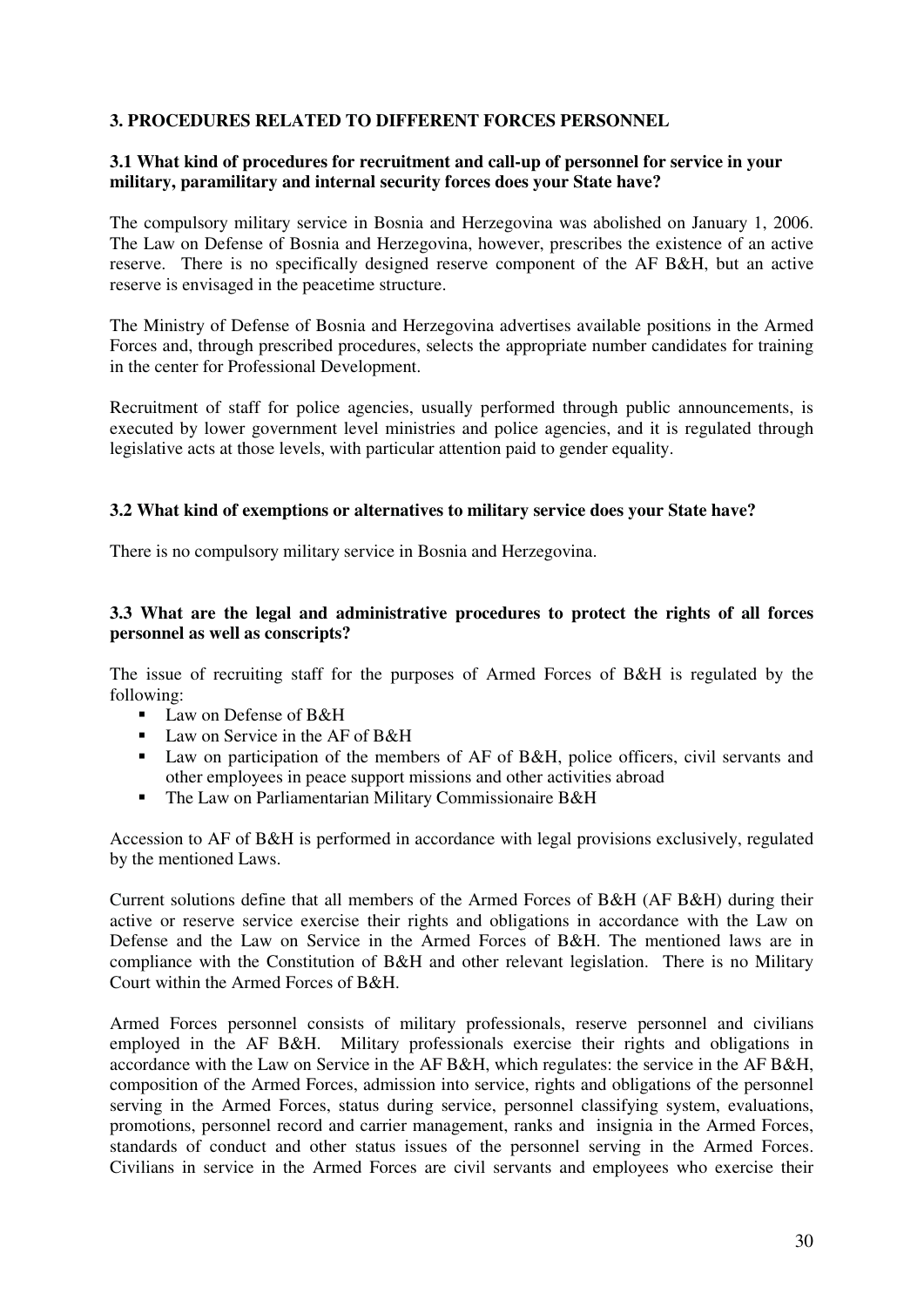## 3. PROCEDURES RELATED TO DIFFERENT FORCES PERSONNEL

### 3.1 What kind of procedures for recruitment and call-up of personnel for service in your military, paramilitary and internal security forces does your State have?

The compulsory military service in Bosnia and Herzegovina was abolished on January 1, 2006. The Law on Defense of Bosnia and Herzegovina, however, prescribes the existence of an active reserve. There is no specifically designed reserve component of the AF B&H, but an active reserve is envisaged in the peacetime structure.

The Ministry of Defense of Bosnia and Herzegovina advertises available positions in the Armed Forces and, through prescribed procedures, selects the appropriate number candidates for training in the center for Professional Development.

Recruitment of staff for police agencies, usually performed through public announcements, is executed by lower government level ministries and police agencies, and it is regulated through legislative acts at those levels, with particular attention paid to gender equality.

### 3.2 What kind of exemptions or alternatives to military service does your State have?

There is no compulsory military service in Bosnia and Herzegovina.

### 3.3 What are the legal and administrative procedures to protect the rights of all forces personnel as well as conscripts?

The issue of recruiting staff for the purposes of Armed Forces of B&H is regulated by the following:

- Law on Defense of B&H
- Law on Service in the AF of B&H
- Law on participation of the members of AF of B&H, police officers, civil servants and other employees in peace support missions and other activities abroad
- The Law on Parliamentarian Military Commissionaire B&H

Accession to AF of B&H is performed in accordance with legal provisions exclusively, regulated by the mentioned Laws.

Current solutions define that all members of the Armed Forces of B&H (AF B&H) during their active or reserve service exercise their rights and obligations in accordance with the Law on Defense and the Law on Service in the Armed Forces of B&H. The mentioned laws are in compliance with the Constitution of B&H and other relevant legislation. There is no Military Court within the Armed Forces of B&H.

Armed Forces personnel consists of military professionals, reserve personnel and civilians employed in the AF B&H. Military professionals exercise their rights and obligations in accordance with the Law on Service in the AF B&H, which regulates: the service in the AF B&H, composition of the Armed Forces, admission into service, rights and obligations of the personnel serving in the Armed Forces, status during service, personnel classifying system, evaluations, promotions, personnel record and carrier management, ranks and insignia in the Armed Forces, standards of conduct and other status issues of the personnel serving in the Armed Forces. Civilians in service in the Armed Forces are civil servants and employees who exercise their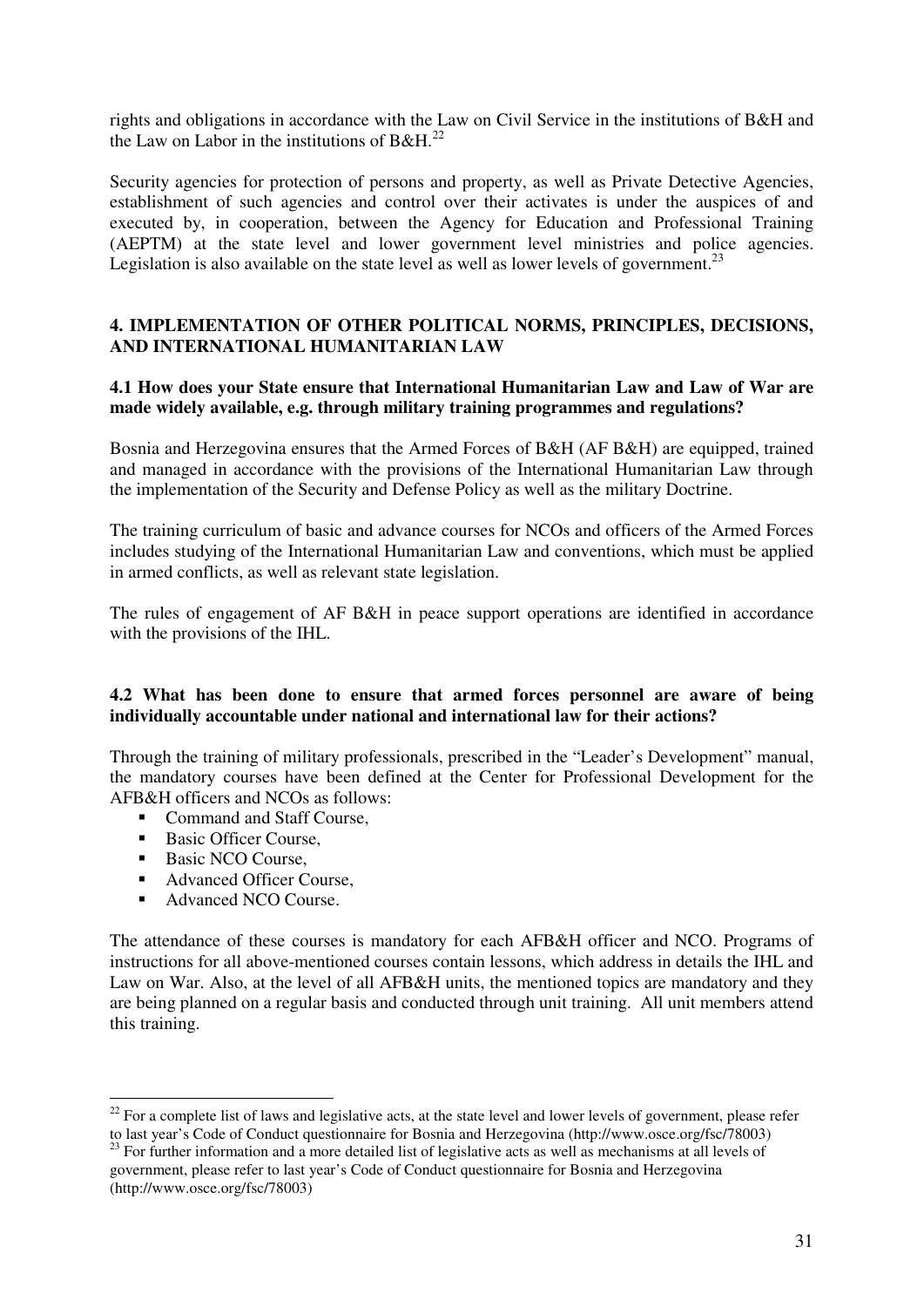rights and obligations in accordance with the Law on Civil Service in the institutions of B&H and the Law on Labor in the institutions of B&H.[22]

Security agencies for protection of persons and property, as well as Private Detective Agencies, establishment of such agencies and control over their activates is under the auspices of and executed by, in cooperation, between the Agency for Education and Professional Training (AEPTM) at the state level and lower government level ministries and police agencies. Legislation is also available on the state level as well as lower levels of government.[23]

## 4. IMPLEMENTATION OF OTHER POLITICAL NORMS, PRINCIPLES, DECISIONS, AND INTERNATIONAL HUMANITARIAN LAW

### 4.1 How does your State ensure that International Humanitarian Law and Law of War are made widely available, e.g. through military training programmes and regulations?

Bosnia and Herzegovina ensures that the Armed Forces of B&H (AF B&H) are equipped, trained and managed in accordance with the provisions of the International Humanitarian Law through the implementation of the Security and Defense Policy as well as the military Doctrine.

The training curriculum of basic and advance courses for NCOs and officers of the Armed Forces includes studying of the International Humanitarian Law and conventions, which must be applied in armed conflicts, as well as relevant state legislation.

The rules of engagement of AF B&H in peace support operations are identified in accordance with the provisions of the IHL.

### 4.2 What has been done to ensure that armed forces personnel are aware of being individually accountable under national and international law for their actions?

Through the training of military professionals, prescribed in the "Leader's Development" manual, the mandatory courses have been defined at the Center for Professional Development for the AFB&H officers and NCOs as follows:

- Command and Staff Course,
- Basic Officer Course,
- Basic NCO Course,
- Advanced Officer Course,
- Advanced NCO Course.

The attendance of these courses is mandatory for each AFB&H officer and NCO. Programs of instructions for all above-mentioned courses contain lessons, which address in details the IHL and Law on War. Also, at the level of all AFB&H units, the mentioned topics are mandatory and they are being planned on a regular basis and conducted through unit training. All unit members attend this training.

---

[22] For a complete list of laws and legislative acts, at the state level and lower levels of government, please refer to last year's Code of Conduct questionnaire for Bosnia and Herzegovina (http://www.osce.org/fsc/78003)

[23] For further information and a more detailed list of legislative acts as well as mechanisms at all levels of government, please refer to last year's Code of Conduct questionnaire for Bosnia and Herzegovina (http://www.osce.org/fsc/78003)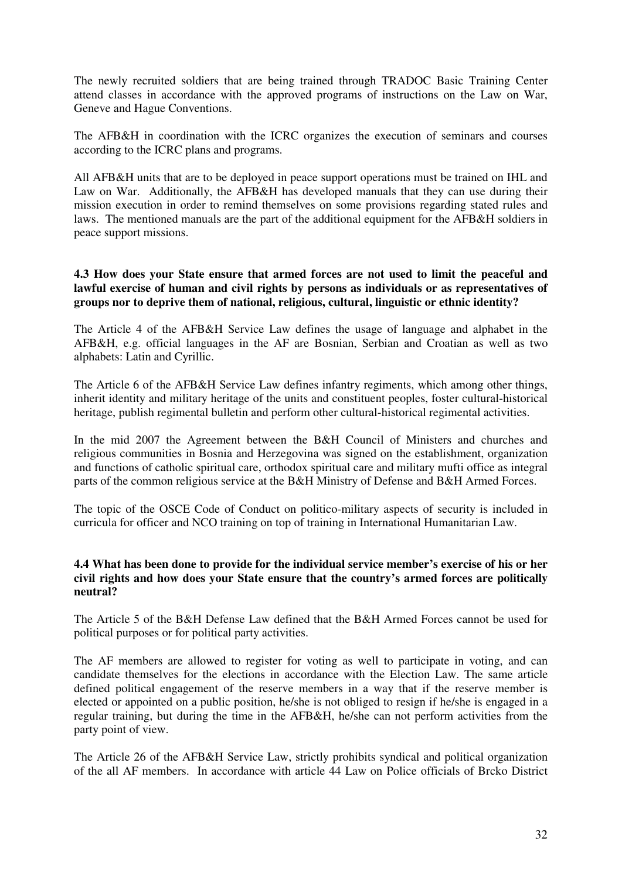The newly recruited soldiers that are being trained through TRADOC Basic Training Center attend classes in accordance with the approved programs of instructions on the Law on War, Geneve and Hague Conventions.

The AFB&H in coordination with the ICRC organizes the execution of seminars and courses according to the ICRC plans and programs.

All AFB&H units that are to be deployed in peace support operations must be trained on IHL and Law on War. Additionally, the AFB&H has developed manuals that they can use during their mission execution in order to remind themselves on some provisions regarding stated rules and laws. The mentioned manuals are the part of the additional equipment for the AFB&H soldiers in peace support missions.

**4.3 How does your State ensure that armed forces are not used to limit the peaceful and lawful exercise of human and civil rights by persons as individuals or as representatives of groups nor to deprive them of national, religious, cultural, linguistic or ethnic identity?**

The Article 4 of the AFB&H Service Law defines the usage of language and alphabet in the AFB&H, e.g. official languages in the AF are Bosnian, Serbian and Croatian as well as two alphabets: Latin and Cyrillic.

The Article 6 of the AFB&H Service Law defines infantry regiments, which among other things, inherit identity and military heritage of the units and constituent peoples, foster cultural-historical heritage, publish regimental bulletin and perform other cultural-historical regimental activities.

In the mid 2007 the Agreement between the B&H Council of Ministers and churches and religious communities in Bosnia and Herzegovina was signed on the establishment, organization and functions of catholic spiritual care, orthodox spiritual care and military mufti office as integral parts of the common religious service at the B&H Ministry of Defense and B&H Armed Forces.

The topic of the OSCE Code of Conduct on politico-military aspects of security is included in curricula for officer and NCO training on top of training in International Humanitarian Law.

**4.4 What has been done to provide for the individual service member's exercise of his or her civil rights and how does your State ensure that the country's armed forces are politically neutral?**

The Article 5 of the B&H Defense Law defined that the B&H Armed Forces cannot be used for political purposes or for political party activities.

The AF members are allowed to register for voting as well to participate in voting, and can candidate themselves for the elections in accordance with the Election Law. The same article defined political engagement of the reserve members in a way that if the reserve member is elected or appointed on a public position, he/she is not obliged to resign if he/she is engaged in a regular training, but during the time in the AFB&H, he/she can not perform activities from the party point of view.

The Article 26 of the AFB&H Service Law, strictly prohibits syndical and political organization of the all AF members. In accordance with article 44 Law on Police officials of Brcko District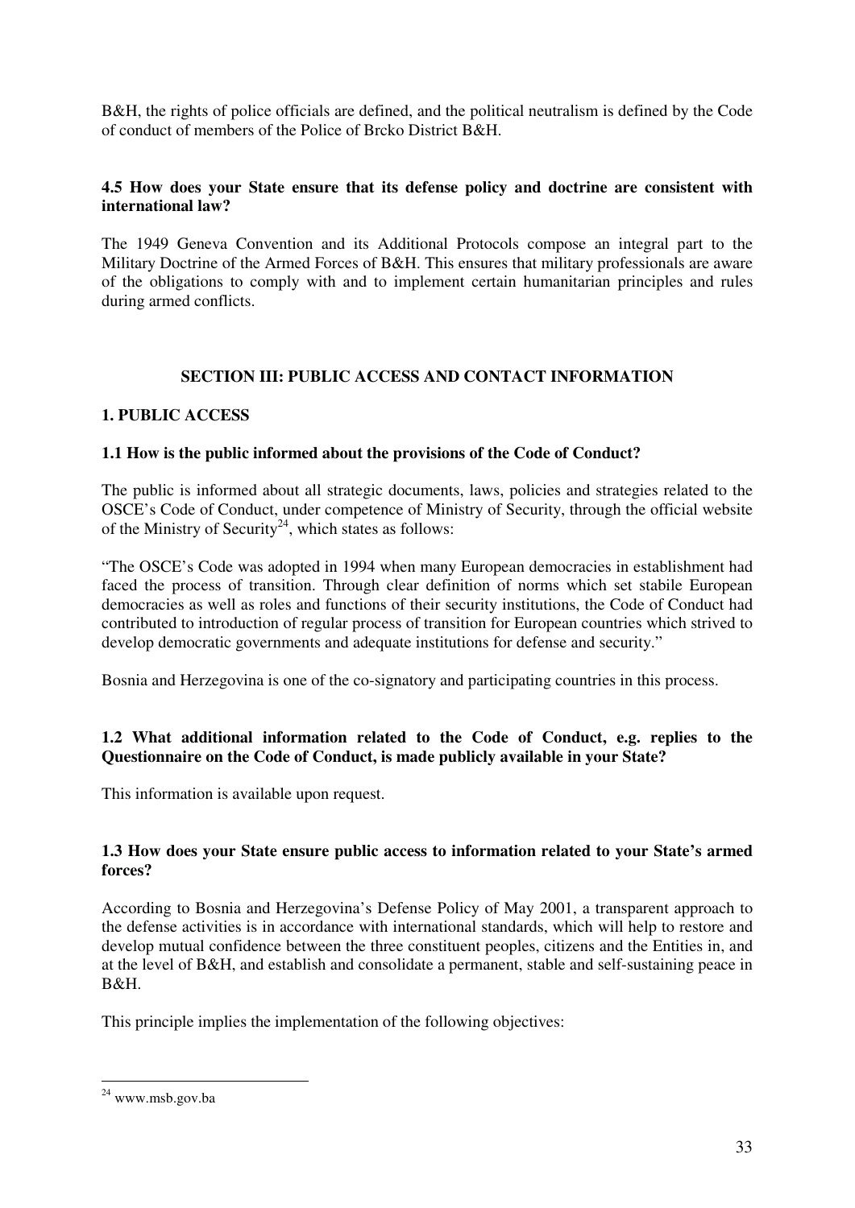B&H, the rights of police officials are defined, and the political neutralism is defined by the Code of conduct of members of the Police of Brcko District B&H.

**4.5 How does your State ensure that its defense policy and doctrine are consistent with international law?**

The 1949 Geneva Convention and its Additional Protocols compose an integral part to the Military Doctrine of the Armed Forces of B&H. This ensures that military professionals are aware of the obligations to comply with and to implement certain humanitarian principles and rules during armed conflicts.

## SECTION III: PUBLIC ACCESS AND CONTACT INFORMATION

### 1. PUBLIC ACCESS

**1.1 How is the public informed about the provisions of the Code of Conduct?**

The public is informed about all strategic documents, laws, policies and strategies related to the OSCE's Code of Conduct, under competence of Ministry of Security, through the official website of the Ministry of Security[24], which states as follows:

"The OSCE's Code was adopted in 1994 when many European democracies in establishment had faced the process of transition. Through clear definition of norms which set stabile European democracies as well as roles and functions of their security institutions, the Code of Conduct had contributed to introduction of regular process of transition for European countries which strived to develop democratic governments and adequate institutions for defense and security."

Bosnia and Herzegovina is one of the co-signatory and participating countries in this process.

**1.2 What additional information related to the Code of Conduct, e.g. replies to the Questionnaire on the Code of Conduct, is made publicly available in your State?**

This information is available upon request.

**1.3 How does your State ensure public access to information related to your State's armed forces?**

According to Bosnia and Herzegovina's Defense Policy of May 2001, a transparent approach to the defense activities is in accordance with international standards, which will help to restore and develop mutual confidence between the three constituent peoples, citizens and the Entities in, and at the level of B&H, and establish and consolidate a permanent, stable and self-sustaining peace in B&H.

This principle implies the implementation of the following objectives:

[24] www.msb.gov.ba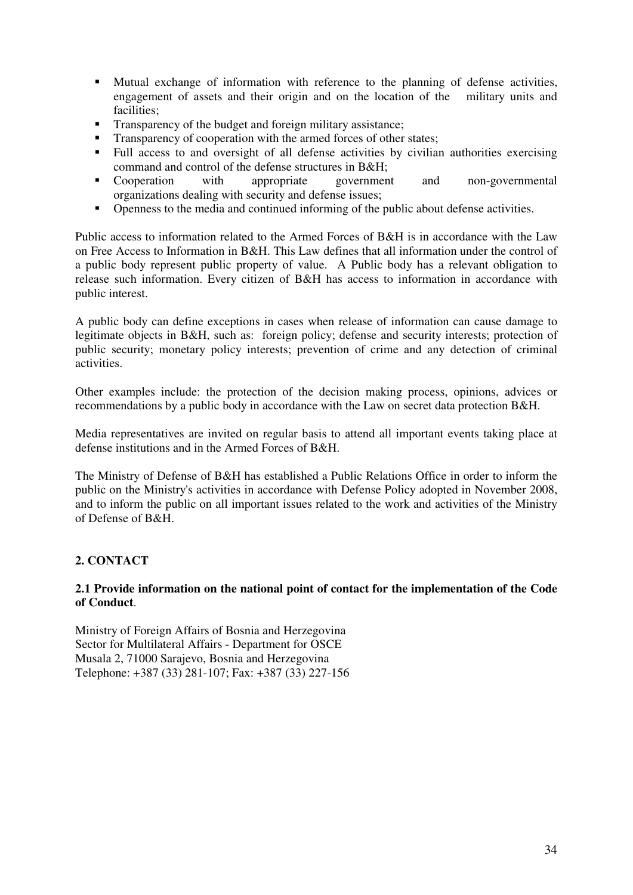- Mutual exchange of information with reference to the planning of defense activities, engagement of assets and their origin and on the location of the military units and facilities;
- Transparency of the budget and foreign military assistance;
- Transparency of cooperation with the armed forces of other states;
- Full access to and oversight of all defense activities by civilian authorities exercising command and control of the defense structures in B&H;
- Cooperation with appropriate government and non-governmental organizations dealing with security and defense issues;
- Openness to the media and continued informing of the public about defense activities.

Public access to information related to the Armed Forces of B&H is in accordance with the Law on Free Access to Information in B&H. This Law defines that all information under the control of a public body represent public property of value. A Public body has a relevant obligation to release such information. Every citizen of B&H has access to information in accordance with public interest.

A public body can define exceptions in cases when release of information can cause damage to legitimate objects in B&H, such as: foreign policy; defense and security interests; protection of public security; monetary policy interests; prevention of crime and any detection of criminal activities.

Other examples include: the protection of the decision making process, opinions, advices or recommendations by a public body in accordance with the Law on secret data protection B&H.

Media representatives are invited on regular basis to attend all important events taking place at defense institutions and in the Armed Forces of B&H.

The Ministry of Defense of B&H has established a Public Relations Office in order to inform the public on the Ministry's activities in accordance with Defense Policy adopted in November 2008, and to inform the public on all important issues related to the work and activities of the Ministry of Defense of B&H.

## 2. CONTACT

### 2.1 Provide information on the national point of contact for the implementation of the Code of Conduct.

Ministry of Foreign Affairs of Bosnia and Herzegovina
Sector for Multilateral Affairs - Department for OSCE
Musala 2, 71000 Sarajevo, Bosnia and Herzegovina
Telephone: +387 (33) 281-107; Fax: +387 (33) 227-156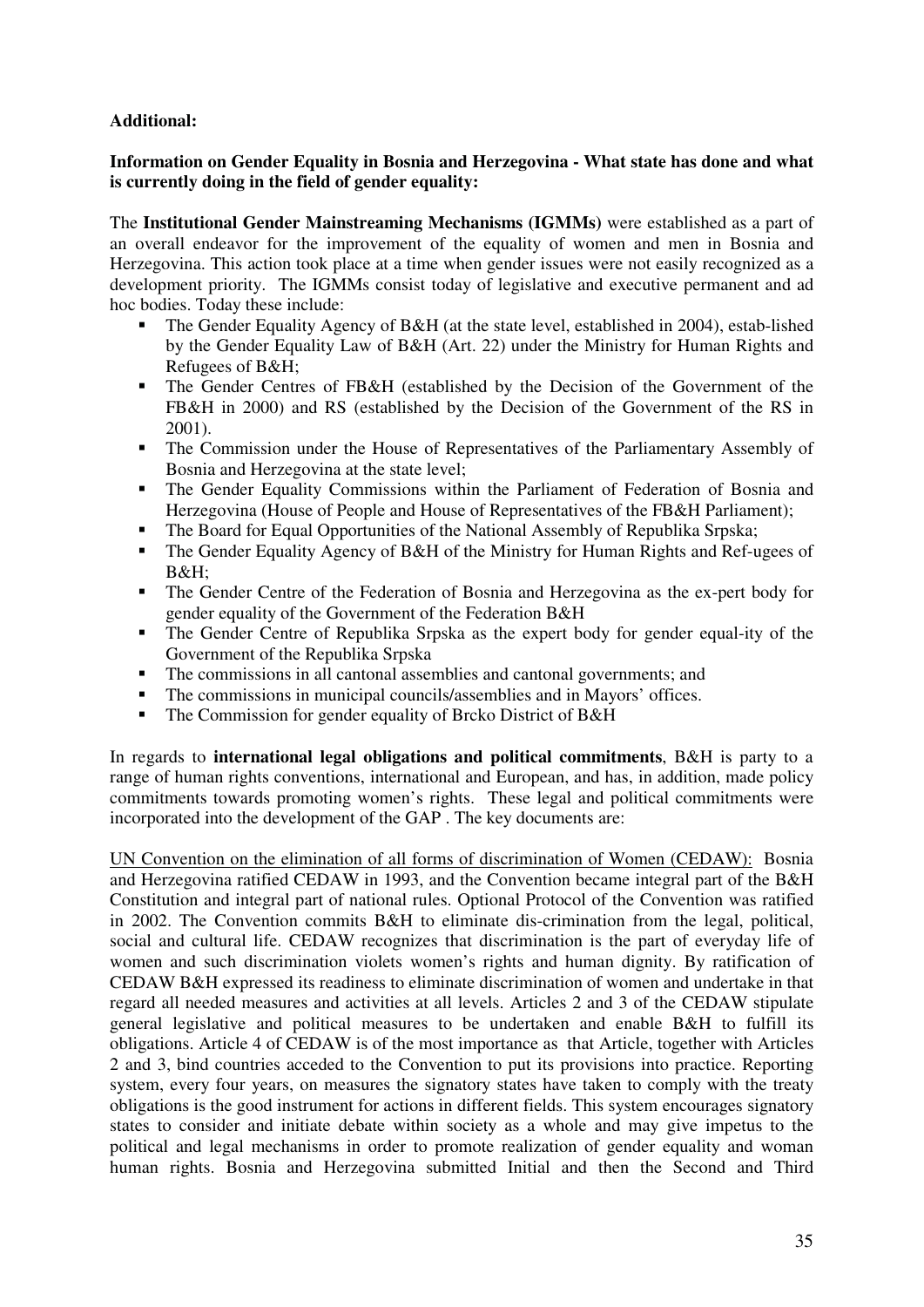**Additional:**

**Information on Gender Equality in Bosnia and Herzegovina - What state has done and what is currently doing in the field of gender equality:**

The **Institutional Gender Mainstreaming Mechanisms (IGMMs)** were established as a part of an overall endeavor for the improvement of the equality of women and men in Bosnia and Herzegovina. This action took place at a time when gender issues were not easily recognized as a development priority. The IGMMs consist today of legislative and executive permanent and ad hoc bodies. Today these include:

- The Gender Equality Agency of B&H (at the state level, established in 2004), estab-lished by the Gender Equality Law of B&H (Art. 22) under the Ministry for Human Rights and Refugees of B&H;
- The Gender Centres of FB&H (established by the Decision of the Government of the FB&H in 2000) and RS (established by the Decision of the Government of the RS in 2001).
- The Commission under the House of Representatives of the Parliamentary Assembly of Bosnia and Herzegovina at the state level;
- The Gender Equality Commissions within the Parliament of Federation of Bosnia and Herzegovina (House of People and House of Representatives of the FB&H Parliament);
- The Board for Equal Opportunities of the National Assembly of Republika Srpska;
- The Gender Equality Agency of B&H of the Ministry for Human Rights and Ref-ugees of B&H;
- The Gender Centre of the Federation of Bosnia and Herzegovina as the ex-pert body for gender equality of the Government of the Federation B&H
- The Gender Centre of Republika Srpska as the expert body for gender equal-ity of the Government of the Republika Srpska
- The commissions in all cantonal assemblies and cantonal governments; and
- The commissions in municipal councils/assemblies and in Mayors' offices.
- The Commission for gender equality of Brcko District of B&H

In regards to **international legal obligations and political commitments**, B&H is party to a range of human rights conventions, international and European, and has, in addition, made policy commitments towards promoting women's rights. These legal and political commitments were incorporated into the development of the GAP . The key documents are:

UN Convention on the elimination of all forms of discrimination of Women (CEDAW): Bosnia and Herzegovina ratified CEDAW in 1993, and the Convention became integral part of the B&H Constitution and integral part of national rules. Optional Protocol of the Convention was ratified in 2002. The Convention commits B&H to eliminate dis-crimination from the legal, political, social and cultural life. CEDAW recognizes that discrimination is the part of everyday life of women and such discrimination violets women's rights and human dignity. By ratification of CEDAW B&H expressed its readiness to eliminate discrimination of women and undertake in that regard all needed measures and activities at all levels. Articles 2 and 3 of the CEDAW stipulate general legislative and political measures to be undertaken and enable B&H to fulfill its obligations. Article 4 of CEDAW is of the most importance as that Article, together with Articles 2 and 3, bind countries acceded to the Convention to put its provisions into practice. Reporting system, every four years, on measures the signatory states have taken to comply with the treaty obligations is the good instrument for actions in different fields. This system encourages signatory states to consider and initiate debate within society as a whole and may give impetus to the political and legal mechanisms in order to promote realization of gender equality and woman human rights. Bosnia and Herzegovina submitted Initial and then the Second and Third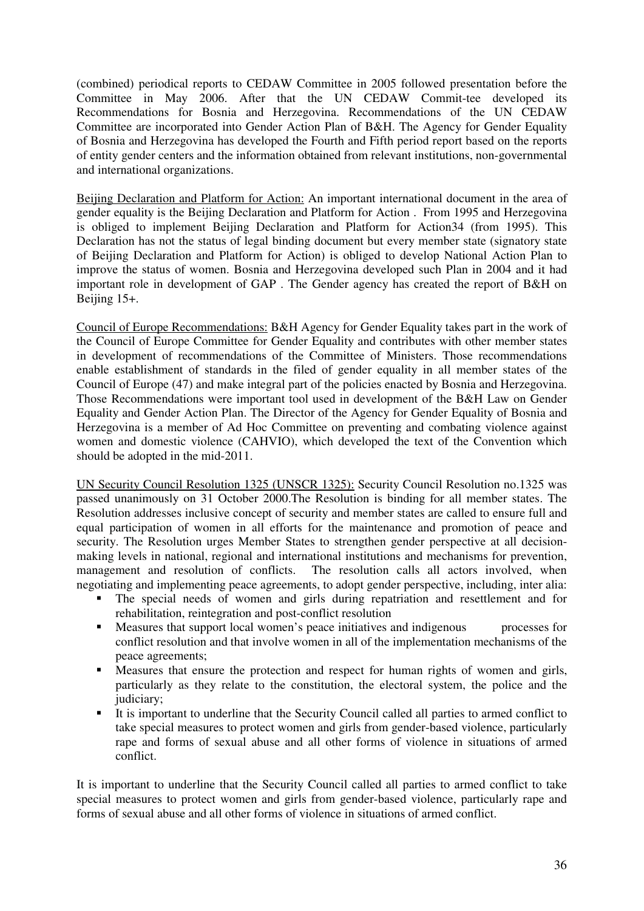(combined) periodical reports to CEDAW Committee in 2005 followed presentation before the Committee in May 2006. After that the UN CEDAW Commit-tee developed its Recommendations for Bosnia and Herzegovina. Recommendations of the UN CEDAW Committee are incorporated into Gender Action Plan of B&H. The Agency for Gender Equality of Bosnia and Herzegovina has developed the Fourth and Fifth period report based on the reports of entity gender centers and the information obtained from relevant institutions, non-governmental and international organizations.

Beijing Declaration and Platform for Action: An important international document in the area of gender equality is the Beijing Declaration and Platform for Action . From 1995 and Herzegovina is obliged to implement Beijing Declaration and Platform for Action34 (from 1995). This Declaration has not the status of legal binding document but every member state (signatory state of Beijing Declaration and Platform for Action) is obliged to develop National Action Plan to improve the status of women. Bosnia and Herzegovina developed such Plan in 2004 and it had important role in development of GAP . The Gender agency has created the report of B&H on Beijing 15+.

Council of Europe Recommendations: B&H Agency for Gender Equality takes part in the work of the Council of Europe Committee for Gender Equality and contributes with other member states in development of recommendations of the Committee of Ministers. Those recommendations enable establishment of standards in the filed of gender equality in all member states of the Council of Europe (47) and make integral part of the policies enacted by Bosnia and Herzegovina. Those Recommendations were important tool used in development of the B&H Law on Gender Equality and Gender Action Plan. The Director of the Agency for Gender Equality of Bosnia and Herzegovina is a member of Ad Hoc Committee on preventing and combating violence against women and domestic violence (CAHVIO), which developed the text of the Convention which should be adopted in the mid-2011.

UN Security Council Resolution 1325 (UNSCR 1325): Security Council Resolution no.1325 was passed unanimously on 31 October 2000.The Resolution is binding for all member states. The Resolution addresses inclusive concept of security and member states are called to ensure full and equal participation of women in all efforts for the maintenance and promotion of peace and security. The Resolution urges Member States to strengthen gender perspective at all decision-making levels in national, regional and international institutions and mechanisms for prevention, management and resolution of conflicts. The resolution calls all actors involved, when negotiating and implementing peace agreements, to adopt gender perspective, including, inter alia:

- The special needs of women and girls during repatriation and resettlement and for rehabilitation, reintegration and post-conflict resolution
- Measures that support local women's peace initiatives and indigenous processes for conflict resolution and that involve women in all of the implementation mechanisms of the peace agreements;
- Measures that ensure the protection and respect for human rights of women and girls, particularly as they relate to the constitution, the electoral system, the police and the judiciary;
- It is important to underline that the Security Council called all parties to armed conflict to take special measures to protect women and girls from gender-based violence, particularly rape and forms of sexual abuse and all other forms of violence in situations of armed conflict.

It is important to underline that the Security Council called all parties to armed conflict to take special measures to protect women and girls from gender-based violence, particularly rape and forms of sexual abuse and all other forms of violence in situations of armed conflict.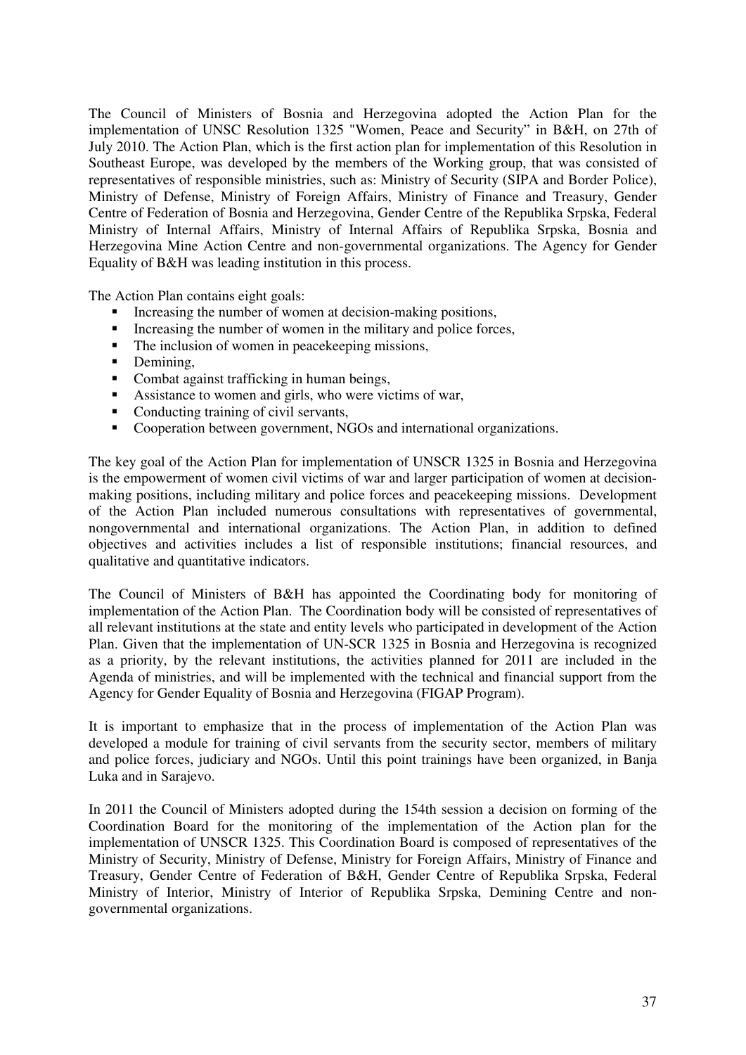The Council of Ministers of Bosnia and Herzegovina adopted the Action Plan for the implementation of UNSC Resolution 1325 "Women, Peace and Security" in B&H, on 27th of July 2010. The Action Plan, which is the first action plan for implementation of this Resolution in Southeast Europe, was developed by the members of the Working group, that was consisted of representatives of responsible ministries, such as: Ministry of Security (SIPA and Border Police), Ministry of Defense, Ministry of Foreign Affairs, Ministry of Finance and Treasury, Gender Centre of Federation of Bosnia and Herzegovina, Gender Centre of the Republika Srpska, Federal Ministry of Internal Affairs, Ministry of Internal Affairs of Republika Srpska, Bosnia and Herzegovina Mine Action Centre and non-governmental organizations. The Agency for Gender Equality of B&H was leading institution in this process.

The Action Plan contains eight goals:

- Increasing the number of women at decision-making positions,
- Increasing the number of women in the military and police forces,
- The inclusion of women in peacekeeping missions,
- Demining,
- Combat against trafficking in human beings,
- Assistance to women and girls, who were victims of war,
- Conducting training of civil servants,
- Cooperation between government, NGOs and international organizations.

The key goal of the Action Plan for implementation of UNSCR 1325 in Bosnia and Herzegovina is the empowerment of women civil victims of war and larger participation of women at decision-making positions, including military and police forces and peacekeeping missions. Development of the Action Plan included numerous consultations with representatives of governmental, nongovernmental and international organizations. The Action Plan, in addition to defined objectives and activities includes a list of responsible institutions; financial resources, and qualitative and quantitative indicators.

The Council of Ministers of B&H has appointed the Coordinating body for monitoring of implementation of the Action Plan. The Coordination body will be consisted of representatives of all relevant institutions at the state and entity levels who participated in development of the Action Plan. Given that the implementation of UN-SCR 1325 in Bosnia and Herzegovina is recognized as a priority, by the relevant institutions, the activities planned for 2011 are included in the Agenda of ministries, and will be implemented with the technical and financial support from the Agency for Gender Equality of Bosnia and Herzegovina (FIGAP Program).

It is important to emphasize that in the process of implementation of the Action Plan was developed a module for training of civil servants from the security sector, members of military and police forces, judiciary and NGOs. Until this point trainings have been organized, in Banja Luka and in Sarajevo.

In 2011 the Council of Ministers adopted during the 154th session a decision on forming of the Coordination Board for the monitoring of the implementation of the Action plan for the implementation of UNSCR 1325. This Coordination Board is composed of representatives of the Ministry of Security, Ministry of Defense, Ministry for Foreign Affairs, Ministry of Finance and Treasury, Gender Centre of Federation of B&H, Gender Centre of Republika Srpska, Federal Ministry of Interior, Ministry of Interior of Republika Srpska, Demining Centre and non-governmental organizations.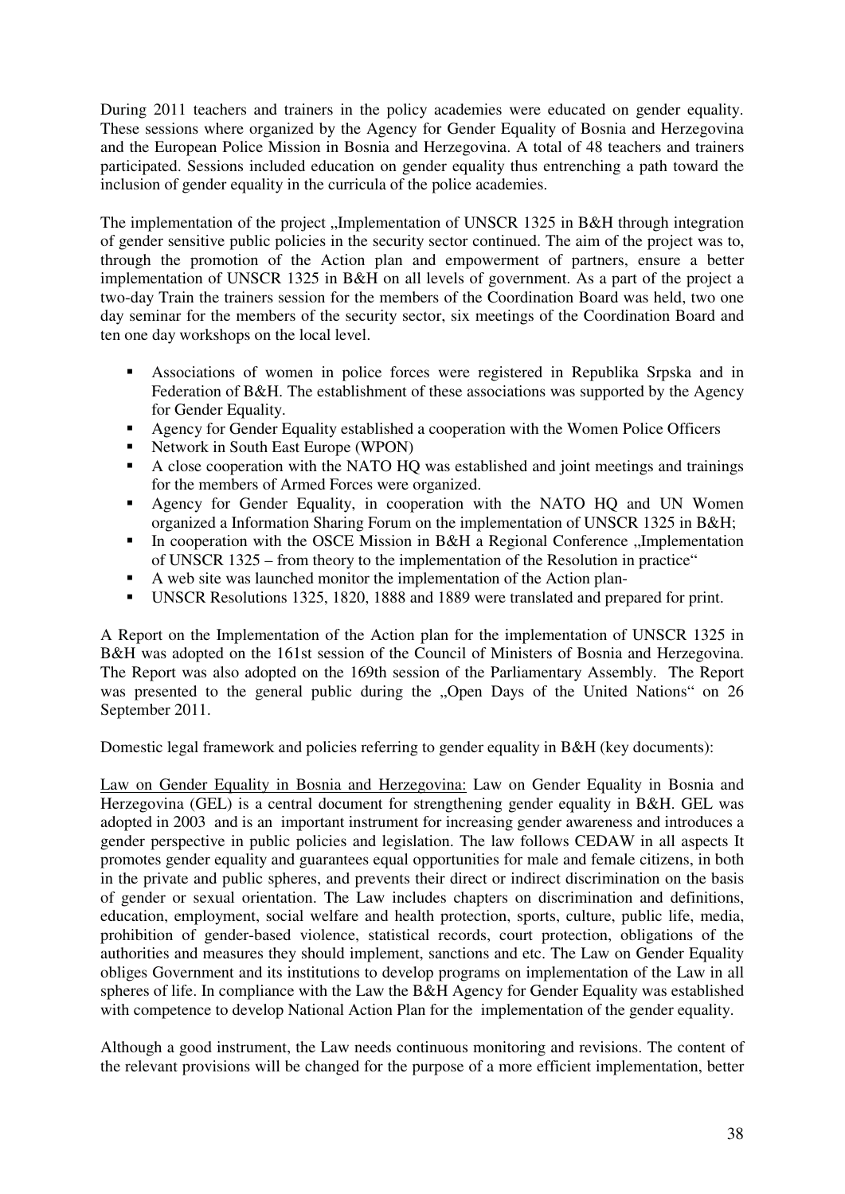During 2011 teachers and trainers in the policy academies were educated on gender equality. These sessions where organized by the Agency for Gender Equality of Bosnia and Herzegovina and the European Police Mission in Bosnia and Herzegovina. A total of 48 teachers and trainers participated. Sessions included education on gender equality thus entrenching a path toward the inclusion of gender equality in the curricula of the police academies.

The implementation of the project „Implementation of UNSCR 1325 in B&H through integration of gender sensitive public policies in the security sector continued. The aim of the project was to, through the promotion of the Action plan and empowerment of partners, ensure a better implementation of UNSCR 1325 in B&H on all levels of government. As a part of the project a two-day Train the trainers session for the members of the Coordination Board was held, two one day seminar for the members of the security sector, six meetings of the Coordination Board and ten one day workshops on the local level.

- Associations of women in police forces were registered in Republika Srpska and in Federation of B&H. The establishment of these associations was supported by the Agency for Gender Equality.
- Agency for Gender Equality established a cooperation with the Women Police Officers
- Network in South East Europe (WPON)
- A close cooperation with the NATO HQ was established and joint meetings and trainings for the members of Armed Forces were organized.
- Agency for Gender Equality, in cooperation with the NATO HQ and UN Women organized a Information Sharing Forum on the implementation of UNSCR 1325 in B&H;
- In cooperation with the OSCE Mission in B&H a Regional Conference „Implementation of UNSCR 1325 – from theory to the implementation of the Resolution in practice"
- A web site was launched monitor the implementation of the Action plan-
- UNSCR Resolutions 1325, 1820, 1888 and 1889 were translated and prepared for print.

A Report on the Implementation of the Action plan for the implementation of UNSCR 1325 in B&H was adopted on the 161st session of the Council of Ministers of Bosnia and Herzegovina. The Report was also adopted on the 169th session of the Parliamentary Assembly. The Report was presented to the general public during the „Open Days of the United Nations" on 26 September 2011.

Domestic legal framework and policies referring to gender equality in B&H (key documents):

Law on Gender Equality in Bosnia and Herzegovina: Law on Gender Equality in Bosnia and Herzegovina (GEL) is a central document for strengthening gender equality in B&H. GEL was adopted in 2003 and is an important instrument for increasing gender awareness and introduces a gender perspective in public policies and legislation. The law follows CEDAW in all aspects It promotes gender equality and guarantees equal opportunities for male and female citizens, in both in the private and public spheres, and prevents their direct or indirect discrimination on the basis of gender or sexual orientation. The Law includes chapters on discrimination and definitions, education, employment, social welfare and health protection, sports, culture, public life, media, prohibition of gender-based violence, statistical records, court protection, obligations of the authorities and measures they should implement, sanctions and etc. The Law on Gender Equality obliges Government and its institutions to develop programs on implementation of the Law in all spheres of life. In compliance with the Law the B&H Agency for Gender Equality was established with competence to develop National Action Plan for the implementation of the gender equality.

Although a good instrument, the Law needs continuous monitoring and revisions. The content of the relevant provisions will be changed for the purpose of a more efficient implementation, better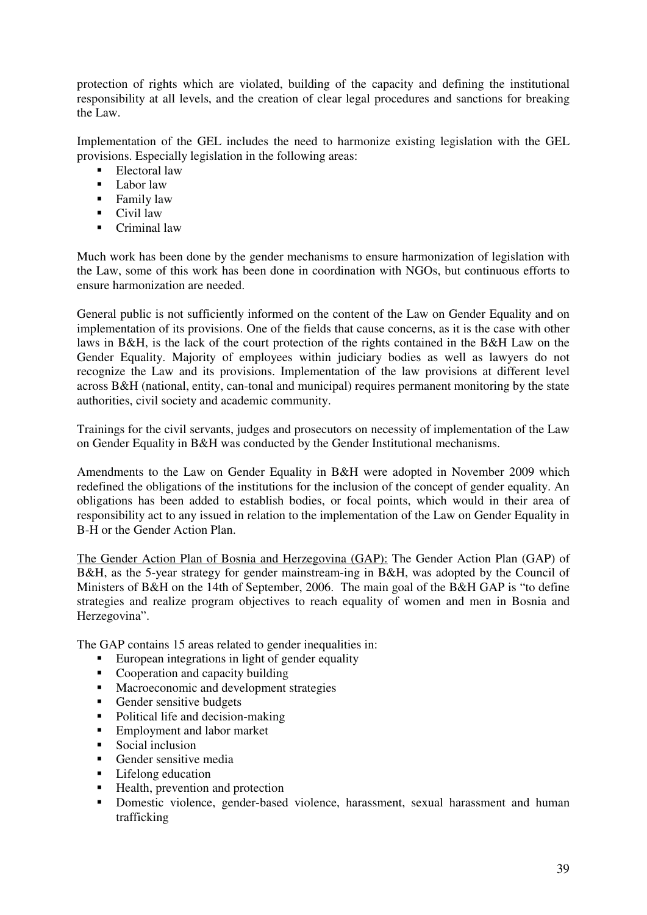protection of rights which are violated, building of the capacity and defining the institutional responsibility at all levels, and the creation of clear legal procedures and sanctions for breaking the Law.

Implementation of the GEL includes the need to harmonize existing legislation with the GEL provisions. Especially legislation in the following areas:

- Electoral law
- Labor law
- Family law
- Civil law
- Criminal law

Much work has been done by the gender mechanisms to ensure harmonization of legislation with the Law, some of this work has been done in coordination with NGOs, but continuous efforts to ensure harmonization are needed.

General public is not sufficiently informed on the content of the Law on Gender Equality and on implementation of its provisions. One of the fields that cause concerns, as it is the case with other laws in B&H, is the lack of the court protection of the rights contained in the B&H Law on the Gender Equality. Majority of employees within judiciary bodies as well as lawyers do not recognize the Law and its provisions. Implementation of the law provisions at different level across B&H (national, entity, can-tonal and municipal) requires permanent monitoring by the state authorities, civil society and academic community.

Trainings for the civil servants, judges and prosecutors on necessity of implementation of the Law on Gender Equality in B&H was conducted by the Gender Institutional mechanisms.

Amendments to the Law on Gender Equality in B&H were adopted in November 2009 which redefined the obligations of the institutions for the inclusion of the concept of gender equality. An obligations has been added to establish bodies, or focal points, which would in their area of responsibility act to any issued in relation to the implementation of the Law on Gender Equality in B-H or the Gender Action Plan.

<u>The Gender Action Plan of Bosnia and Herzegovina (GAP):</u> The Gender Action Plan (GAP) of B&H, as the 5-year strategy for gender mainstream-ing in B&H, was adopted by the Council of Ministers of B&H on the 14th of September, 2006. The main goal of the B&H GAP is "to define strategies and realize program objectives to reach equality of women and men in Bosnia and Herzegovina".

The GAP contains 15 areas related to gender inequalities in:

- European integrations in light of gender equality
- Cooperation and capacity building
- Macroeconomic and development strategies
- Gender sensitive budgets
- Political life and decision-making
- Employment and labor market
- Social inclusion
- Gender sensitive media
- Lifelong education
- Health, prevention and protection
- Domestic violence, gender-based violence, harassment, sexual harassment and human trafficking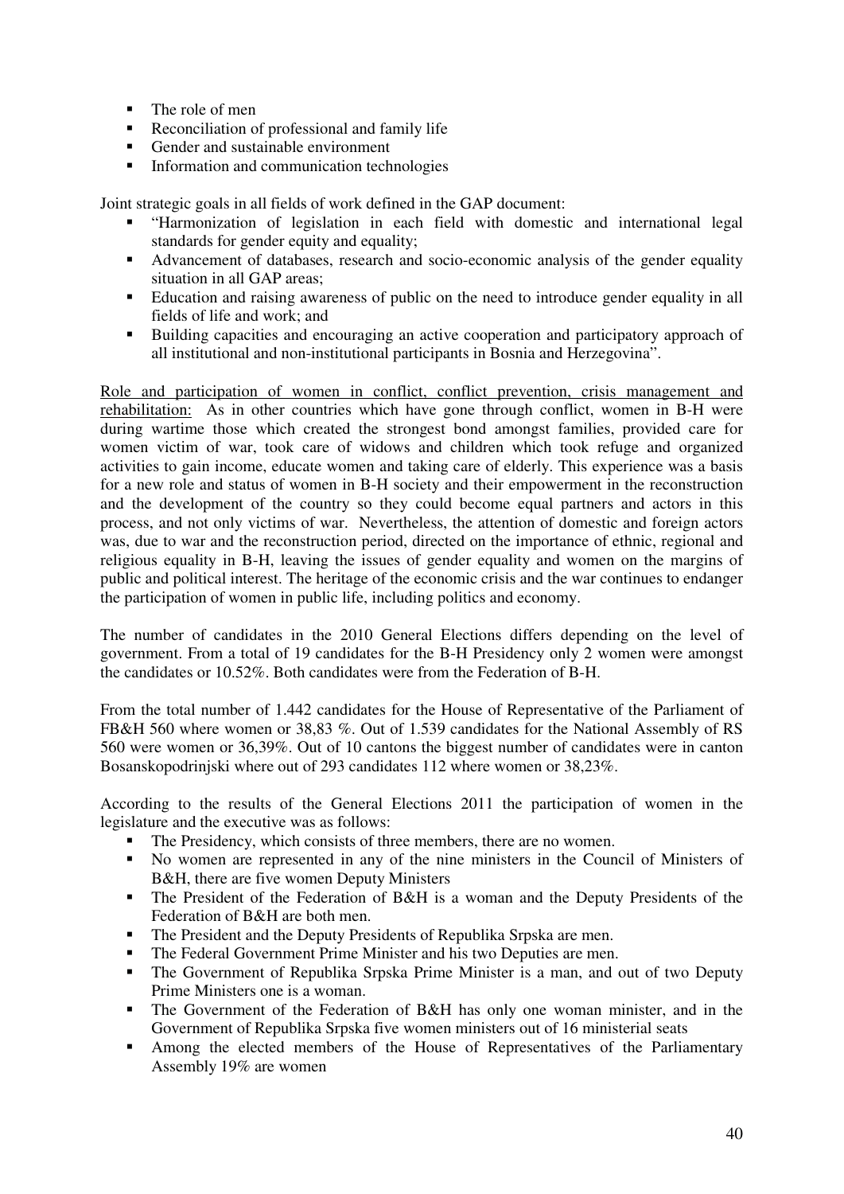- The role of men
- Reconciliation of professional and family life
- Gender and sustainable environment
- Information and communication technologies

Joint strategic goals in all fields of work defined in the GAP document:

- "Harmonization of legislation in each field with domestic and international legal standards for gender equity and equality;
- Advancement of databases, research and socio-economic analysis of the gender equality situation in all GAP areas;
- Education and raising awareness of public on the need to introduce gender equality in all fields of life and work; and
- Building capacities and encouraging an active cooperation and participatory approach of all institutional and non-institutional participants in Bosnia and Herzegovina".

<u>Role and participation of women in conflict, conflict prevention, crisis management and rehabilitation:</u> As in other countries which have gone through conflict, women in B-H were during wartime those which created the strongest bond amongst families, provided care for women victim of war, took care of widows and children which took refuge and organized activities to gain income, educate women and taking care of elderly. This experience was a basis for a new role and status of women in B-H society and their empowerment in the reconstruction and the development of the country so they could become equal partners and actors in this process, and not only victims of war. Nevertheless, the attention of domestic and foreign actors was, due to war and the reconstruction period, directed on the importance of ethnic, regional and religious equality in B-H, leaving the issues of gender equality and women on the margins of public and political interest. The heritage of the economic crisis and the war continues to endanger the participation of women in public life, including politics and economy.

The number of candidates in the 2010 General Elections differs depending on the level of government. From a total of 19 candidates for the B-H Presidency only 2 women were amongst the candidates or 10.52%. Both candidates were from the Federation of B-H.

From the total number of 1.442 candidates for the House of Representative of the Parliament of FB&H 560 where women or 38,83 %. Out of 1.539 candidates for the National Assembly of RS 560 were women or 36,39%. Out of 10 cantons the biggest number of candidates were in canton Bosanskopodrinjski where out of 293 candidates 112 where women or 38,23%.

According to the results of the General Elections 2011 the participation of women in the legislature and the executive was as follows:

- The Presidency, which consists of three members, there are no women.
- No women are represented in any of the nine ministers in the Council of Ministers of B&H, there are five women Deputy Ministers
- The President of the Federation of B&H is a woman and the Deputy Presidents of the Federation of B&H are both men.
- The President and the Deputy Presidents of Republika Srpska are men.
- The Federal Government Prime Minister and his two Deputies are men.
- The Government of Republika Srpska Prime Minister is a man, and out of two Deputy Prime Ministers one is a woman.
- The Government of the Federation of B&H has only one woman minister, and in the Government of Republika Srpska five women ministers out of 16 ministerial seats
- Among the elected members of the House of Representatives of the Parliamentary Assembly 19% are women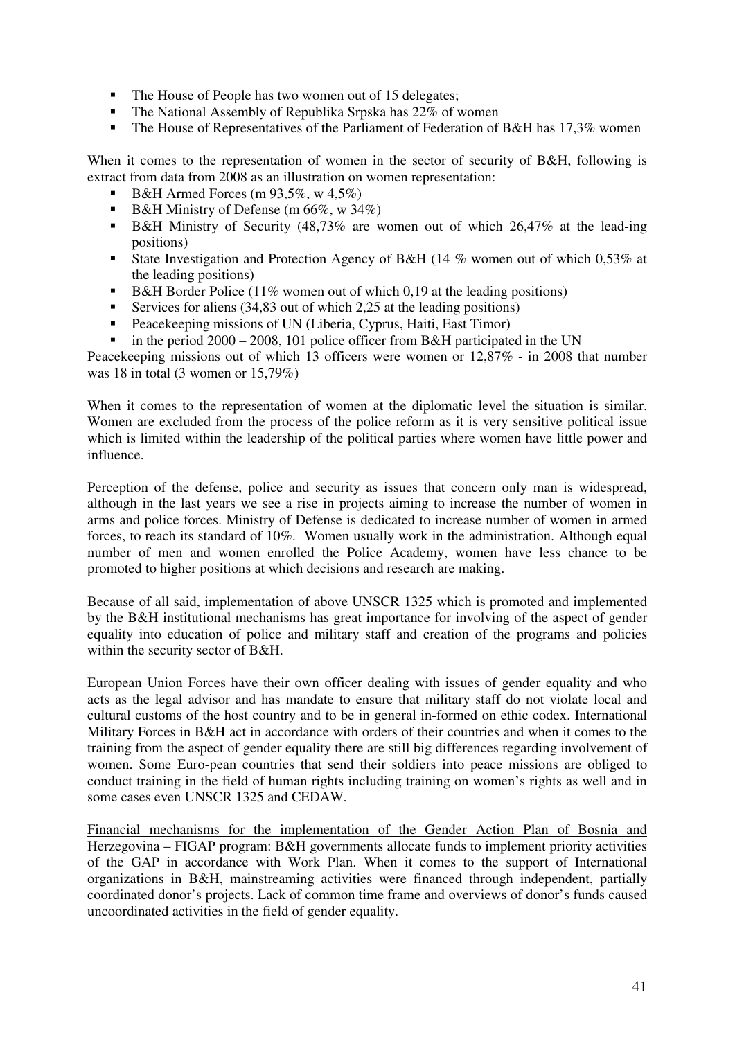- The House of People has two women out of 15 delegates;
- The National Assembly of Republika Srpska has 22% of women
- The House of Representatives of the Parliament of Federation of B&H has 17,3% women

When it comes to the representation of women in the sector of security of B&H, following is extract from data from 2008 as an illustration on women representation:

- B&H Armed Forces (m 93,5%, w 4,5%)
- B&H Ministry of Defense (m 66%, w 34%)
- B&H Ministry of Security (48,73% are women out of which 26,47% at the lead-ing positions)
- State Investigation and Protection Agency of B&H (14 % women out of which 0,53% at the leading positions)
- B&H Border Police (11% women out of which 0,19 at the leading positions)
- Services for aliens (34,83 out of which 2,25 at the leading positions)
- Peacekeeping missions of UN (Liberia, Cyprus, Haiti, East Timor)
- in the period 2000 – 2008, 101 police officer from B&H participated in the UN

Peacekeeping missions out of which 13 officers were women or 12,87% - in 2008 that number was 18 in total (3 women or 15,79%)

When it comes to the representation of women at the diplomatic level the situation is similar. Women are excluded from the process of the police reform as it is very sensitive political issue which is limited within the leadership of the political parties where women have little power and influence.

Perception of the defense, police and security as issues that concern only man is widespread, although in the last years we see a rise in projects aiming to increase the number of women in arms and police forces. Ministry of Defense is dedicated to increase number of women in armed forces, to reach its standard of 10%. Women usually work in the administration. Although equal number of men and women enrolled the Police Academy, women have less chance to be promoted to higher positions at which decisions and research are making.

Because of all said, implementation of above UNSCR 1325 which is promoted and implemented by the B&H institutional mechanisms has great importance for involving of the aspect of gender equality into education of police and military staff and creation of the programs and policies within the security sector of B&H.

European Union Forces have their own officer dealing with issues of gender equality and who acts as the legal advisor and has mandate to ensure that military staff do not violate local and cultural customs of the host country and to be in general in-formed on ethic codex. International Military Forces in B&H act in accordance with orders of their countries and when it comes to the training from the aspect of gender equality there are still big differences regarding involvement of women. Some Euro-pean countries that send their soldiers into peace missions are obliged to conduct training in the field of human rights including training on women's rights as well and in some cases even UNSCR 1325 and CEDAW.

<u>Financial mechanisms for the implementation of the Gender Action Plan of Bosnia and Herzegovina – FIGAP program:</u> B&H governments allocate funds to implement priority activities of the GAP in accordance with Work Plan. When it comes to the support of International organizations in B&H, mainstreaming activities were financed through independent, partially coordinated donor's projects. Lack of common time frame and overviews of donor's funds caused uncoordinated activities in the field of gender equality.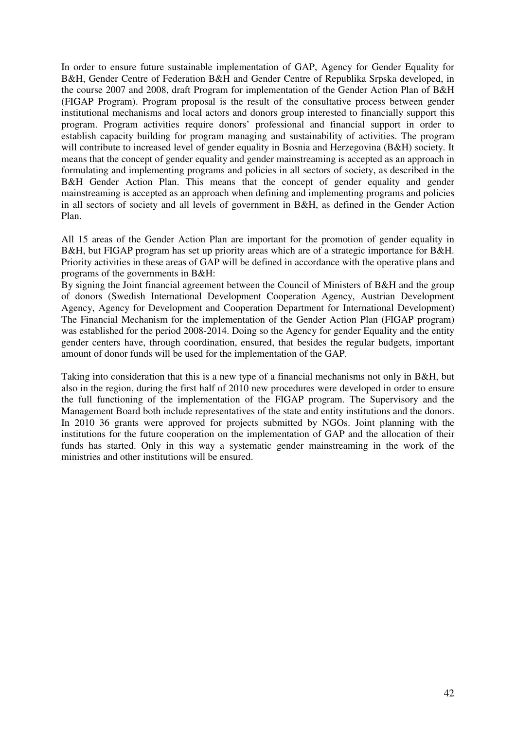In order to ensure future sustainable implementation of GAP, Agency for Gender Equality for B&H, Gender Centre of Federation B&H and Gender Centre of Republika Srpska developed, in the course 2007 and 2008, draft Program for implementation of the Gender Action Plan of B&H (FIGAP Program). Program proposal is the result of the consultative process between gender institutional mechanisms and local actors and donors group interested to financially support this program. Program activities require donors' professional and financial support in order to establish capacity building for program managing and sustainability of activities. The program will contribute to increased level of gender equality in Bosnia and Herzegovina (B&H) society. It means that the concept of gender equality and gender mainstreaming is accepted as an approach in formulating and implementing programs and policies in all sectors of society, as described in the B&H Gender Action Plan. This means that the concept of gender equality and gender mainstreaming is accepted as an approach when defining and implementing programs and policies in all sectors of society and all levels of government in B&H, as defined in the Gender Action Plan.

All 15 areas of the Gender Action Plan are important for the promotion of gender equality in B&H, but FIGAP program has set up priority areas which are of a strategic importance for B&H. Priority activities in these areas of GAP will be defined in accordance with the operative plans and programs of the governments in B&H:

By signing the Joint financial agreement between the Council of Ministers of B&H and the group of donors (Swedish International Development Cooperation Agency, Austrian Development Agency, Agency for Development and Cooperation Department for International Development) The Financial Mechanism for the implementation of the Gender Action Plan (FIGAP program) was established for the period 2008-2014. Doing so the Agency for gender Equality and the entity gender centers have, through coordination, ensured, that besides the regular budgets, important amount of donor funds will be used for the implementation of the GAP.

Taking into consideration that this is a new type of a financial mechanisms not only in B&H, but also in the region, during the first half of 2010 new procedures were developed in order to ensure the full functioning of the implementation of the FIGAP program. The Supervisory and the Management Board both include representatives of the state and entity institutions and the donors. In 2010 36 grants were approved for projects submitted by NGOs. Joint planning with the institutions for the future cooperation on the implementation of GAP and the allocation of their funds has started. Only in this way a systematic gender mainstreaming in the work of the ministries and other institutions will be ensured.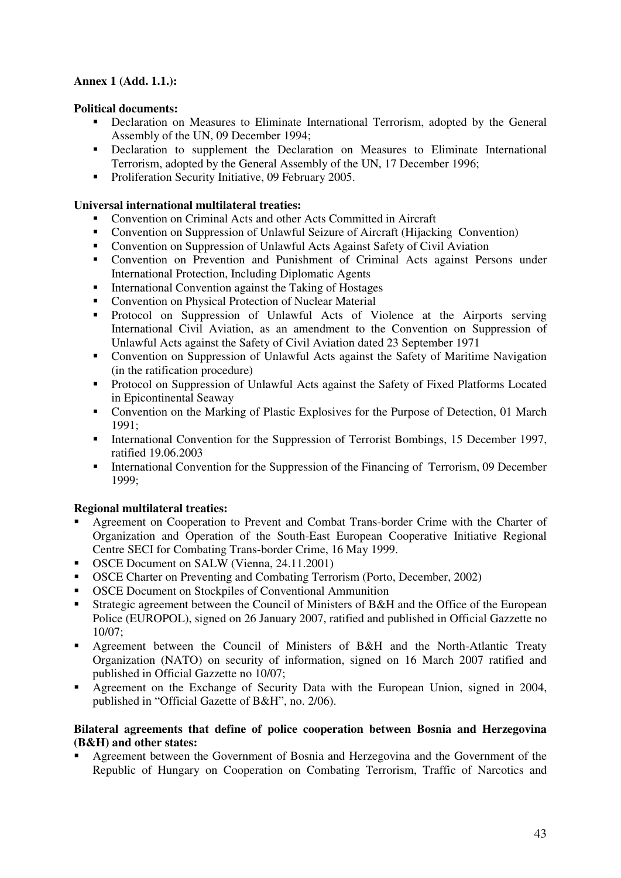**Annex 1 (Add. 1.1.):**

**Political documents:**

- Declaration on Measures to Eliminate International Terrorism, adopted by the General Assembly of the UN, 09 December 1994;
- Declaration to supplement the Declaration on Measures to Eliminate International Terrorism, adopted by the General Assembly of the UN, 17 December 1996;
- Proliferation Security Initiative, 09 February 2005.

**Universal international multilateral treaties:**

- Convention on Criminal Acts and other Acts Committed in Aircraft
- Convention on Suppression of Unlawful Seizure of Aircraft (Hijacking Convention)
- Convention on Suppression of Unlawful Acts Against Safety of Civil Aviation
- Convention on Prevention and Punishment of Criminal Acts against Persons under International Protection, Including Diplomatic Agents
- International Convention against the Taking of Hostages
- Convention on Physical Protection of Nuclear Material
- Protocol on Suppression of Unlawful Acts of Violence at the Airports serving International Civil Aviation, as an amendment to the Convention on Suppression of Unlawful Acts against the Safety of Civil Aviation dated 23 September 1971
- Convention on Suppression of Unlawful Acts against the Safety of Maritime Navigation (in the ratification procedure)
- Protocol on Suppression of Unlawful Acts against the Safety of Fixed Platforms Located in Epicontinental Seaway
- Convention on the Marking of Plastic Explosives for the Purpose of Detection, 01 March 1991;
- International Convention for the Suppression of Terrorist Bombings, 15 December 1997, ratified 19.06.2003
- International Convention for the Suppression of the Financing of Terrorism, 09 December 1999;

**Regional multilateral treaties:**

- Agreement on Cooperation to Prevent and Combat Trans-border Crime with the Charter of Organization and Operation of the South-East European Cooperative Initiative Regional Centre SECI for Combating Trans-border Crime, 16 May 1999.
- OSCE Document on SALW (Vienna, 24.11.2001)
- OSCE Charter on Preventing and Combating Terrorism (Porto, December, 2002)
- OSCE Document on Stockpiles of Conventional Ammunition
- Strategic agreement between the Council of Ministers of B&H and the Office of the European Police (EUROPOL), signed on 26 January 2007, ratified and published in Official Gazzette no 10/07;
- Agreement between the Council of Ministers of B&H and the North-Atlantic Treaty Organization (NATO) on security of information, signed on 16 March 2007 ratified and published in Official Gazzette no 10/07;
- Agreement on the Exchange of Security Data with the European Union, signed in 2004, published in "Official Gazette of B&H", no. 2/06).

**Bilateral agreements that define of police cooperation between Bosnia and Herzegovina (B&H) and other states:**

- Agreement between the Government of Bosnia and Herzegovina and the Government of the Republic of Hungary on Cooperation on Combating Terrorism, Traffic of Narcotics and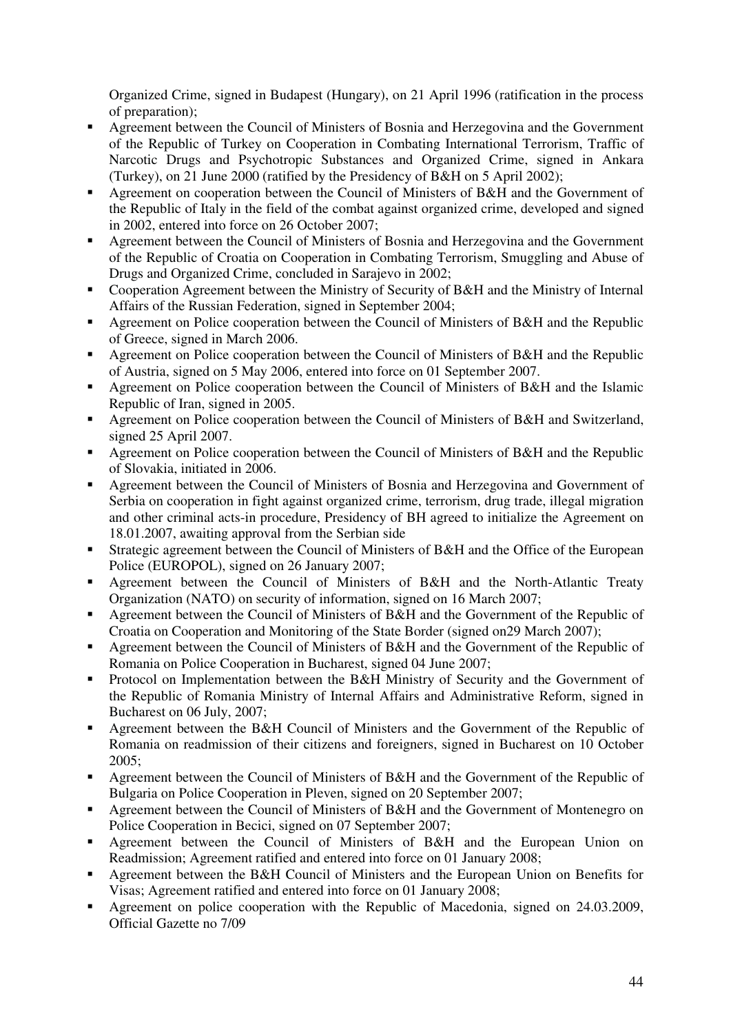Organized Crime, signed in Budapest (Hungary), on 21 April 1996 (ratification in the process of preparation);

- Agreement between the Council of Ministers of Bosnia and Herzegovina and the Government of the Republic of Turkey on Cooperation in Combating International Terrorism, Traffic of Narcotic Drugs and Psychotropic Substances and Organized Crime, signed in Ankara (Turkey), on 21 June 2000 (ratified by the Presidency of B&H on 5 April 2002);
- Agreement on cooperation between the Council of Ministers of B&H and the Government of the Republic of Italy in the field of the combat against organized crime, developed and signed in 2002, entered into force on 26 October 2007;
- Agreement between the Council of Ministers of Bosnia and Herzegovina and the Government of the Republic of Croatia on Cooperation in Combating Terrorism, Smuggling and Abuse of Drugs and Organized Crime, concluded in Sarajevo in 2002;
- Cooperation Agreement between the Ministry of Security of B&H and the Ministry of Internal Affairs of the Russian Federation, signed in September 2004;
- Agreement on Police cooperation between the Council of Ministers of B&H and the Republic of Greece, signed in March 2006.
- Agreement on Police cooperation between the Council of Ministers of B&H and the Republic of Austria, signed on 5 May 2006, entered into force on 01 September 2007.
- Agreement on Police cooperation between the Council of Ministers of B&H and the Islamic Republic of Iran, signed in 2005.
- Agreement on Police cooperation between the Council of Ministers of B&H and Switzerland, signed 25 April 2007.
- Agreement on Police cooperation between the Council of Ministers of B&H and the Republic of Slovakia, initiated in 2006.
- Agreement between the Council of Ministers of Bosnia and Herzegovina and Government of Serbia on cooperation in fight against organized crime, terrorism, drug trade, illegal migration and other criminal acts-in procedure, Presidency of BH agreed to initialize the Agreement on 18.01.2007, awaiting approval from the Serbian side
- Strategic agreement between the Council of Ministers of B&H and the Office of the European Police (EUROPOL), signed on 26 January 2007;
- Agreement between the Council of Ministers of B&H and the North-Atlantic Treaty Organization (NATO) on security of information, signed on 16 March 2007;
- Agreement between the Council of Ministers of B&H and the Government of the Republic of Croatia on Cooperation and Monitoring of the State Border (signed on29 March 2007);
- Agreement between the Council of Ministers of B&H and the Government of the Republic of Romania on Police Cooperation in Bucharest, signed 04 June 2007;
- Protocol on Implementation between the B&H Ministry of Security and the Government of the Republic of Romania Ministry of Internal Affairs and Administrative Reform, signed in Bucharest on 06 July, 2007;
- Agreement between the B&H Council of Ministers and the Government of the Republic of Romania on readmission of their citizens and foreigners, signed in Bucharest on 10 October 2005;
- Agreement between the Council of Ministers of B&H and the Government of the Republic of Bulgaria on Police Cooperation in Pleven, signed on 20 September 2007;
- Agreement between the Council of Ministers of B&H and the Government of Montenegro on Police Cooperation in Becici, signed on 07 September 2007;
- Agreement between the Council of Ministers of B&H and the European Union on Readmission; Agreement ratified and entered into force on 01 January 2008;
- Agreement between the B&H Council of Ministers and the European Union on Benefits for Visas; Agreement ratified and entered into force on 01 January 2008;
- Agreement on police cooperation with the Republic of Macedonia, signed on 24.03.2009, Official Gazette no 7/09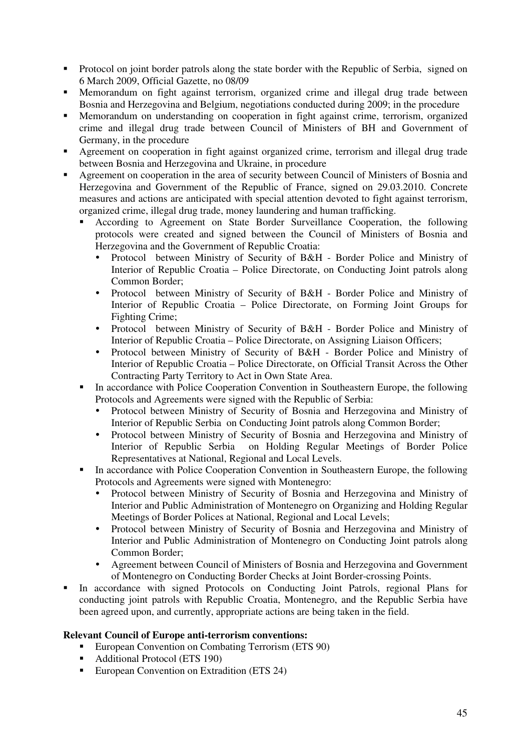- Protocol on joint border patrols along the state border with the Republic of Serbia, signed on 6 March 2009, Official Gazette, no 08/09
- Memorandum on fight against terrorism, organized crime and illegal drug trade between Bosnia and Herzegovina and Belgium, negotiations conducted during 2009; in the procedure
- Memorandum on understanding on cooperation in fight against crime, terrorism, organized crime and illegal drug trade between Council of Ministers of BH and Government of Germany, in the procedure
- Agreement on cooperation in fight against organized crime, terrorism and illegal drug trade between Bosnia and Herzegovina and Ukraine, in procedure
- Agreement on cooperation in the area of security between Council of Ministers of Bosnia and Herzegovina and Government of the Republic of France, signed on 29.03.2010. Concrete measures and actions are anticipated with special attention devoted to fight against terrorism, organized crime, illegal drug trade, money laundering and human trafficking.
  - According to Agreement on State Border Surveillance Cooperation, the following protocols were created and signed between the Council of Ministers of Bosnia and Herzegovina and the Government of Republic Croatia:
    - Protocol between Ministry of Security of B&H - Border Police and Ministry of Interior of Republic Croatia – Police Directorate, on Conducting Joint patrols along Common Border;
    - Protocol between Ministry of Security of B&H - Border Police and Ministry of Interior of Republic Croatia – Police Directorate, on Forming Joint Groups for Fighting Crime;
    - Protocol between Ministry of Security of B&H - Border Police and Ministry of Interior of Republic Croatia – Police Directorate, on Assigning Liaison Officers;
    - Protocol between Ministry of Security of B&H - Border Police and Ministry of Interior of Republic Croatia – Police Directorate, on Official Transit Across the Other Contracting Party Territory to Act in Own State Area.
  - In accordance with Police Cooperation Convention in Southeastern Europe, the following Protocols and Agreements were signed with the Republic of Serbia:
    - Protocol between Ministry of Security of Bosnia and Herzegovina and Ministry of Interior of Republic Serbia on Conducting Joint patrols along Common Border;
    - Protocol between Ministry of Security of Bosnia and Herzegovina and Ministry of Interior of Republic Serbia on Holding Regular Meetings of Border Police Representatives at National, Regional and Local Levels.
  - In accordance with Police Cooperation Convention in Southeastern Europe, the following Protocols and Agreements were signed with Montenegro:
    - Protocol between Ministry of Security of Bosnia and Herzegovina and Ministry of Interior and Public Administration of Montenegro on Organizing and Holding Regular Meetings of Border Polices at National, Regional and Local Levels;
    - Protocol between Ministry of Security of Bosnia and Herzegovina and Ministry of Interior and Public Administration of Montenegro on Conducting Joint patrols along Common Border;
    - Agreement between Council of Ministers of Bosnia and Herzegovina and Government of Montenegro on Conducting Border Checks at Joint Border-crossing Points.
- In accordance with signed Protocols on Conducting Joint Patrols, regional Plans for conducting joint patrols with Republic Croatia, Montenegro, and the Republic Serbia have been agreed upon, and currently, appropriate actions are being taken in the field.

**Relevant Council of Europe anti-terrorism conventions:**

- European Convention on Combating Terrorism (ETS 90)
- Additional Protocol (ETS 190)
- European Convention on Extradition (ETS 24)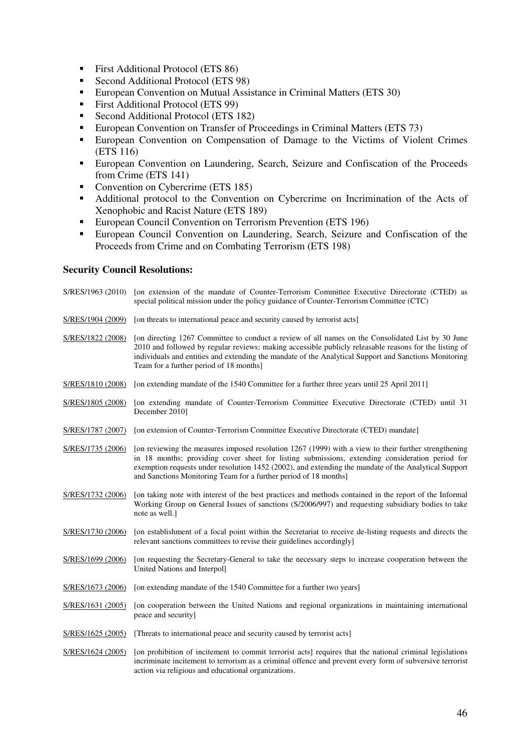- First Additional Protocol (ETS 86)
- Second Additional Protocol (ETS 98)
- European Convention on Mutual Assistance in Criminal Matters (ETS 30)
- First Additional Protocol (ETS 99)
- Second Additional Protocol (ETS 182)
- European Convention on Transfer of Proceedings in Criminal Matters (ETS 73)
- European Convention on Compensation of Damage to the Victims of Violent Crimes (ETS 116)
- European Convention on Laundering, Search, Seizure and Confiscation of the Proceeds from Crime (ETS 141)
- Convention on Cybercrime (ETS 185)
- Additional protocol to the Convention on Cybercrime on Incrimination of the Acts of Xenophobic and Racist Nature (ETS 189)
- European Council Convention on Terrorism Prevention (ETS 196)
- European Council Convention on Laundering, Search, Seizure and Confiscation of the Proceeds from Crime and on Combating Terrorism (ETS 198)

**Security Council Resolutions:**

S/RES/1963 (2010) [on extension of the mandate of Counter-Terrorism Committee Executive Directorate (CTED) as special political mission under the policy guidance of Counter-Terrorism Committee (CTC)

S/RES/1904 (2009) [on threats to international peace and security caused by terrorist acts]

S/RES/1822 (2008) [on directing 1267 Committee to conduct a review of all names on the Consolidated List by 30 June 2010 and followed by regular reviews; making accessible publicly releasable reasons for the listing of individuals and entities and extending the mandate of the Analytical Support and Sanctions Monitoring Team for a further period of 18 months]

S/RES/1810 (2008) [on extending mandate of the 1540 Committee for a further three years until 25 April 2011]

S/RES/1805 (2008) [on extending mandate of Counter-Terrorism Committee Executive Directorate (CTED) until 31 December 2010]

S/RES/1787 (2007) [on extension of Counter-Terrorism Committee Executive Directorate (CTED) mandate]

S/RES/1735 (2006) [on reviewing the measures imposed resolution 1267 (1999) with a view to their further strengthening in 18 months; providing cover sheet for listing submissions, extending consideration period for exemption requests under resolution 1452 (2002), and extending the mandate of the Analytical Support and Sanctions Monitoring Team for a further period of 18 months]

S/RES/1732 (2006) [on taking note with interest of the best practices and methods contained in the report of the Informal Working Group on General Issues of sanctions (S/2006/997) and requesting subsidiary bodies to take note as well.]

S/RES/1730 (2006) [on establishment of a focal point within the Secretariat to receive de-listing requests and directs the relevant sanctions committees to revise their guidelines accordingly]

S/RES/1699 (2006) [on requesting the Secretary-General to take the necessary steps to increase cooperation between the United Nations and Interpol]

S/RES/1673 (2006) [on extending mandate of the 1540 Committee for a further two years]

S/RES/1631 (2005) [on cooperation between the United Nations and regional organizations in maintaining international peace and security]

S/RES/1625 (2005) [Threats to international peace and security caused by terrorist acts]

S/RES/1624 (2005) [on prohibition of incitement to commit terrorist acts] requires that the national criminal legislations incriminate incitement to terrorism as a criminal offence and prevent every form of subversive terrorist action via religious and educational organizations.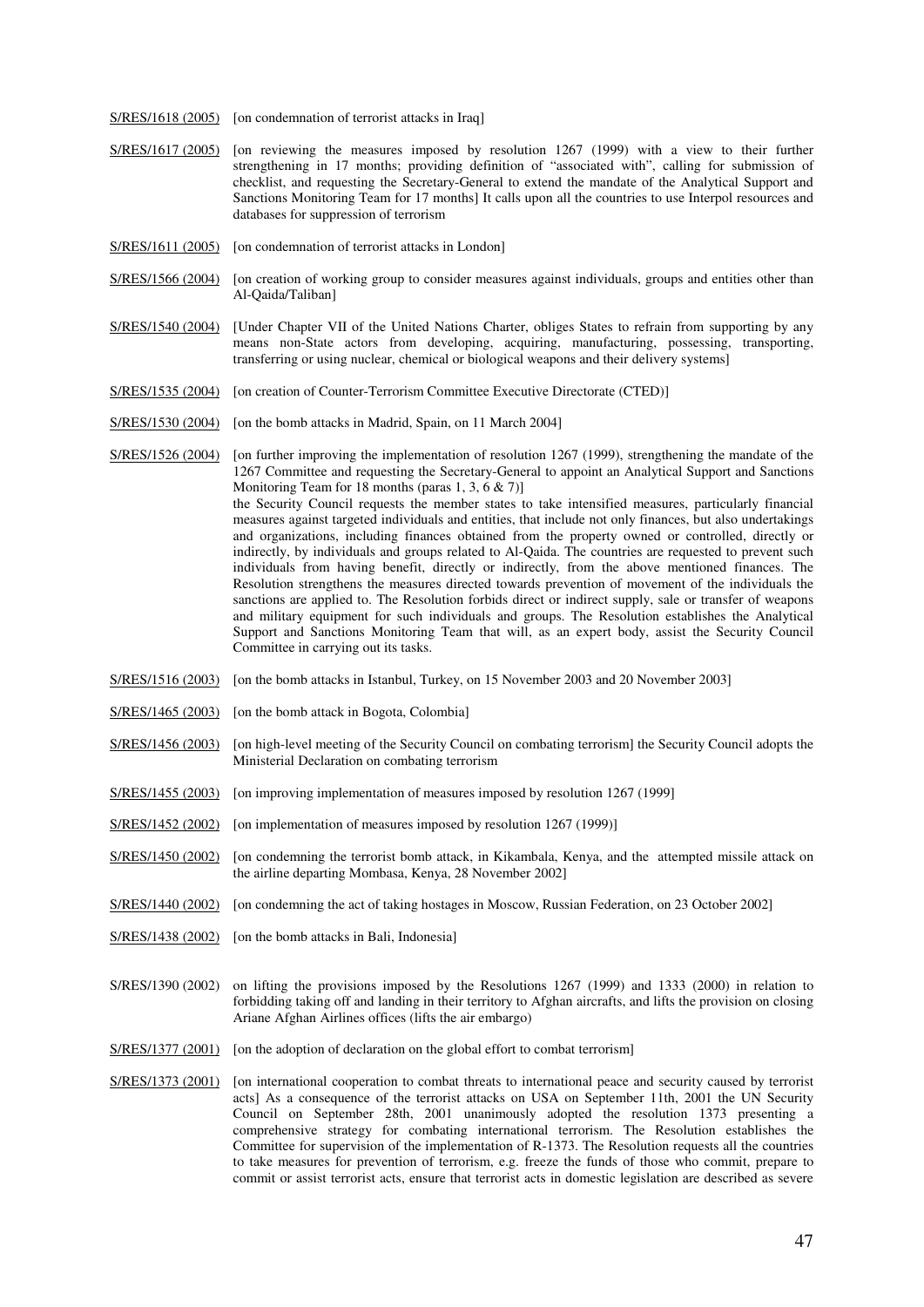S/RES/1618 (2005) [on condemnation of terrorist attacks in Iraq]

S/RES/1617 (2005) [on reviewing the measures imposed by resolution 1267 (1999) with a view to their further strengthening in 17 months; providing definition of "associated with", calling for submission of checklist, and requesting the Secretary-General to extend the mandate of the Analytical Support and Sanctions Monitoring Team for 17 months] It calls upon all the countries to use Interpol resources and databases for suppression of terrorism

S/RES/1611 (2005) [on condemnation of terrorist attacks in London]

S/RES/1566 (2004) [on creation of working group to consider measures against individuals, groups and entities other than Al-Qaida/Taliban]

S/RES/1540 (2004) [Under Chapter VII of the United Nations Charter, obliges States to refrain from supporting by any means non-State actors from developing, acquiring, manufacturing, possessing, transporting, transferring or using nuclear, chemical or biological weapons and their delivery systems]

S/RES/1535 (2004) [on creation of Counter-Terrorism Committee Executive Directorate (CTED)]

S/RES/1530 (2004) [on the bomb attacks in Madrid, Spain, on 11 March 2004]

S/RES/1526 (2004) [on further improving the implementation of resolution 1267 (1999), strengthening the mandate of the 1267 Committee and requesting the Secretary-General to appoint an Analytical Support and Sanctions Monitoring Team for 18 months (paras 1, 3, 6 & 7)]
the Security Council requests the member states to take intensified measures, particularly financial measures against targeted individuals and entities, that include not only finances, but also undertakings and organizations, including finances obtained from the property owned or controlled, directly or indirectly, by individuals and groups related to Al-Qaida. The countries are requested to prevent such individuals from having benefit, directly or indirectly, from the above mentioned finances. The Resolution strengthens the measures directed towards prevention of movement of the individuals the sanctions are applied to. The Resolution forbids direct or indirect supply, sale or transfer of weapons and military equipment for such individuals and groups. The Resolution establishes the Analytical Support and Sanctions Monitoring Team that will, as an expert body, assist the Security Council Committee in carrying out its tasks.

S/RES/1516 (2003) [on the bomb attacks in Istanbul, Turkey, on 15 November 2003 and 20 November 2003]

S/RES/1465 (2003) [on the bomb attack in Bogota, Colombia]

S/RES/1456 (2003) [on high-level meeting of the Security Council on combating terrorism] the Security Council adopts the Ministerial Declaration on combating terrorism

S/RES/1455 (2003) [on improving implementation of measures imposed by resolution 1267 (1999)]

S/RES/1452 (2002) [on implementation of measures imposed by resolution 1267 (1999)]

S/RES/1450 (2002) [on condemning the terrorist bomb attack, in Kikambala, Kenya, and the attempted missile attack on the airline departing Mombasa, Kenya, 28 November 2002]

S/RES/1440 (2002) [on condemning the act of taking hostages in Moscow, Russian Federation, on 23 October 2002]

S/RES/1438 (2002) [on the bomb attacks in Bali, Indonesia]

S/RES/1390 (2002) on lifting the provisions imposed by the Resolutions 1267 (1999) and 1333 (2000) in relation to forbidding taking off and landing in their territory to Afghan aircrafts, and lifts the provision on closing Ariane Afghan Airlines offices (lifts the air embargo)

S/RES/1377 (2001) [on the adoption of declaration on the global effort to combat terrorism]

S/RES/1373 (2001) [on international cooperation to combat threats to international peace and security caused by terrorist acts] As a consequence of the terrorist attacks on USA on September 11th, 2001 the UN Security Council on September 28th, 2001 unanimously adopted the resolution 1373 presenting a comprehensive strategy for combating international terrorism. The Resolution establishes the Committee for supervision of the implementation of R-1373. The Resolution requests all the countries to take measures for prevention of terrorism, e.g. freeze the funds of those who commit, prepare to commit or assist terrorist acts, ensure that terrorist acts in domestic legislation are described as severe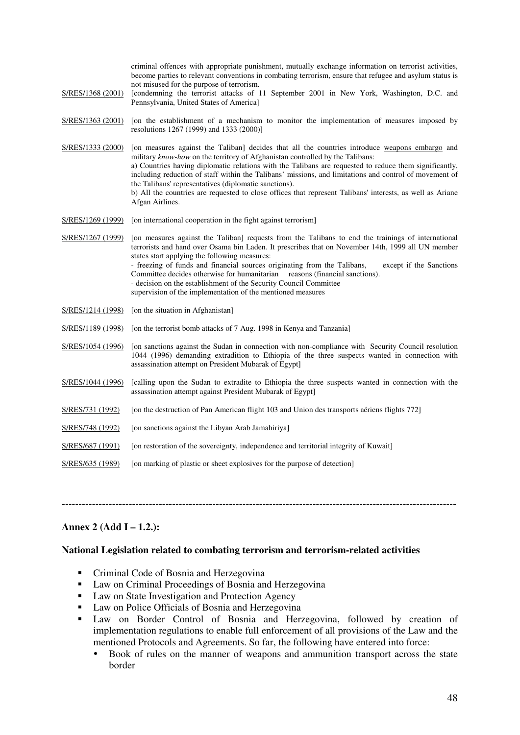criminal offences with appropriate punishment, mutually exchange information on terrorist activities, become parties to relevant conventions in combating terrorism, ensure that refugee and asylum status is not misused for the purpose of terrorism.

S/RES/1368 (2001) [condemning the terrorist attacks of 11 September 2001 in New York, Washington, D.C. and Pennsylvania, United States of America]

S/RES/1363 (2001) [on the establishment of a mechanism to monitor the implementation of measures imposed by resolutions 1267 (1999) and 1333 (2000)]

S/RES/1333 (2000) [on measures against the Taliban] decides that all the countries introduce weapons embargo and military *know-how* on the territory of Afghanistan controlled by the Talibans:
a) Countries having diplomatic relations with the Talibans are requested to reduce them significantly, including reduction of staff within the Talibans' missions, and limitations and control of movement of the Talibans' representatives (diplomatic sanctions).
b) All the countries are requested to close offices that represent Talibans' interests, as well as Ariane Afgan Airlines.

S/RES/1269 (1999) [on international cooperation in the fight against terrorism]

S/RES/1267 (1999) [on measures against the Taliban] requests from the Talibans to end the trainings of international terrorists and hand over Osama bin Laden. It prescribes that on November 14th, 1999 all UN member states start applying the following measures:
- freezing of funds and financial sources originating from the Talibans, except if the Sanctions Committee decides otherwise for humanitarian reasons (financial sanctions).
- decision on the establishment of the Security Council Committee supervision of the implementation of the mentioned measures

S/RES/1214 (1998) [on the situation in Afghanistan]

S/RES/1189 (1998) [on the terrorist bomb attacks of 7 Aug. 1998 in Kenya and Tanzania]

S/RES/1054 (1996) [on sanctions against the Sudan in connection with non-compliance with Security Council resolution 1044 (1996) demanding extradition to Ethiopia of the three suspects wanted in connection with assassination attempt on President Mubarak of Egypt]

S/RES/1044 (1996) [calling upon the Sudan to extradite to Ethiopia the three suspects wanted in connection with the assassination attempt against President Mubarak of Egypt]

S/RES/731 (1992) [on the destruction of Pan American flight 103 and Union des transports aériens flights 772]

S/RES/748 (1992) [on sanctions against the Libyan Arab Jamahiriya]

S/RES/687 (1991) [on restoration of the sovereignty, independence and territorial integrity of Kuwait]

S/RES/635 (1989) [on marking of plastic or sheet explosives for the purpose of detection]

---

**Annex 2 (Add I – 1.2.):**

**National Legislation related to combating terrorism and terrorism-related activities**

- Criminal Code of Bosnia and Herzegovina
- Law on Criminal Proceedings of Bosnia and Herzegovina
- Law on State Investigation and Protection Agency
- Law on Police Officials of Bosnia and Herzegovina
- Law on Border Control of Bosnia and Herzegovina, followed by creation of implementation regulations to enable full enforcement of all provisions of the Law and the mentioned Protocols and Agreements. So far, the following have entered into force:
  - Book of rules on the manner of weapons and ammunition transport across the state border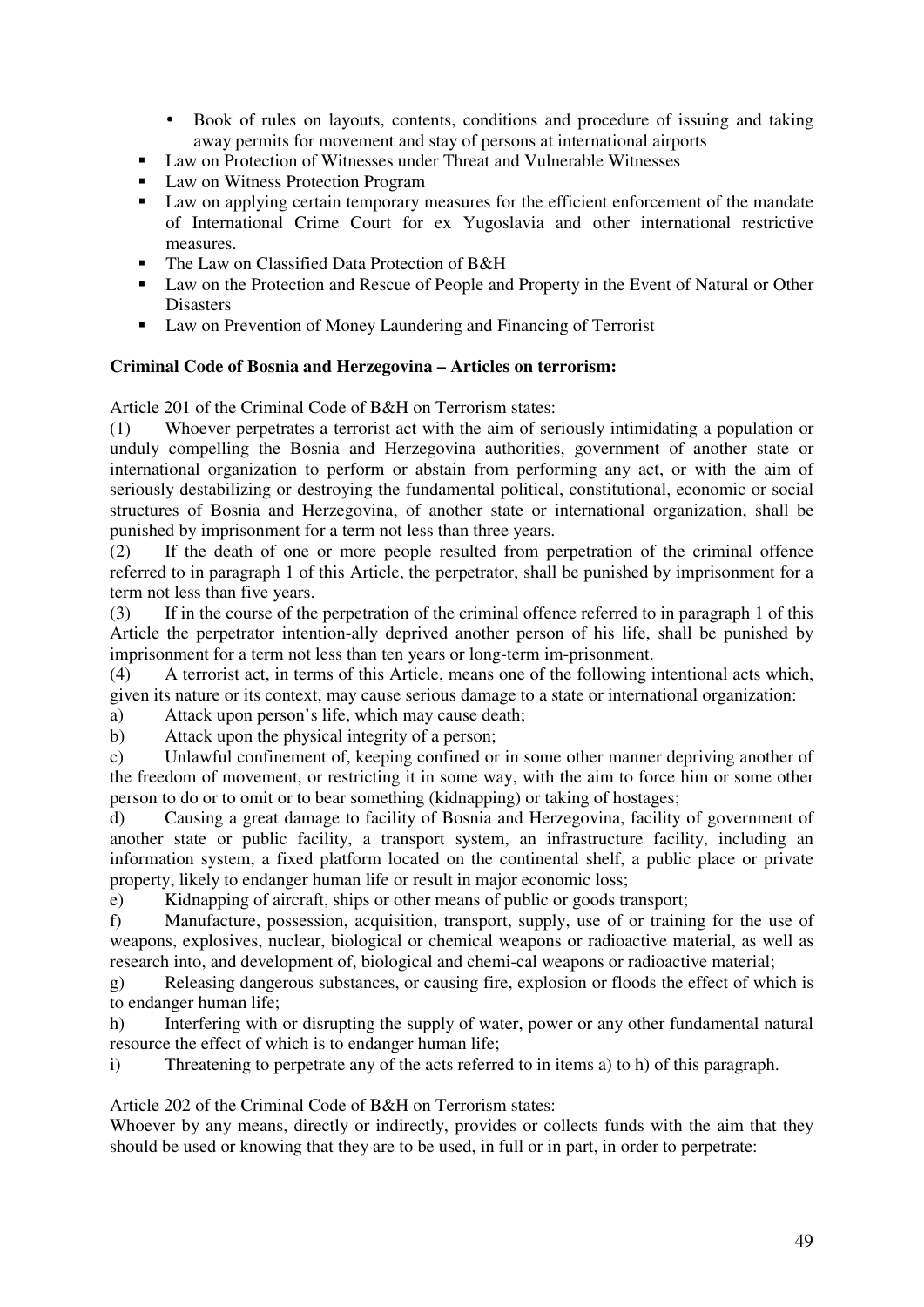- Book of rules on layouts, contents, conditions and procedure of issuing and taking away permits for movement and stay of persons at international airports
- Law on Protection of Witnesses under Threat and Vulnerable Witnesses
- Law on Witness Protection Program
- Law on applying certain temporary measures for the efficient enforcement of the mandate of International Crime Court for ex Yugoslavia and other international restrictive measures.
- The Law on Classified Data Protection of B&H
- Law on the Protection and Rescue of People and Property in the Event of Natural or Other Disasters
- Law on Prevention of Money Laundering and Financing of Terrorist

**Criminal Code of Bosnia and Herzegovina – Articles on terrorism:**

Article 201 of the Criminal Code of B&H on Terrorism states:

(1) Whoever perpetrates a terrorist act with the aim of seriously intimidating a population or unduly compelling the Bosnia and Herzegovina authorities, government of another state or international organization to perform or abstain from performing any act, or with the aim of seriously destabilizing or destroying the fundamental political, constitutional, economic or social structures of Bosnia and Herzegovina, of another state or international organization, shall be punished by imprisonment for a term not less than three years.

(2) If the death of one or more people resulted from perpetration of the criminal offence referred to in paragraph 1 of this Article, the perpetrator, shall be punished by imprisonment for a term not less than five years.

(3) If in the course of the perpetration of the criminal offence referred to in paragraph 1 of this Article the perpetrator intention-ally deprived another person of his life, shall be punished by imprisonment for a term not less than ten years or long-term im-prisonment.

(4) A terrorist act, in terms of this Article, means one of the following intentional acts which, given its nature or its context, may cause serious damage to a state or international organization:

a) Attack upon person's life, which may cause death;

b) Attack upon the physical integrity of a person;

c) Unlawful confinement of, keeping confined or in some other manner depriving another of the freedom of movement, or restricting it in some way, with the aim to force him or some other person to do or to omit or to bear something (kidnapping) or taking of hostages;

d) Causing a great damage to facility of Bosnia and Herzegovina, facility of government of another state or public facility, a transport system, an infrastructure facility, including an information system, a fixed platform located on the continental shelf, a public place or private property, likely to endanger human life or result in major economic loss;

e) Kidnapping of aircraft, ships or other means of public or goods transport;

f) Manufacture, possession, acquisition, transport, supply, use of or training for the use of weapons, explosives, nuclear, biological or chemical weapons or radioactive material, as well as research into, and development of, biological and chemi-cal weapons or radioactive material;

g) Releasing dangerous substances, or causing fire, explosion or floods the effect of which is to endanger human life;

h) Interfering with or disrupting the supply of water, power or any other fundamental natural resource the effect of which is to endanger human life;

i) Threatening to perpetrate any of the acts referred to in items a) to h) of this paragraph.

Article 202 of the Criminal Code of B&H on Terrorism states:

Whoever by any means, directly or indirectly, provides or collects funds with the aim that they should be used or knowing that they are to be used, in full or in part, in order to perpetrate: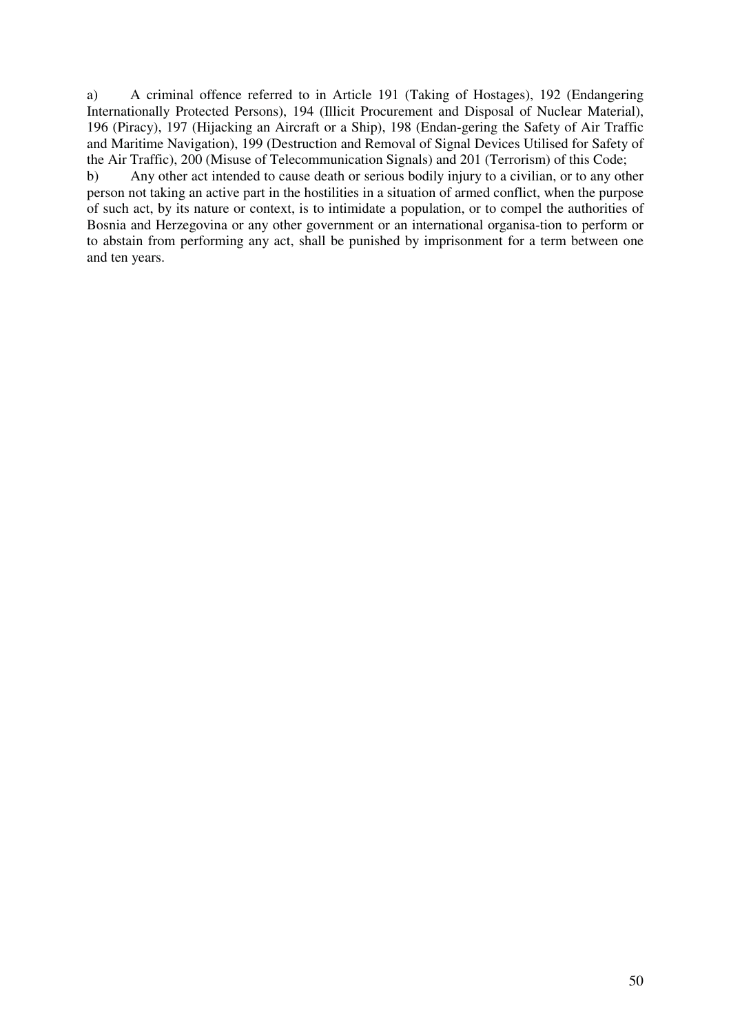a) A criminal offence referred to in Article 191 (Taking of Hostages), 192 (Endangering Internationally Protected Persons), 194 (Illicit Procurement and Disposal of Nuclear Material), 196 (Piracy), 197 (Hijacking an Aircraft or a Ship), 198 (Endan-gering the Safety of Air Traffic and Maritime Navigation), 199 (Destruction and Removal of Signal Devices Utilised for Safety of the Air Traffic), 200 (Misuse of Telecommunication Signals) and 201 (Terrorism) of this Code;

b) Any other act intended to cause death or serious bodily injury to a civilian, or to any other person not taking an active part in the hostilities in a situation of armed conflict, when the purpose of such act, by its nature or context, is to intimidate a population, or to compel the authorities of Bosnia and Herzegovina or any other government or an international organisa-tion to perform or to abstain from performing any act, shall be punished by imprisonment for a term between one and ten years.